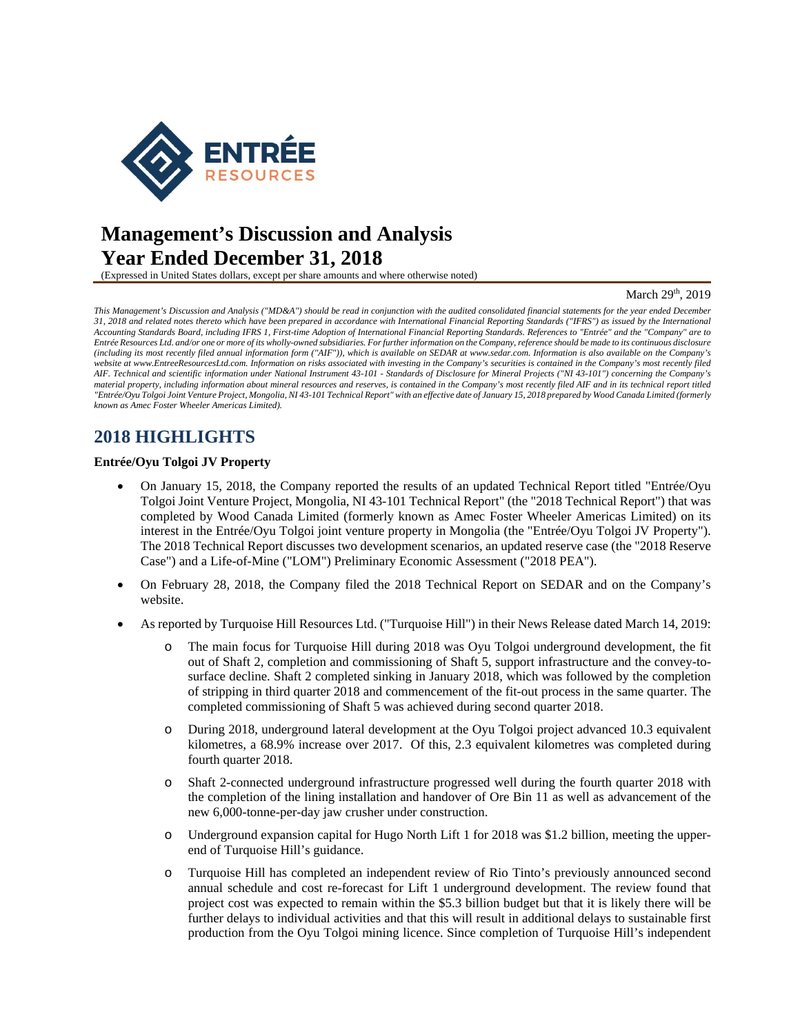# Management's Discussion and Analysis
# Year Ended December 31, 2018

(Expressed in United States dollars, except per share amounts and where otherwise noted)

March 29th, 2019

*This Management's Discussion and Analysis ("MD&A") should be read in conjunction with the audited consolidated financial statements for the year ended December 31, 2018 and related notes thereto which have been prepared in accordance with International Financial Reporting Standards ("IFRS") as issued by the International Accounting Standards Board, including IFRS 1, First-time Adoption of International Financial Reporting Standards. References to "Entrée" and the "Company" are to Entrée Resources Ltd. and/or one or more of its wholly-owned subsidiaries. For further information on the Company, reference should be made to its continuous disclosure (including its most recently filed annual information form ("AIF")), which is available on SEDAR at www.sedar.com. Information is also available on the Company's website at www.EntreeResourcesLtd.com. Information on risks associated with investing in the Company's securities is contained in the Company's most recently filed AIF. Technical and scientific information under National Instrument 43-101 - Standards of Disclosure for Mineral Projects ("NI 43-101") concerning the Company's material property, including information about mineral resources and reserves, is contained in the Company's most recently filed AIF and in its technical report titled "Entrée/Oyu Tolgoi Joint Venture Project, Mongolia, NI 43-101 Technical Report" with an effective date of January 15, 2018 prepared by Wood Canada Limited (formerly known as Amec Foster Wheeler Americas Limited).*

## 2018 HIGHLIGHTS

**Entrée/Oyu Tolgoi JV Property**

- On January 15, 2018, the Company reported the results of an updated Technical Report titled "Entrée/Oyu Tolgoi Joint Venture Project, Mongolia, NI 43-101 Technical Report" (the "2018 Technical Report") that was completed by Wood Canada Limited (formerly known as Amec Foster Wheeler Americas Limited) on its interest in the Entrée/Oyu Tolgoi joint venture property in Mongolia (the "Entrée/Oyu Tolgoi JV Property"). The 2018 Technical Report discusses two development scenarios, an updated reserve case (the "2018 Reserve Case") and a Life-of-Mine ("LOM") Preliminary Economic Assessment ("2018 PEA").
- On February 28, 2018, the Company filed the 2018 Technical Report on SEDAR and on the Company's website.
- As reported by Turquoise Hill Resources Ltd. ("Turquoise Hill") in their News Release dated March 14, 2019:
  - The main focus for Turquoise Hill during 2018 was Oyu Tolgoi underground development, the fit out of Shaft 2, completion and commissioning of Shaft 5, support infrastructure and the convey-to-surface decline. Shaft 2 completed sinking in January 2018, which was followed by the completion of stripping in third quarter 2018 and commencement of the fit-out process in the same quarter. The completed commissioning of Shaft 5 was achieved during second quarter 2018.
  - During 2018, underground lateral development at the Oyu Tolgoi project advanced 10.3 equivalent kilometres, a 68.9% increase over 2017. Of this, 2.3 equivalent kilometres was completed during fourth quarter 2018.
  - Shaft 2-connected underground infrastructure progressed well during the fourth quarter 2018 with the completion of the lining installation and handover of Ore Bin 11 as well as advancement of the new 6,000-tonne-per-day jaw crusher under construction.
  - Underground expansion capital for Hugo North Lift 1 for 2018 was $1.2 billion, meeting the upper-end of Turquoise Hill's guidance.
  - Turquoise Hill has completed an independent review of Rio Tinto's previously announced second annual schedule and cost re-forecast for Lift 1 underground development. The review found that project cost was expected to remain within the $5.3 billion budget but that it is likely there will be further delays to individual activities and that this will result in additional delays to sustainable first production from the Oyu Tolgoi mining licence. Since completion of Turquoise Hill's independent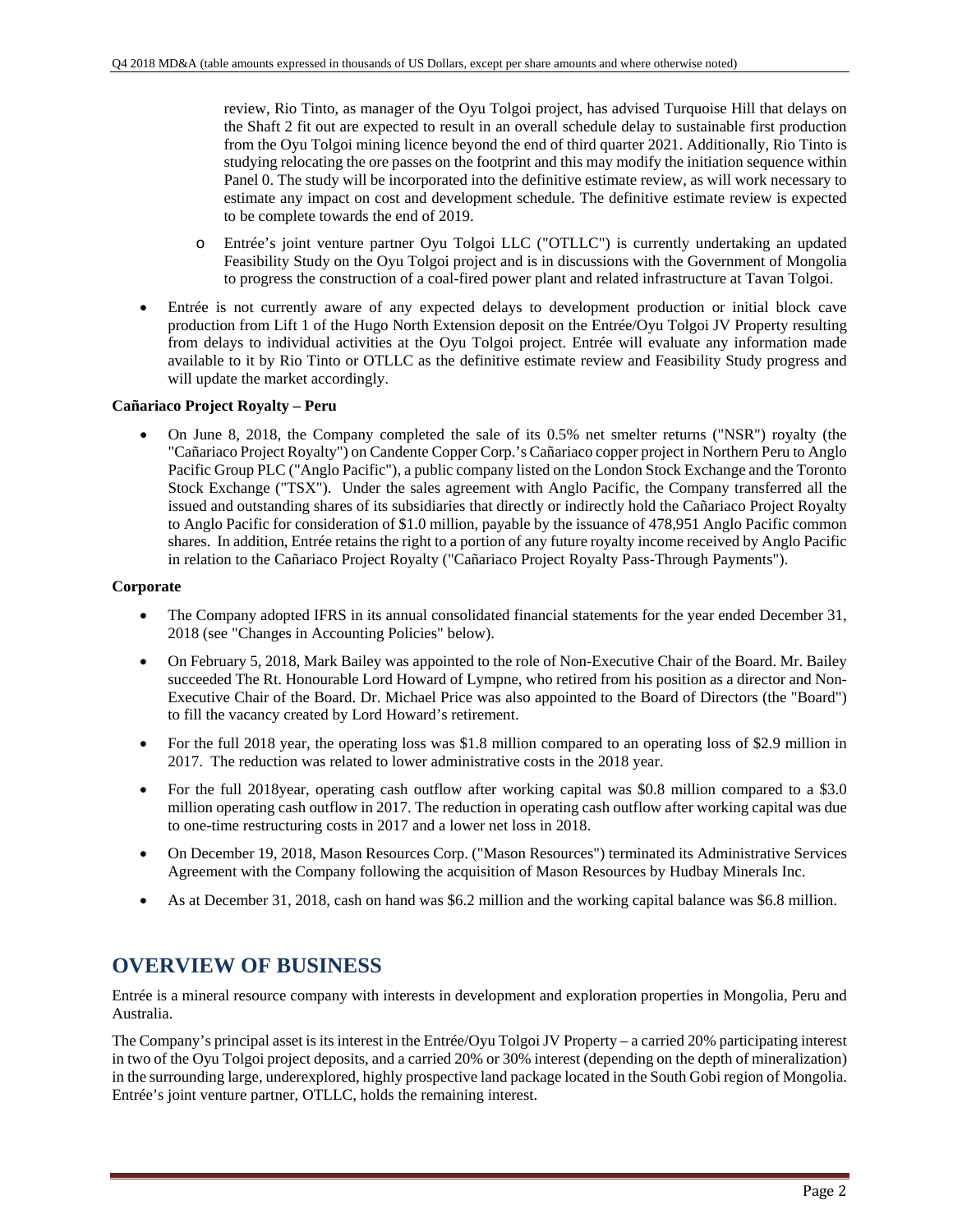review, Rio Tinto, as manager of the Oyu Tolgoi project, has advised Turquoise Hill that delays on the Shaft 2 fit out are expected to result in an overall schedule delay to sustainable first production from the Oyu Tolgoi mining licence beyond the end of third quarter 2021. Additionally, Rio Tinto is studying relocating the ore passes on the footprint and this may modify the initiation sequence within Panel 0. The study will be incorporated into the definitive estimate review, as will work necessary to estimate any impact on cost and development schedule. The definitive estimate review is expected to be complete towards the end of 2019.

  - Entrée's joint venture partner Oyu Tolgoi LLC ("OTLLC") is currently undertaking an updated Feasibility Study on the Oyu Tolgoi project and is in discussions with the Government of Mongolia to progress the construction of a coal-fired power plant and related infrastructure at Tavan Tolgoi.

- Entrée is not currently aware of any expected delays to development production or initial block cave production from Lift 1 of the Hugo North Extension deposit on the Entrée/Oyu Tolgoi JV Property resulting from delays to individual activities at the Oyu Tolgoi project. Entrée will evaluate any information made available to it by Rio Tinto or OTLLC as the definitive estimate review and Feasibility Study progress and will update the market accordingly.

**Cañariaco Project Royalty – Peru**

- On June 8, 2018, the Company completed the sale of its 0.5% net smelter returns ("NSR") royalty (the "Cañariaco Project Royalty") on Candente Copper Corp.'s Cañariaco copper project in Northern Peru to Anglo Pacific Group PLC ("Anglo Pacific"), a public company listed on the London Stock Exchange and the Toronto Stock Exchange ("TSX"). Under the sales agreement with Anglo Pacific, the Company transferred all the issued and outstanding shares of its subsidiaries that directly or indirectly hold the Cañariaco Project Royalty to Anglo Pacific for consideration of $1.0 million, payable by the issuance of 478,951 Anglo Pacific common shares. In addition, Entrée retains the right to a portion of any future royalty income received by Anglo Pacific in relation to the Cañariaco Project Royalty ("Cañariaco Project Royalty Pass-Through Payments").

**Corporate**

- The Company adopted IFRS in its annual consolidated financial statements for the year ended December 31, 2018 (see "Changes in Accounting Policies" below).
- On February 5, 2018, Mark Bailey was appointed to the role of Non-Executive Chair of the Board. Mr. Bailey succeeded The Rt. Honourable Lord Howard of Lympne, who retired from his position as a director and Non-Executive Chair of the Board. Dr. Michael Price was also appointed to the Board of Directors (the "Board") to fill the vacancy created by Lord Howard's retirement.
- For the full 2018 year, the operating loss was $1.8 million compared to an operating loss of $2.9 million in 2017. The reduction was related to lower administrative costs in the 2018 year.
- For the full 2018year, operating cash outflow after working capital was $0.8 million compared to a $3.0 million operating cash outflow in 2017. The reduction in operating cash outflow after working capital was due to one-time restructuring costs in 2017 and a lower net loss in 2018.
- On December 19, 2018, Mason Resources Corp. ("Mason Resources") terminated its Administrative Services Agreement with the Company following the acquisition of Mason Resources by Hudbay Minerals Inc.
- As at December 31, 2018, cash on hand was $6.2 million and the working capital balance was $6.8 million.

# OVERVIEW OF BUSINESS

Entrée is a mineral resource company with interests in development and exploration properties in Mongolia, Peru and Australia.

The Company's principal asset is its interest in the Entrée/Oyu Tolgoi JV Property – a carried 20% participating interest in two of the Oyu Tolgoi project deposits, and a carried 20% or 30% interest (depending on the depth of mineralization) in the surrounding large, underexplored, highly prospective land package located in the South Gobi region of Mongolia. Entrée's joint venture partner, OTLLC, holds the remaining interest.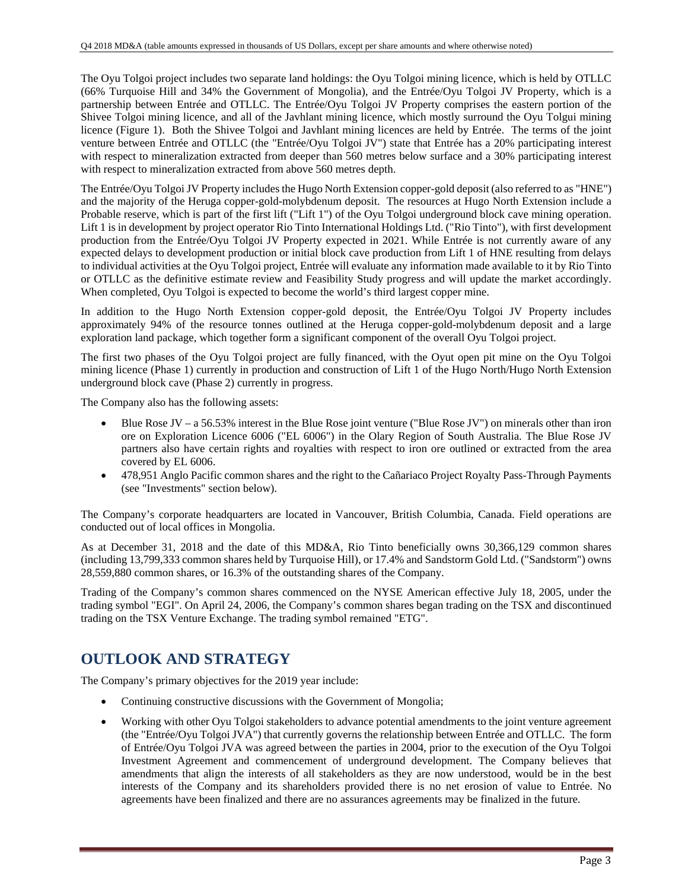The Oyu Tolgoi project includes two separate land holdings: the Oyu Tolgoi mining licence, which is held by OTLLC (66% Turquoise Hill and 34% the Government of Mongolia), and the Entrée/Oyu Tolgoi JV Property, which is a partnership between Entrée and OTLLC. The Entrée/Oyu Tolgoi JV Property comprises the eastern portion of the Shivee Tolgoi mining licence, and all of the Javhlant mining licence, which mostly surround the Oyu Tolgui mining licence (Figure 1). Both the Shivee Tolgoi and Javhlant mining licences are held by Entrée. The terms of the joint venture between Entrée and OTLLC (the "Entrée/Oyu Tolgoi JV") state that Entrée has a 20% participating interest with respect to mineralization extracted from deeper than 560 metres below surface and a 30% participating interest with respect to mineralization extracted from above 560 metres depth.

The Entrée/Oyu Tolgoi JV Property includes the Hugo North Extension copper-gold deposit (also referred to as "HNE") and the majority of the Heruga copper-gold-molybdenum deposit. The resources at Hugo North Extension include a Probable reserve, which is part of the first lift ("Lift 1") of the Oyu Tolgoi underground block cave mining operation. Lift 1 is in development by project operator Rio Tinto International Holdings Ltd. ("Rio Tinto"), with first development production from the Entrée/Oyu Tolgoi JV Property expected in 2021. While Entrée is not currently aware of any expected delays to development production or initial block cave production from Lift 1 of HNE resulting from delays to individual activities at the Oyu Tolgoi project, Entrée will evaluate any information made available to it by Rio Tinto or OTLLC as the definitive estimate review and Feasibility Study progress and will update the market accordingly. When completed, Oyu Tolgoi is expected to become the world's third largest copper mine.

In addition to the Hugo North Extension copper-gold deposit, the Entrée/Oyu Tolgoi JV Property includes approximately 94% of the resource tonnes outlined at the Heruga copper-gold-molybdenum deposit and a large exploration land package, which together form a significant component of the overall Oyu Tolgoi project.

The first two phases of the Oyu Tolgoi project are fully financed, with the Oyut open pit mine on the Oyu Tolgoi mining licence (Phase 1) currently in production and construction of Lift 1 of the Hugo North/Hugo North Extension underground block cave (Phase 2) currently in progress.

The Company also has the following assets:

- Blue Rose JV – a 56.53% interest in the Blue Rose joint venture ("Blue Rose JV") on minerals other than iron ore on Exploration Licence 6006 ("EL 6006") in the Olary Region of South Australia. The Blue Rose JV partners also have certain rights and royalties with respect to iron ore outlined or extracted from the area covered by EL 6006.
- 478,951 Anglo Pacific common shares and the right to the Cañariaco Project Royalty Pass-Through Payments (see "Investments" section below).

The Company's corporate headquarters are located in Vancouver, British Columbia, Canada. Field operations are conducted out of local offices in Mongolia.

As at December 31, 2018 and the date of this MD&A, Rio Tinto beneficially owns 30,366,129 common shares (including 13,799,333 common shares held by Turquoise Hill), or 17.4% and Sandstorm Gold Ltd. ("Sandstorm") owns 28,559,880 common shares, or 16.3% of the outstanding shares of the Company.

Trading of the Company's common shares commenced on the NYSE American effective July 18, 2005, under the trading symbol "EGI". On April 24, 2006, the Company's common shares began trading on the TSX and discontinued trading on the TSX Venture Exchange. The trading symbol remained "ETG".

## OUTLOOK AND STRATEGY

The Company's primary objectives for the 2019 year include:

- Continuing constructive discussions with the Government of Mongolia;
- Working with other Oyu Tolgoi stakeholders to advance potential amendments to the joint venture agreement (the "Entrée/Oyu Tolgoi JVA") that currently governs the relationship between Entrée and OTLLC. The form of Entrée/Oyu Tolgoi JVA was agreed between the parties in 2004, prior to the execution of the Oyu Tolgoi Investment Agreement and commencement of underground development. The Company believes that amendments that align the interests of all stakeholders as they are now understood, would be in the best interests of the Company and its shareholders provided there is no net erosion of value to Entrée. No agreements have been finalized and there are no assurances agreements may be finalized in the future.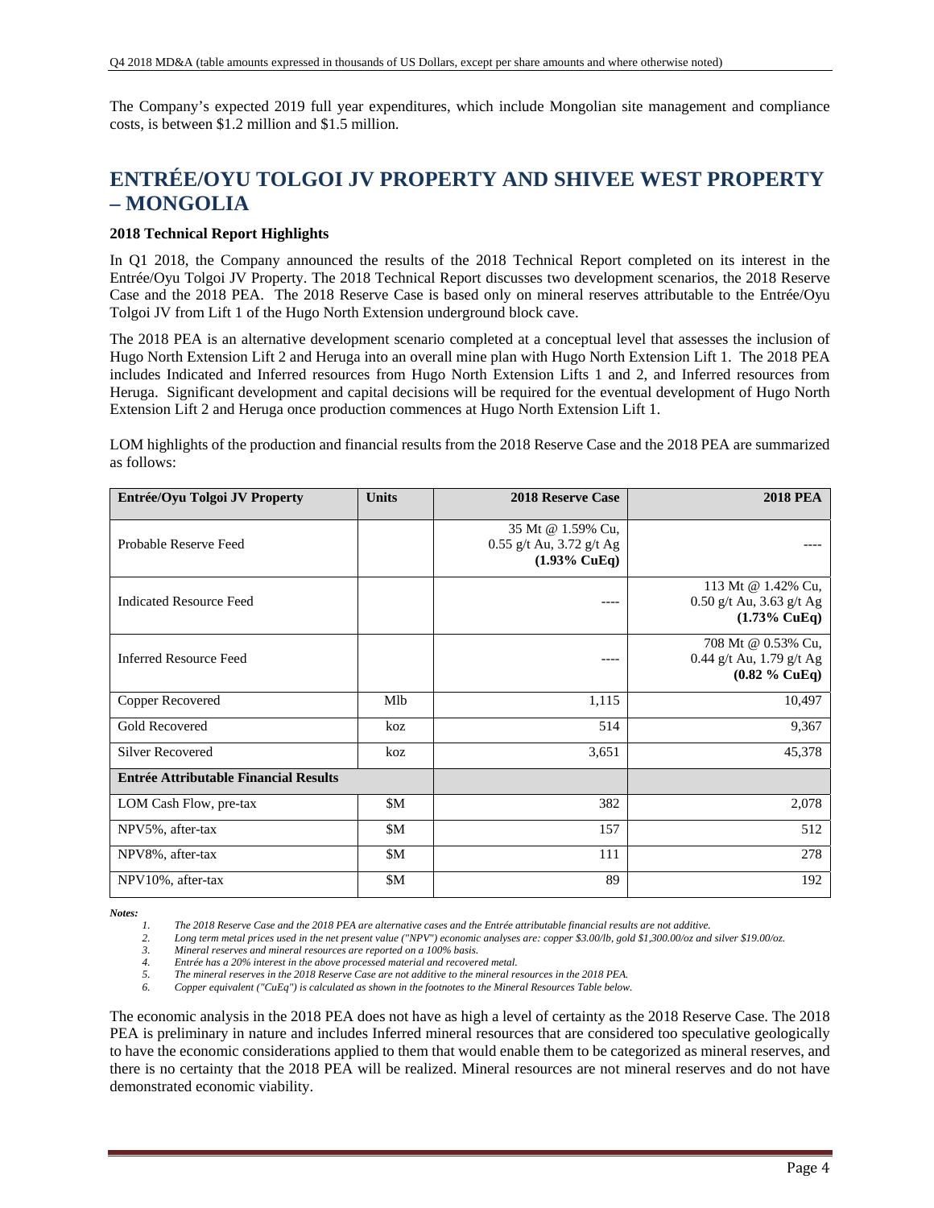The Company's expected 2019 full year expenditures, which include Mongolian site management and compliance costs, is between $1.2 million and $1.5 million.

# ENTRÉE/OYU TOLGOI JV PROPERTY AND SHIVEE WEST PROPERTY – MONGOLIA

**2018 Technical Report Highlights**

In Q1 2018, the Company announced the results of the 2018 Technical Report completed on its interest in the Entrée/Oyu Tolgoi JV Property. The 2018 Technical Report discusses two development scenarios, the 2018 Reserve Case and the 2018 PEA. The 2018 Reserve Case is based only on mineral reserves attributable to the Entrée/Oyu Tolgoi JV from Lift 1 of the Hugo North Extension underground block cave.

The 2018 PEA is an alternative development scenario completed at a conceptual level that assesses the inclusion of Hugo North Extension Lift 2 and Heruga into an overall mine plan with Hugo North Extension Lift 1. The 2018 PEA includes Indicated and Inferred resources from Hugo North Extension Lifts 1 and 2, and Inferred resources from Heruga. Significant development and capital decisions will be required for the eventual development of Hugo North Extension Lift 2 and Heruga once production commences at Hugo North Extension Lift 1.

LOM highlights of the production and financial results from the 2018 Reserve Case and the 2018 PEA are summarized as follows:

| Entrée/Oyu Tolgoi JV Property | Units | 2018 Reserve Case | 2018 PEA |
|---|---|---|---|
| Probable Reserve Feed | | 35 Mt @ 1.59% Cu, 0.55 g/t Au, 3.72 g/t Ag **(1.93% CuEq)** | ---- |
| Indicated Resource Feed | | ---- | 113 Mt @ 1.42% Cu, 0.50 g/t Au, 3.63 g/t Ag **(1.73% CuEq)** |
| Inferred Resource Feed | | ---- | 708 Mt @ 0.53% Cu, 0.44 g/t Au, 1.79 g/t Ag **(0.82 % CuEq)** |
| Copper Recovered | Mlb | 1,115 | 10,497 |
| Gold Recovered | koz | 514 | 9,367 |
| Silver Recovered | koz | 3,651 | 45,378 |
| **Entrée Attributable Financial Results** | | | |
| LOM Cash Flow, pre-tax | $M | 382 | 2,078 |
| NPV5%, after-tax | $M | 157 | 512 |
| NPV8%, after-tax | $M | 111 | 278 |
| NPV10%, after-tax | $M | 89 | 192 |

***Notes:***

1. *The 2018 Reserve Case and the 2018 PEA are alternative cases and the Entrée attributable financial results are not additive.*
2. *Long term metal prices used in the net present value ("NPV") economic analyses are: copper $3.00/lb, gold $1,300.00/oz and silver $19.00/oz.*
3. *Mineral reserves and mineral resources are reported on a 100% basis.*
4. *Entrée has a 20% interest in the above processed material and recovered metal.*
5. *The mineral reserves in the 2018 Reserve Case are not additive to the mineral resources in the 2018 PEA.*
6. *Copper equivalent ("CuEq") is calculated as shown in the footnotes to the Mineral Resources Table below.*

The economic analysis in the 2018 PEA does not have as high a level of certainty as the 2018 Reserve Case. The 2018 PEA is preliminary in nature and includes Inferred mineral resources that are considered too speculative geologically to have the economic considerations applied to them that would enable them to be categorized as mineral reserves, and there is no certainty that the 2018 PEA will be realized. Mineral resources are not mineral reserves and do not have demonstrated economic viability.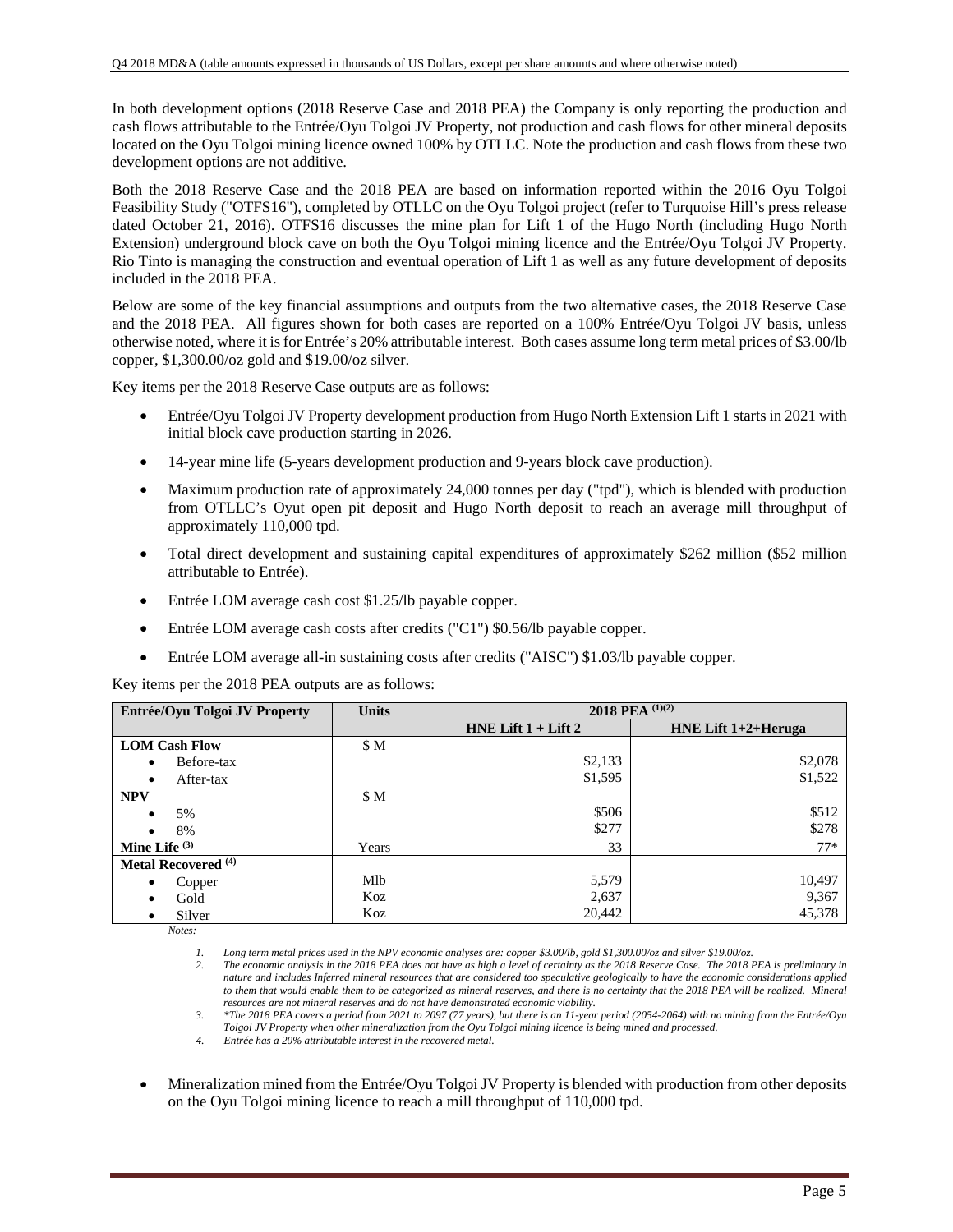In both development options (2018 Reserve Case and 2018 PEA) the Company is only reporting the production and cash flows attributable to the Entrée/Oyu Tolgoi JV Property, not production and cash flows for other mineral deposits located on the Oyu Tolgoi mining licence owned 100% by OTLLC. Note the production and cash flows from these two development options are not additive.

Both the 2018 Reserve Case and the 2018 PEA are based on information reported within the 2016 Oyu Tolgoi Feasibility Study ("OTFS16"), completed by OTLLC on the Oyu Tolgoi project (refer to Turquoise Hill's press release dated October 21, 2016). OTFS16 discusses the mine plan for Lift 1 of the Hugo North (including Hugo North Extension) underground block cave on both the Oyu Tolgoi mining licence and the Entrée/Oyu Tolgoi JV Property. Rio Tinto is managing the construction and eventual operation of Lift 1 as well as any future development of deposits included in the 2018 PEA.

Below are some of the key financial assumptions and outputs from the two alternative cases, the 2018 Reserve Case and the 2018 PEA. All figures shown for both cases are reported on a 100% Entrée/Oyu Tolgoi JV basis, unless otherwise noted, where it is for Entrée's 20% attributable interest. Both cases assume long term metal prices of $3.00/lb copper, $1,300.00/oz gold and $19.00/oz silver.

Key items per the 2018 Reserve Case outputs are as follows:

- Entrée/Oyu Tolgoi JV Property development production from Hugo North Extension Lift 1 starts in 2021 with initial block cave production starting in 2026.
- 14-year mine life (5-years development production and 9-years block cave production).
- Maximum production rate of approximately 24,000 tonnes per day ("tpd"), which is blended with production from OTLLC's Oyut open pit deposit and Hugo North deposit to reach an average mill throughput of approximately 110,000 tpd.
- Total direct development and sustaining capital expenditures of approximately $262 million ($52 million attributable to Entrée).
- Entrée LOM average cash cost $1.25/lb payable copper.
- Entrée LOM average cash costs after credits ("C1") $0.56/lb payable copper.
- Entrée LOM average all-in sustaining costs after credits ("AISC") $1.03/lb payable copper.

Key items per the 2018 PEA outputs are as follows:

| Entrée/Oyu Tolgoi JV Property | Units | 2018 PEA [(1)(2)] | |
|---|---|---|---|
| | | HNE Lift 1 + Lift 2 | HNE Lift 1+2+Heruga |
| **LOM Cash Flow** | $ M | | |
| • Before-tax | | $2,133 | $2,078 |
| • After-tax | | $1,595 | $1,522 |
| **NPV** | $ M | | |
| • 5% | | $506 | $512 |
| • 8% | | $277 | $278 |
| **Mine Life [(3)]** | Years | 33 | 77* |
| **Metal Recovered [(4)]** | | | |
| • Copper | Mlb | 5,579 | 10,497 |
| • Gold | Koz | 2,637 | 9,367 |
| • Silver | Koz | 20,442 | 45,378 |

*Notes:*

1. *Long term metal prices used in the NPV economic analyses are: copper $3.00/lb, gold $1,300.00/oz and silver $19.00/oz.*
2. *The economic analysis in the 2018 PEA does not have as high a level of certainty as the 2018 Reserve Case. The 2018 PEA is preliminary in nature and includes Inferred mineral resources that are considered too speculative geologically to have the economic considerations applied to them that would enable them to be categorized as mineral reserves, and there is no certainty that the 2018 PEA will be realized. Mineral resources are not mineral reserves and do not have demonstrated economic viability.*
3. *\*The 2018 PEA covers a period from 2021 to 2097 (77 years), but there is an 11-year period (2054-2064) with no mining from the Entrée/Oyu Tolgoi JV Property when other mineralization from the Oyu Tolgoi mining licence is being mined and processed.*
4. *Entrée has a 20% attributable interest in the recovered metal.*

- Mineralization mined from the Entrée/Oyu Tolgoi JV Property is blended with production from other deposits on the Oyu Tolgoi mining licence to reach a mill throughput of 110,000 tpd.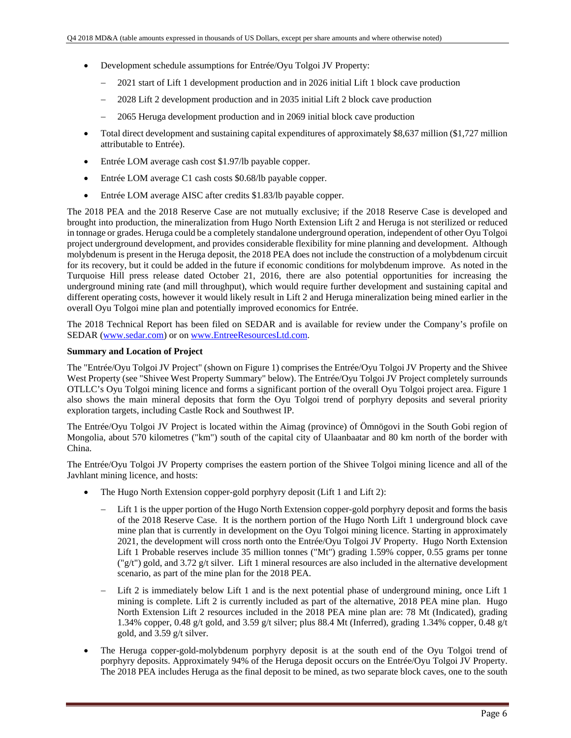- Development schedule assumptions for Entrée/Oyu Tolgoi JV Property:
  - 2021 start of Lift 1 development production and in 2026 initial Lift 1 block cave production
  - 2028 Lift 2 development production and in 2035 initial Lift 2 block cave production
  - 2065 Heruga development production and in 2069 initial block cave production
- Total direct development and sustaining capital expenditures of approximately $8,637 million ($1,727 million attributable to Entrée).
- Entrée LOM average cash cost $1.97/lb payable copper.
- Entrée LOM average C1 cash costs $0.68/lb payable copper.
- Entrée LOM average AISC after credits $1.83/lb payable copper.

The 2018 PEA and the 2018 Reserve Case are not mutually exclusive; if the 2018 Reserve Case is developed and brought into production, the mineralization from Hugo North Extension Lift 2 and Heruga is not sterilized or reduced in tonnage or grades. Heruga could be a completely standalone underground operation, independent of other Oyu Tolgoi project underground development, and provides considerable flexibility for mine planning and development. Although molybdenum is present in the Heruga deposit, the 2018 PEA does not include the construction of a molybdenum circuit for its recovery, but it could be added in the future if economic conditions for molybdenum improve. As noted in the Turquoise Hill press release dated October 21, 2016, there are also potential opportunities for increasing the underground mining rate (and mill throughput), which would require further development and sustaining capital and different operating costs, however it would likely result in Lift 2 and Heruga mineralization being mined earlier in the overall Oyu Tolgoi mine plan and potentially improved economics for Entrée.

The 2018 Technical Report has been filed on SEDAR and is available for review under the Company's profile on SEDAR (www.sedar.com) or on www.EntreeResourcesLtd.com.

**Summary and Location of Project**

The "Entrée/Oyu Tolgoi JV Project" (shown on Figure 1) comprises the Entrée/Oyu Tolgoi JV Property and the Shivee West Property (see "Shivee West Property Summary" below). The Entrée/Oyu Tolgoi JV Project completely surrounds OTLLC's Oyu Tolgoi mining licence and forms a significant portion of the overall Oyu Tolgoi project area. Figure 1 also shows the main mineral deposits that form the Oyu Tolgoi trend of porphyry deposits and several priority exploration targets, including Castle Rock and Southwest IP.

The Entrée/Oyu Tolgoi JV Project is located within the Aimag (province) of Ömnögovi in the South Gobi region of Mongolia, about 570 kilometres ("km") south of the capital city of Ulaanbaatar and 80 km north of the border with China.

The Entrée/Oyu Tolgoi JV Property comprises the eastern portion of the Shivee Tolgoi mining licence and all of the Javhlant mining licence, and hosts:

- The Hugo North Extension copper-gold porphyry deposit (Lift 1 and Lift 2):
  - Lift 1 is the upper portion of the Hugo North Extension copper-gold porphyry deposit and forms the basis of the 2018 Reserve Case. It is the northern portion of the Hugo North Lift 1 underground block cave mine plan that is currently in development on the Oyu Tolgoi mining licence. Starting in approximately 2021, the development will cross north onto the Entrée/Oyu Tolgoi JV Property. Hugo North Extension Lift 1 Probable reserves include 35 million tonnes ("Mt") grading 1.59% copper, 0.55 grams per tonne ("g/t") gold, and 3.72 g/t silver. Lift 1 mineral resources are also included in the alternative development scenario, as part of the mine plan for the 2018 PEA.
  - Lift 2 is immediately below Lift 1 and is the next potential phase of underground mining, once Lift 1 mining is complete. Lift 2 is currently included as part of the alternative, 2018 PEA mine plan. Hugo North Extension Lift 2 resources included in the 2018 PEA mine plan are: 78 Mt (Indicated), grading 1.34% copper, 0.48 g/t gold, and 3.59 g/t silver; plus 88.4 Mt (Inferred), grading 1.34% copper, 0.48 g/t gold, and 3.59 g/t silver.
- The Heruga copper-gold-molybdenum porphyry deposit is at the south end of the Oyu Tolgoi trend of porphyry deposits. Approximately 94% of the Heruga deposit occurs on the Entrée/Oyu Tolgoi JV Property. The 2018 PEA includes Heruga as the final deposit to be mined, as two separate block caves, one to the south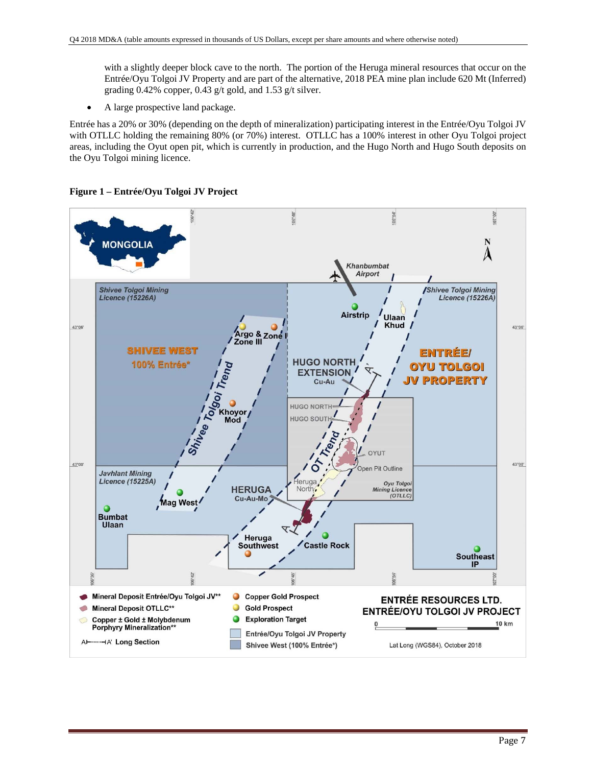with a slightly deeper block cave to the north. The portion of the Heruga mineral resources that occur on the Entrée/Oyu Tolgoi JV Property and are part of the alternative, 2018 PEA mine plan include 620 Mt (Inferred) grading 0.42% copper, 0.43 g/t gold, and 1.53 g/t silver.

- A large prospective land package.

Entrée has a 20% or 30% (depending on the depth of mineralization) participating interest in the Entrée/Oyu Tolgoi JV with OTLLC holding the remaining 80% (or 70%) interest. OTLLC has a 100% interest in other Oyu Tolgoi project areas, including the Oyut open pit, which is currently in production, and the Hugo North and Hugo South deposits on the Oyu Tolgoi mining licence.

**Figure 1 – Entrée/Oyu Tolgoi JV Project**

MONGOLIA

Khanbumbat Airport

Shivee Tolgoi Mining Licence (15226A)

Shivee Tolgoi Mining Licence (15226A)

Airstrip

Ulaan Khud

Argo & Zone III

Zone I

SHIVEE WEST 100% Entrée*

HUGO NORTH EXTENSION Cu-Au

ENTRÉE/ OYU TOLGOI JV PROPERTY

Shivee Tolgoi Trend

Khoyor Mod

HUGO NORTH

HUGO SOUTH

OT Trend

OYUT

Open Pit Outline

Javhlant Mining Licence (15225A)

Heruga North

Oyu Tolgoi Mining Licence (OTLLC)

HERUGA Cu-Au-Mo

Mag West

Bumbat Ulaan

Heruga Southwest

Castle Rock

Southeast IP

A

A'

Mineral Deposit Entrée/Oyu Tolgoi JV**

Mineral Deposit OTLLC**

Copper ± Gold ± Molybdenum Porphyry Mineralization**

A——A' Long Section

Copper Gold Prospect

Gold Prospect

Exploration Target

Entrée/Oyu Tolgoi JV Property

Shivee West (100% Entrée*)

ENTRÉE RESOURCES LTD.
ENTRÉE/OYU TOLGOI JV PROJECT

0 10 km

Lat Long (WGS84), October 2018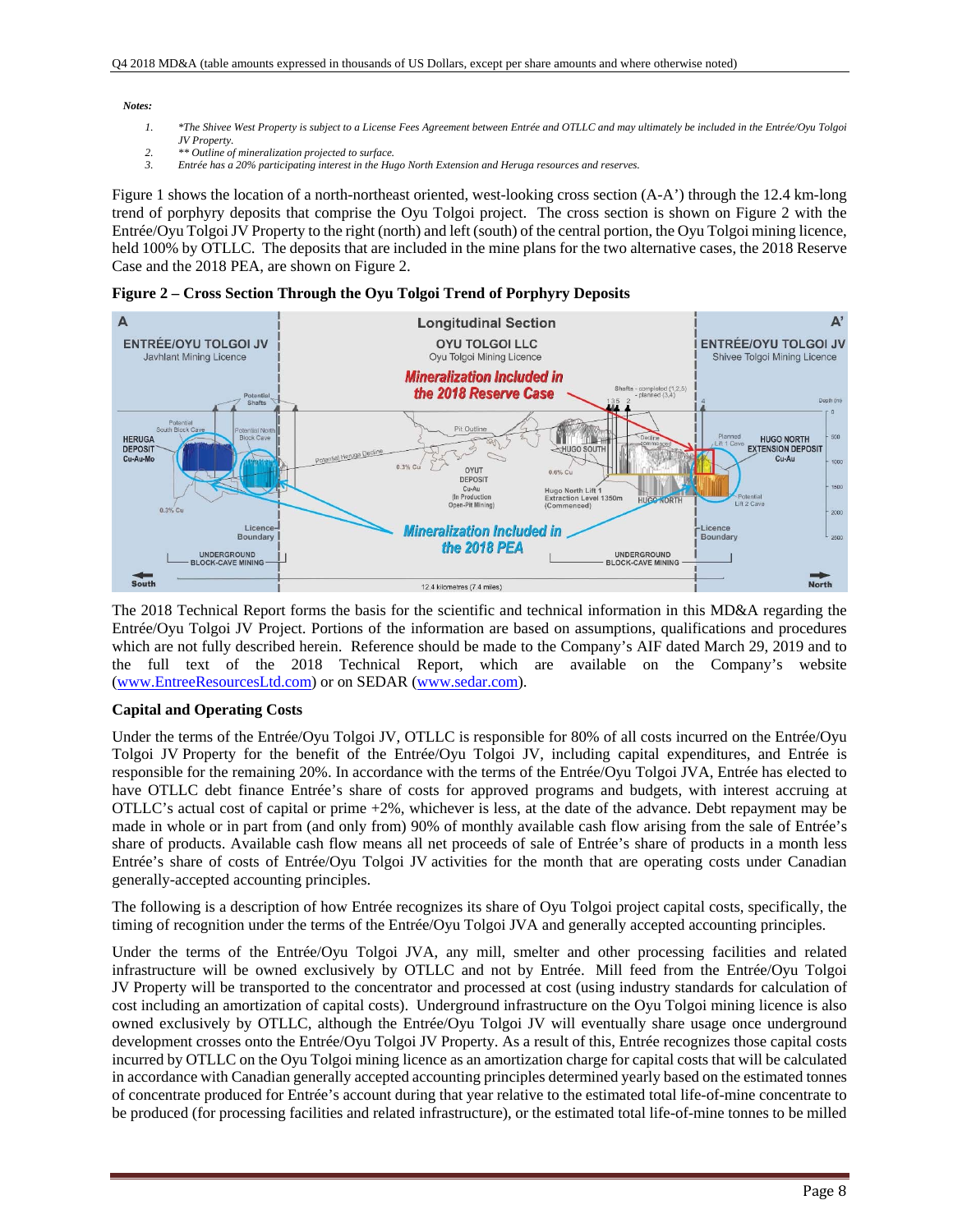*Notes:*

1. *\*The Shivee West Property is subject to a License Fees Agreement between Entrée and OTLLC and may ultimately be included in the Entrée/Oyu Tolgoi JV Property.*
2. *\*\* Outline of mineralization projected to surface.*
3. *Entrée has a 20% participating interest in the Hugo North Extension and Heruga resources and reserves.*

Figure 1 shows the location of a north-northeast oriented, west-looking cross section (A-A') through the 12.4 km-long trend of porphyry deposits that comprise the Oyu Tolgoi project. The cross section is shown on Figure 2 with the Entrée/Oyu Tolgoi JV Property to the right (north) and left (south) of the central portion, the Oyu Tolgoi mining licence, held 100% by OTLLC. The deposits that are included in the mine plans for the two alternative cases, the 2018 Reserve Case and the 2018 PEA, are shown on Figure 2.

**Figure 2 – Cross Section Through the Oyu Tolgoi Trend of Porphyry Deposits**

A
A'
Longitudinal Section
ENTRÉE/OYU TOLGOI JV
Javhlant Mining Licence
OYU TOLGOI LLC
Oyu Tolgoi Mining Licence
ENTRÉE/OYU TOLGOI JV
Shivee Tolgoi Mining Licence
Mineralization Included in the 2018 Reserve Case
Shafts - completed (1,2,5) - planned (3,4)
Potential Shafts
Potential South Block Cave
Potential North Block Cave
HERUGA DEPOSIT Cu-Au-Mo
Pit Outline
Potential Heruga Decline
HUGO SOUTH
Decline Commenced
Planned Lift 1 Cave
HUGO NORTH EXTENSION DEPOSIT Cu-Au
0.3% Cu
OYUT DEPOSIT Cu-Au (In Production Open-Pit Mining)
0.6% Cu
Hugo North Lift 1 Extraction Level 1350m (Commenced)
HUGO NORTH
Potential Lift 2 Cave
0.3% Cu
Depth (m)
0
500
1000
1500
2000
2500
Licence Boundary
Mineralization Included in the 2018 PEA
Licence Boundary
UNDERGROUND BLOCK-CAVE MINING
UNDERGROUND BLOCK-CAVE MINING
South
12.4 kilometres (7.4 miles)
North

The 2018 Technical Report forms the basis for the scientific and technical information in this MD&A regarding the Entrée/Oyu Tolgoi JV Project. Portions of the information are based on assumptions, qualifications and procedures which are not fully described herein. Reference should be made to the Company's AIF dated March 29, 2019 and to the full text of the 2018 Technical Report, which are available on the Company's website (www.EntreeResourcesLtd.com) or on SEDAR (www.sedar.com).

**Capital and Operating Costs**

Under the terms of the Entrée/Oyu Tolgoi JV, OTLLC is responsible for 80% of all costs incurred on the Entrée/Oyu Tolgoi JV Property for the benefit of the Entrée/Oyu Tolgoi JV, including capital expenditures, and Entrée is responsible for the remaining 20%. In accordance with the terms of the Entrée/Oyu Tolgoi JVA, Entrée has elected to have OTLLC debt finance Entrée's share of costs for approved programs and budgets, with interest accruing at OTLLC's actual cost of capital or prime +2%, whichever is less, at the date of the advance. Debt repayment may be made in whole or in part from (and only from) 90% of monthly available cash flow arising from the sale of Entrée's share of products. Available cash flow means all net proceeds of sale of Entrée's share of products in a month less Entrée's share of costs of Entrée/Oyu Tolgoi JV activities for the month that are operating costs under Canadian generally-accepted accounting principles.

The following is a description of how Entrée recognizes its share of Oyu Tolgoi project capital costs, specifically, the timing of recognition under the terms of the Entrée/Oyu Tolgoi JVA and generally accepted accounting principles.

Under the terms of the Entrée/Oyu Tolgoi JVA, any mill, smelter and other processing facilities and related infrastructure will be owned exclusively by OTLLC and not by Entrée. Mill feed from the Entrée/Oyu Tolgoi JV Property will be transported to the concentrator and processed at cost (using industry standards for calculation of cost including an amortization of capital costs). Underground infrastructure on the Oyu Tolgoi mining licence is also owned exclusively by OTLLC, although the Entrée/Oyu Tolgoi JV will eventually share usage once underground development crosses onto the Entrée/Oyu Tolgoi JV Property. As a result of this, Entrée recognizes those capital costs incurred by OTLLC on the Oyu Tolgoi mining licence as an amortization charge for capital costs that will be calculated in accordance with Canadian generally accepted accounting principles determined yearly based on the estimated tonnes of concentrate produced for Entrée's account during that year relative to the estimated total life-of-mine concentrate to be produced (for processing facilities and related infrastructure), or the estimated total life-of-mine tonnes to be milled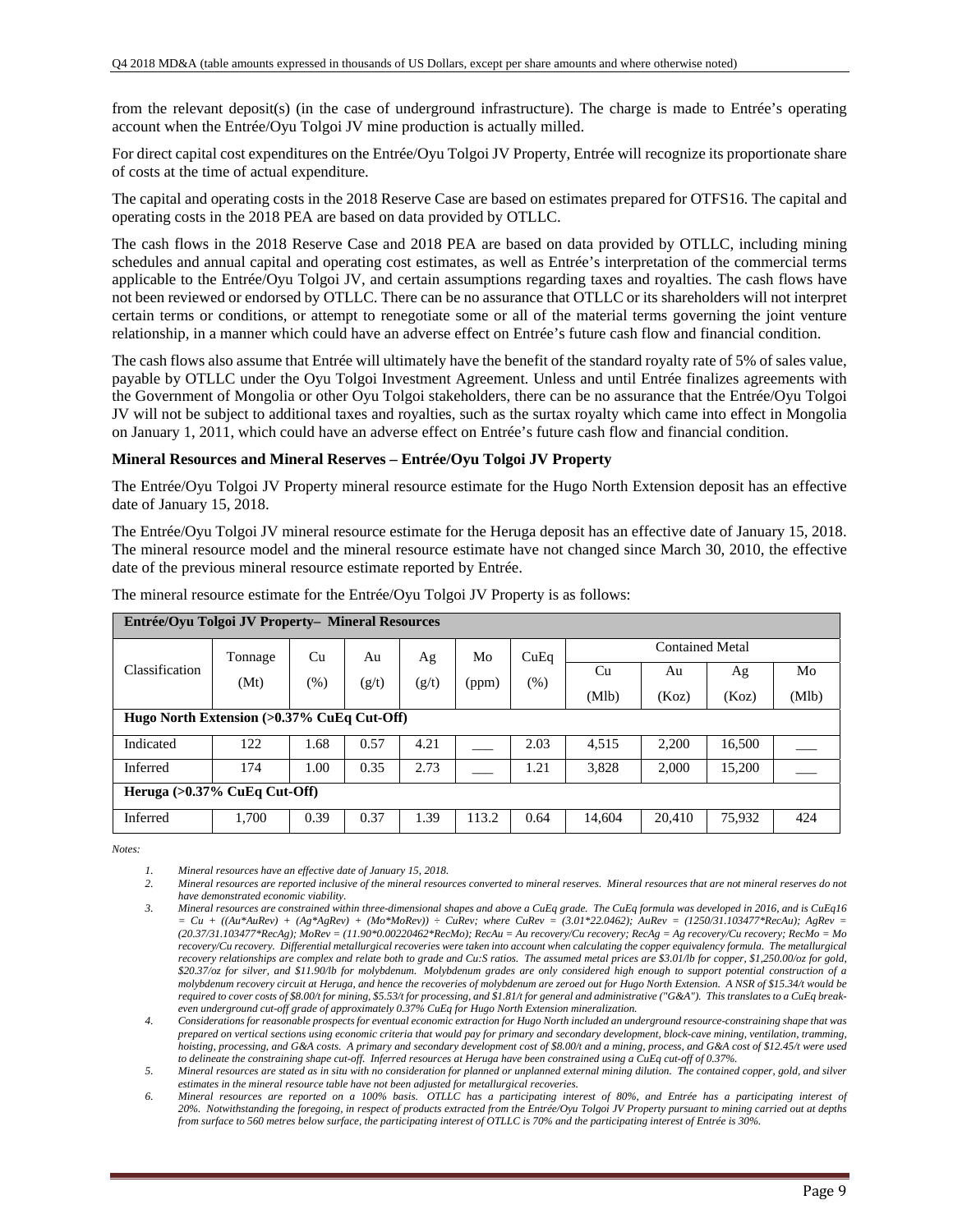from the relevant deposit(s) (in the case of underground infrastructure). The charge is made to Entrée's operating account when the Entrée/Oyu Tolgoi JV mine production is actually milled.

For direct capital cost expenditures on the Entrée/Oyu Tolgoi JV Property, Entrée will recognize its proportionate share of costs at the time of actual expenditure.

The capital and operating costs in the 2018 Reserve Case are based on estimates prepared for OTFS16. The capital and operating costs in the 2018 PEA are based on data provided by OTLLC.

The cash flows in the 2018 Reserve Case and 2018 PEA are based on data provided by OTLLC, including mining schedules and annual capital and operating cost estimates, as well as Entrée's interpretation of the commercial terms applicable to the Entrée/Oyu Tolgoi JV, and certain assumptions regarding taxes and royalties. The cash flows have not been reviewed or endorsed by OTLLC. There can be no assurance that OTLLC or its shareholders will not interpret certain terms or conditions, or attempt to renegotiate some or all of the material terms governing the joint venture relationship, in a manner which could have an adverse effect on Entrée's future cash flow and financial condition.

The cash flows also assume that Entrée will ultimately have the benefit of the standard royalty rate of 5% of sales value, payable by OTLLC under the Oyu Tolgoi Investment Agreement. Unless and until Entrée finalizes agreements with the Government of Mongolia or other Oyu Tolgoi stakeholders, there can be no assurance that the Entrée/Oyu Tolgoi JV will not be subject to additional taxes and royalties, such as the surtax royalty which came into effect in Mongolia on January 1, 2011, which could have an adverse effect on Entrée's future cash flow and financial condition.

**Mineral Resources and Mineral Reserves – Entrée/Oyu Tolgoi JV Property**

The Entrée/Oyu Tolgoi JV Property mineral resource estimate for the Hugo North Extension deposit has an effective date of January 15, 2018.

The Entrée/Oyu Tolgoi JV mineral resource estimate for the Heruga deposit has an effective date of January 15, 2018. The mineral resource model and the mineral resource estimate have not changed since March 30, 2010, the effective date of the previous mineral resource estimate reported by Entrée.

The mineral resource estimate for the Entrée/Oyu Tolgoi JV Property is as follows:

| **Entrée/Oyu Tolgoi JV Property– Mineral Resources** | | | | | | | | | | |
|---|---|---|---|---|---|---|---|---|---|---|
| Classification | Tonnage (Mt) | Cu (%) | Au (g/t) | Ag (g/t) | Mo (ppm) | CuEq (%) | Contained Metal | | | |
| | | | | | | | Cu (Mlb) | Au (Koz) | Ag (Koz) | Mo (Mlb) |
| **Hugo North Extension (>0.37% CuEq Cut-Off)** | | | | | | | | | | |
| Indicated | 122 | 1.68 | 0.57 | 4.21 | ___ | 2.03 | 4,515 | 2,200 | 16,500 | ___ |
| Inferred | 174 | 1.00 | 0.35 | 2.73 | ___ | 1.21 | 3,828 | 2,000 | 15,200 | ___ |
| **Heruga (>0.37% CuEq Cut-Off)** | | | | | | | | | | |
| Inferred | 1,700 | 0.39 | 0.37 | 1.39 | 113.2 | 0.64 | 14,604 | 20,410 | 75,932 | 424 |

*Notes:*

1. *Mineral resources have an effective date of January 15, 2018.*
2. *Mineral resources are reported inclusive of the mineral resources converted to mineral reserves. Mineral resources that are not mineral reserves do not have demonstrated economic viability.*
3. *Mineral resources are constrained within three-dimensional shapes and above a CuEq grade. The CuEq formula was developed in 2016, and is CuEq16 = Cu + ((Au\*AuRev) + (Ag\*AgRev) + (Mo\*MoRev)) ÷ CuRev; where CuRev = (3.01\*22.0462); AuRev = (1250/31.103477\*RecAu); AgRev = (20.37/31.103477\*RecAg); MoRev = (11.90\*0.00220462\*RecMo); RecAu = Au recovery/Cu recovery; RecAg = Ag recovery/Cu recovery; RecMo = Mo recovery/Cu recovery. Differential metallurgical recoveries were taken into account when calculating the copper equivalency formula. The metallurgical recovery relationships are complex and relate both to grade and Cu:S ratios. The assumed metal prices are $3.01/lb for copper, $1,250.00/oz for gold, $20.37/oz for silver, and $11.90/lb for molybdenum. Molybdenum grades are only considered high enough to support potential construction of a molybdenum recovery circuit at Heruga, and hence the recoveries of molybdenum are zeroed out for Hugo North Extension. A NSR of $15.34/t would be required to cover costs of $8.00/t for mining, $5.53/t for processing, and $1.81/t for general and administrative ("G&A"). This translates to a CuEq break-even underground cut-off grade of approximately 0.37% CuEq for Hugo North Extension mineralization.*
4. *Considerations for reasonable prospects for eventual economic extraction for Hugo North included an underground resource-constraining shape that was prepared on vertical sections using economic criteria that would pay for primary and secondary development, block-cave mining, ventilation, tramming, hoisting, processing, and G&A costs. A primary and secondary development cost of $8.00/t and a mining, process, and G&A cost of $12.45/t were used to delineate the constraining shape cut-off. Inferred resources at Heruga have been constrained using a CuEq cut-off of 0.37%.*
5. *Mineral resources are stated as in situ with no consideration for planned or unplanned external mining dilution. The contained copper, gold, and silver estimates in the mineral resource table have not been adjusted for metallurgical recoveries.*
6. *Mineral resources are reported on a 100% basis. OTLLC has a participating interest of 80%, and Entrée has a participating interest of 20%. Notwithstanding the foregoing, in respect of products extracted from the Entrée/Oyu Tolgoi JV Property pursuant to mining carried out at depths from surface to 560 metres below surface, the participating interest of OTLLC is 70% and the participating interest of Entrée is 30%.*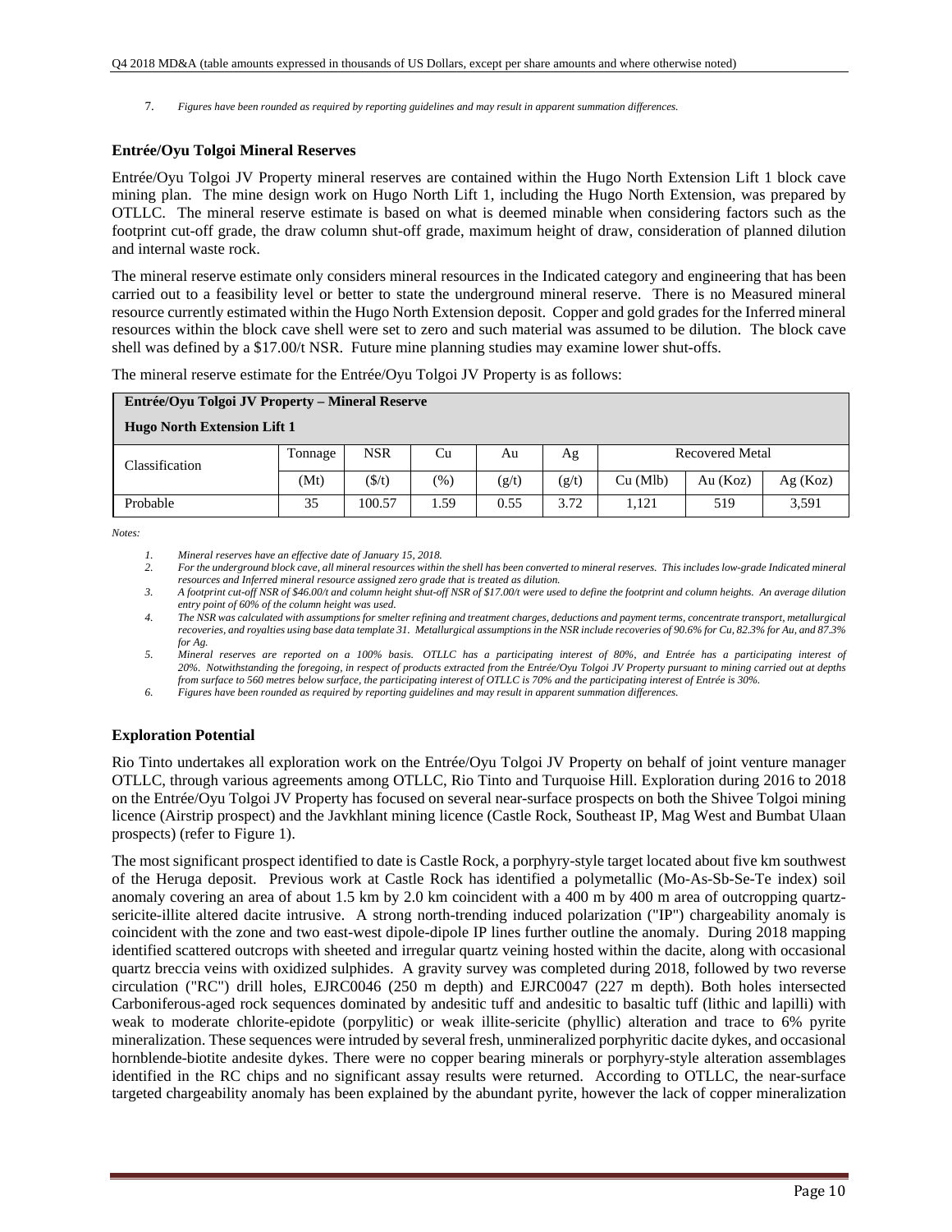7. *Figures have been rounded as required by reporting guidelines and may result in apparent summation differences.*

### Entrée/Oyu Tolgoi Mineral Reserves

Entrée/Oyu Tolgoi JV Property mineral reserves are contained within the Hugo North Extension Lift 1 block cave mining plan. The mine design work on Hugo North Lift 1, including the Hugo North Extension, was prepared by OTLLC. The mineral reserve estimate is based on what is deemed minable when considering factors such as the footprint cut-off grade, the draw column shut-off grade, maximum height of draw, consideration of planned dilution and internal waste rock.

The mineral reserve estimate only considers mineral resources in the Indicated category and engineering that has been carried out to a feasibility level or better to state the underground mineral reserve. There is no Measured mineral resource currently estimated within the Hugo North Extension deposit. Copper and gold grades for the Inferred mineral resources within the block cave shell were set to zero and such material was assumed to be dilution. The block cave shell was defined by a $17.00/t NSR. Future mine planning studies may examine lower shut-offs.

The mineral reserve estimate for the Entrée/Oyu Tolgoi JV Property is as follows:

**Entrée/Oyu Tolgoi JV Property – Mineral Reserve**

**Hugo North Extension Lift 1**

| Classification | Tonnage | NSR | Cu | Au | Ag | Recovered Metal | | |
|---|---|---|---|---|---|---|---|---|
| | (Mt) | ($/t) | (%) | (g/t) | (g/t) | Cu (Mlb) | Au (Koz) | Ag (Koz) |
| Probable | 35 | 100.57 | 1.59 | 0.55 | 3.72 | 1,121 | 519 | 3,591 |

*Notes:*

1. *Mineral reserves have an effective date of January 15, 2018.*
2. *For the underground block cave, all mineral resources within the shell has been converted to mineral reserves. This includes low-grade Indicated mineral resources and Inferred mineral resource assigned zero grade that is treated as dilution.*
3. *A footprint cut-off NSR of $46.00/t and column height shut-off NSR of $17.00/t were used to define the footprint and column heights. An average dilution entry point of 60% of the column height was used.*
4. *The NSR was calculated with assumptions for smelter refining and treatment charges, deductions and payment terms, concentrate transport, metallurgical recoveries, and royalties using base data template 31. Metallurgical assumptions in the NSR include recoveries of 90.6% for Cu, 82.3% for Au, and 87.3% for Ag.*
5. *Mineral reserves are reported on a 100% basis. OTLLC has a participating interest of 80%, and Entrée has a participating interest of 20%. Notwithstanding the foregoing, in respect of products extracted from the Entrée/Oyu Tolgoi JV Property pursuant to mining carried out at depths from surface to 560 metres below surface, the participating interest of OTLLC is 70% and the participating interest of Entrée is 30%.*
6. *Figures have been rounded as required by reporting guidelines and may result in apparent summation differences.*

### Exploration Potential

Rio Tinto undertakes all exploration work on the Entrée/Oyu Tolgoi JV Property on behalf of joint venture manager OTLLC, through various agreements among OTLLC, Rio Tinto and Turquoise Hill. Exploration during 2016 to 2018 on the Entrée/Oyu Tolgoi JV Property has focused on several near-surface prospects on both the Shivee Tolgoi mining licence (Airstrip prospect) and the Javkhlant mining licence (Castle Rock, Southeast IP, Mag West and Bumbat Ulaan prospects) (refer to Figure 1).

The most significant prospect identified to date is Castle Rock, a porphyry-style target located about five km southwest of the Heruga deposit. Previous work at Castle Rock has identified a polymetallic (Mo-As-Sb-Se-Te index) soil anomaly covering an area of about 1.5 km by 2.0 km coincident with a 400 m by 400 m area of outcropping quartz-sericite-illite altered dacite intrusive. A strong north-trending induced polarization ("IP") chargeability anomaly is coincident with the zone and two east-west dipole-dipole IP lines further outline the anomaly. During 2018 mapping identified scattered outcrops with sheeted and irregular quartz veining hosted within the dacite, along with occasional quartz breccia veins with oxidized sulphides. A gravity survey was completed during 2018, followed by two reverse circulation ("RC") drill holes, EJRC0046 (250 m depth) and EJRC0047 (227 m depth). Both holes intersected Carboniferous-aged rock sequences dominated by andesitic tuff and andesitic to basaltic tuff (lithic and lapilli) with weak to moderate chlorite-epidote (porpylitic) or weak illite-sericite (phyllic) alteration and trace to 6% pyrite mineralization. These sequences were intruded by several fresh, unmineralized porphyritic dacite dykes, and occasional hornblende-biotite andesite dykes. There were no copper bearing minerals or porphyry-style alteration assemblages identified in the RC chips and no significant assay results were returned. According to OTLLC, the near-surface targeted chargeability anomaly has been explained by the abundant pyrite, however the lack of copper mineralization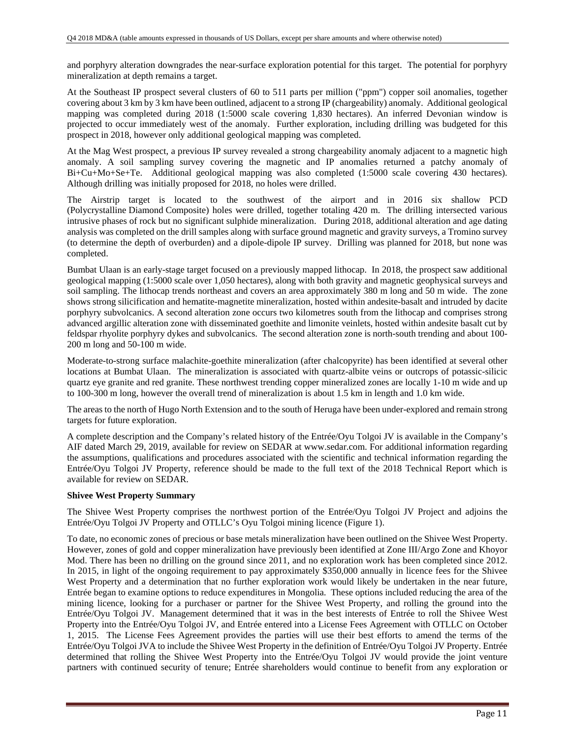and porphyry alteration downgrades the near-surface exploration potential for this target. The potential for porphyry mineralization at depth remains a target.

At the Southeast IP prospect several clusters of 60 to 511 parts per million ("ppm") copper soil anomalies, together covering about 3 km by 3 km have been outlined, adjacent to a strong IP (chargeability) anomaly. Additional geological mapping was completed during 2018 (1:5000 scale covering 1,830 hectares). An inferred Devonian window is projected to occur immediately west of the anomaly. Further exploration, including drilling was budgeted for this prospect in 2018, however only additional geological mapping was completed.

At the Mag West prospect, a previous IP survey revealed a strong chargeability anomaly adjacent to a magnetic high anomaly. A soil sampling survey covering the magnetic and IP anomalies returned a patchy anomaly of Bi+Cu+Mo+Se+Te. Additional geological mapping was also completed (1:5000 scale covering 430 hectares). Although drilling was initially proposed for 2018, no holes were drilled.

The Airstrip target is located to the southwest of the airport and in 2016 six shallow PCD (Polycrystalline Diamond Composite) holes were drilled, together totaling 420 m. The drilling intersected various intrusive phases of rock but no significant sulphide mineralization. During 2018, additional alteration and age dating analysis was completed on the drill samples along with surface ground magnetic and gravity surveys, a Tromino survey (to determine the depth of overburden) and a dipole-dipole IP survey. Drilling was planned for 2018, but none was completed.

Bumbat Ulaan is an early-stage target focused on a previously mapped lithocap. In 2018, the prospect saw additional geological mapping (1:5000 scale over 1,050 hectares), along with both gravity and magnetic geophysical surveys and soil sampling. The lithocap trends northeast and covers an area approximately 380 m long and 50 m wide. The zone shows strong silicification and hematite-magnetite mineralization, hosted within andesite-basalt and intruded by dacite porphyry subvolcanics. A second alteration zone occurs two kilometres south from the lithocap and comprises strong advanced argillic alteration zone with disseminated goethite and limonite veinlets, hosted within andesite basalt cut by feldspar rhyolite porphyry dykes and subvolcanics. The second alteration zone is north-south trending and about 100-200 m long and 50-100 m wide.

Moderate-to-strong surface malachite-goethite mineralization (after chalcopyrite) has been identified at several other locations at Bumbat Ulaan. The mineralization is associated with quartz-albite veins or outcrops of potassic-silicic quartz eye granite and red granite. These northwest trending copper mineralized zones are locally 1-10 m wide and up to 100-300 m long, however the overall trend of mineralization is about 1.5 km in length and 1.0 km wide.

The areas to the north of Hugo North Extension and to the south of Heruga have been under-explored and remain strong targets for future exploration.

A complete description and the Company's related history of the Entrée/Oyu Tolgoi JV is available in the Company's AIF dated March 29, 2019, available for review on SEDAR at www.sedar.com. For additional information regarding the assumptions, qualifications and procedures associated with the scientific and technical information regarding the Entrée/Oyu Tolgoi JV Property, reference should be made to the full text of the 2018 Technical Report which is available for review on SEDAR.

**Shivee West Property Summary**

The Shivee West Property comprises the northwest portion of the Entrée/Oyu Tolgoi JV Project and adjoins the Entrée/Oyu Tolgoi JV Property and OTLLC's Oyu Tolgoi mining licence (Figure 1).

To date, no economic zones of precious or base metals mineralization have been outlined on the Shivee West Property. However, zones of gold and copper mineralization have previously been identified at Zone III/Argo Zone and Khoyor Mod. There has been no drilling on the ground since 2011, and no exploration work has been completed since 2012. In 2015, in light of the ongoing requirement to pay approximately $350,000 annually in licence fees for the Shivee West Property and a determination that no further exploration work would likely be undertaken in the near future, Entrée began to examine options to reduce expenditures in Mongolia. These options included reducing the area of the mining licence, looking for a purchaser or partner for the Shivee West Property, and rolling the ground into the Entrée/Oyu Tolgoi JV. Management determined that it was in the best interests of Entrée to roll the Shivee West Property into the Entrée/Oyu Tolgoi JV, and Entrée entered into a License Fees Agreement with OTLLC on October 1, 2015. The License Fees Agreement provides the parties will use their best efforts to amend the terms of the Entrée/Oyu Tolgoi JVA to include the Shivee West Property in the definition of Entrée/Oyu Tolgoi JV Property. Entrée determined that rolling the Shivee West Property into the Entrée/Oyu Tolgoi JV would provide the joint venture partners with continued security of tenure; Entrée shareholders would continue to benefit from any exploration or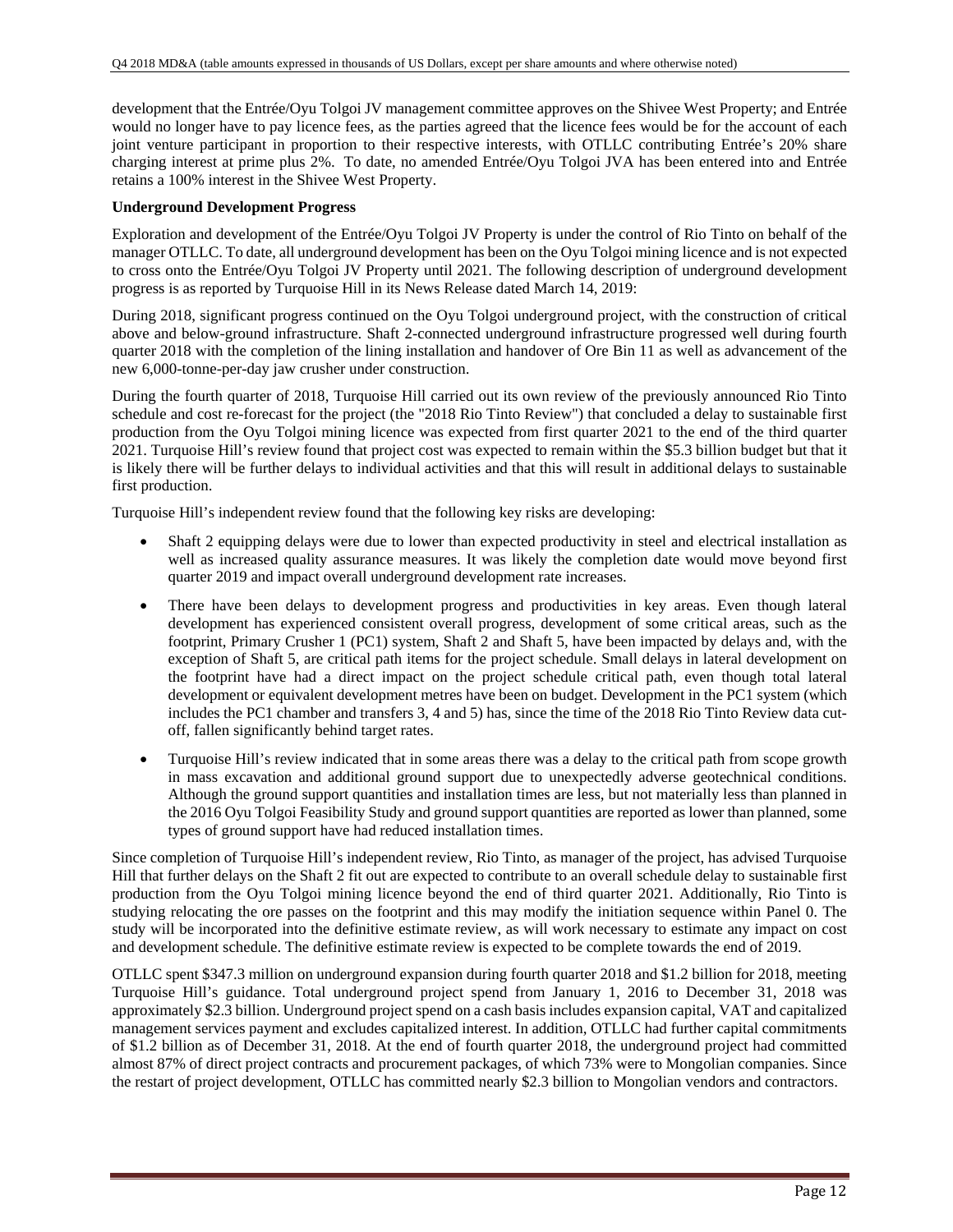development that the Entrée/Oyu Tolgoi JV management committee approves on the Shivee West Property; and Entrée would no longer have to pay licence fees, as the parties agreed that the licence fees would be for the account of each joint venture participant in proportion to their respective interests, with OTLLC contributing Entrée's 20% share charging interest at prime plus 2%. To date, no amended Entrée/Oyu Tolgoi JVA has been entered into and Entrée retains a 100% interest in the Shivee West Property.

**Underground Development Progress**

Exploration and development of the Entrée/Oyu Tolgoi JV Property is under the control of Rio Tinto on behalf of the manager OTLLC. To date, all underground development has been on the Oyu Tolgoi mining licence and is not expected to cross onto the Entrée/Oyu Tolgoi JV Property until 2021. The following description of underground development progress is as reported by Turquoise Hill in its News Release dated March 14, 2019:

During 2018, significant progress continued on the Oyu Tolgoi underground project, with the construction of critical above and below-ground infrastructure. Shaft 2-connected underground infrastructure progressed well during fourth quarter 2018 with the completion of the lining installation and handover of Ore Bin 11 as well as advancement of the new 6,000-tonne-per-day jaw crusher under construction.

During the fourth quarter of 2018, Turquoise Hill carried out its own review of the previously announced Rio Tinto schedule and cost re-forecast for the project (the "2018 Rio Tinto Review") that concluded a delay to sustainable first production from the Oyu Tolgoi mining licence was expected from first quarter 2021 to the end of the third quarter 2021. Turquoise Hill's review found that project cost was expected to remain within the $5.3 billion budget but that it is likely there will be further delays to individual activities and that this will result in additional delays to sustainable first production.

Turquoise Hill's independent review found that the following key risks are developing:

- Shaft 2 equipping delays were due to lower than expected productivity in steel and electrical installation as well as increased quality assurance measures. It was likely the completion date would move beyond first quarter 2019 and impact overall underground development rate increases.
- There have been delays to development progress and productivities in key areas. Even though lateral development has experienced consistent overall progress, development of some critical areas, such as the footprint, Primary Crusher 1 (PC1) system, Shaft 2 and Shaft 5, have been impacted by delays and, with the exception of Shaft 5, are critical path items for the project schedule. Small delays in lateral development on the footprint have had a direct impact on the project schedule critical path, even though total lateral development or equivalent development metres have been on budget. Development in the PC1 system (which includes the PC1 chamber and transfers 3, 4 and 5) has, since the time of the 2018 Rio Tinto Review data cut-off, fallen significantly behind target rates.
- Turquoise Hill's review indicated that in some areas there was a delay to the critical path from scope growth in mass excavation and additional ground support due to unexpectedly adverse geotechnical conditions. Although the ground support quantities and installation times are less, but not materially less than planned in the 2016 Oyu Tolgoi Feasibility Study and ground support quantities are reported as lower than planned, some types of ground support have had reduced installation times.

Since completion of Turquoise Hill's independent review, Rio Tinto, as manager of the project, has advised Turquoise Hill that further delays on the Shaft 2 fit out are expected to contribute to an overall schedule delay to sustainable first production from the Oyu Tolgoi mining licence beyond the end of third quarter 2021. Additionally, Rio Tinto is studying relocating the ore passes on the footprint and this may modify the initiation sequence within Panel 0. The study will be incorporated into the definitive estimate review, as will work necessary to estimate any impact on cost and development schedule. The definitive estimate review is expected to be complete towards the end of 2019.

OTLLC spent $347.3 million on underground expansion during fourth quarter 2018 and $1.2 billion for 2018, meeting Turquoise Hill's guidance. Total underground project spend from January 1, 2016 to December 31, 2018 was approximately $2.3 billion. Underground project spend on a cash basis includes expansion capital, VAT and capitalized management services payment and excludes capitalized interest. In addition, OTLLC had further capital commitments of $1.2 billion as of December 31, 2018. At the end of fourth quarter 2018, the underground project had committed almost 87% of direct project contracts and procurement packages, of which 73% were to Mongolian companies. Since the restart of project development, OTLLC has committed nearly $2.3 billion to Mongolian vendors and contractors.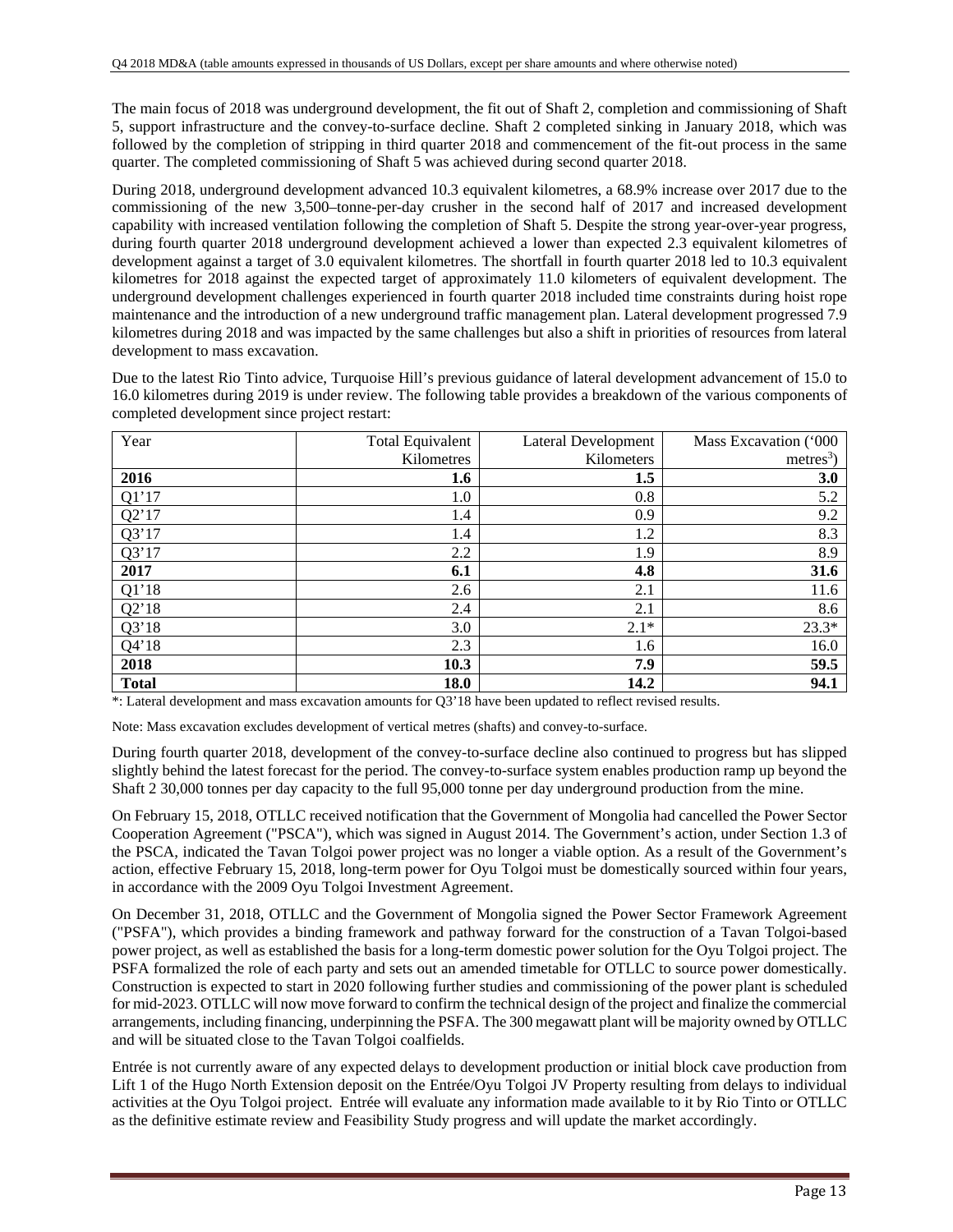The main focus of 2018 was underground development, the fit out of Shaft 2, completion and commissioning of Shaft 5, support infrastructure and the convey-to-surface decline. Shaft 2 completed sinking in January 2018, which was followed by the completion of stripping in third quarter 2018 and commencement of the fit-out process in the same quarter. The completed commissioning of Shaft 5 was achieved during second quarter 2018.

During 2018, underground development advanced 10.3 equivalent kilometres, a 68.9% increase over 2017 due to the commissioning of the new 3,500–tonne-per-day crusher in the second half of 2017 and increased development capability with increased ventilation following the completion of Shaft 5. Despite the strong year-over-year progress, during fourth quarter 2018 underground development achieved a lower than expected 2.3 equivalent kilometres of development against a target of 3.0 equivalent kilometres. The shortfall in fourth quarter 2018 led to 10.3 equivalent kilometres for 2018 against the expected target of approximately 11.0 kilometers of equivalent development. The underground development challenges experienced in fourth quarter 2018 included time constraints during hoist rope maintenance and the introduction of a new underground traffic management plan. Lateral development progressed 7.9 kilometres during 2018 and was impacted by the same challenges but also a shift in priorities of resources from lateral development to mass excavation.

Due to the latest Rio Tinto advice, Turquoise Hill's previous guidance of lateral development advancement of 15.0 to 16.0 kilometres during 2019 is under review. The following table provides a breakdown of the various components of completed development since project restart:

| Year | Total Equivalent Kilometres | Lateral Development Kilometers | Mass Excavation ('000 metres[3]) |
|---|---|---|---|
| **2016** | **1.6** | **1.5** | **3.0** |
| Q1'17 | 1.0 | 0.8 | 5.2 |
| Q2'17 | 1.4 | 0.9 | 9.2 |
| Q3'17 | 1.4 | 1.2 | 8.3 |
| Q3'17 | 2.2 | 1.9 | 8.9 |
| **2017** | **6.1** | **4.8** | **31.6** |
| Q1'18 | 2.6 | 2.1 | 11.6 |
| Q2'18 | 2.4 | 2.1 | 8.6 |
| Q3'18 | 3.0 | 2.1* | 23.3* |
| Q4'18 | 2.3 | 1.6 | 16.0 |
| **2018** | **10.3** | **7.9** | **59.5** |
| **Total** | **18.0** | **14.2** | **94.1** |

*: Lateral development and mass excavation amounts for Q3'18 have been updated to reflect revised results.

Note: Mass excavation excludes development of vertical metres (shafts) and convey-to-surface.

During fourth quarter 2018, development of the convey-to-surface decline also continued to progress but has slipped slightly behind the latest forecast for the period. The convey-to-surface system enables production ramp up beyond the Shaft 2 30,000 tonnes per day capacity to the full 95,000 tonne per day underground production from the mine.

On February 15, 2018, OTLLC received notification that the Government of Mongolia had cancelled the Power Sector Cooperation Agreement ("PSCA"), which was signed in August 2014. The Government's action, under Section 1.3 of the PSCA, indicated the Tavan Tolgoi power project was no longer a viable option. As a result of the Government's action, effective February 15, 2018, long-term power for Oyu Tolgoi must be domestically sourced within four years, in accordance with the 2009 Oyu Tolgoi Investment Agreement.

On December 31, 2018, OTLLC and the Government of Mongolia signed the Power Sector Framework Agreement ("PSFA"), which provides a binding framework and pathway forward for the construction of a Tavan Tolgoi-based power project, as well as established the basis for a long-term domestic power solution for the Oyu Tolgoi project. The PSFA formalized the role of each party and sets out an amended timetable for OTLLC to source power domestically. Construction is expected to start in 2020 following further studies and commissioning of the power plant is scheduled for mid-2023. OTLLC will now move forward to confirm the technical design of the project and finalize the commercial arrangements, including financing, underpinning the PSFA. The 300 megawatt plant will be majority owned by OTLLC and will be situated close to the Tavan Tolgoi coalfields.

Entrée is not currently aware of any expected delays to development production or initial block cave production from Lift 1 of the Hugo North Extension deposit on the Entrée/Oyu Tolgoi JV Property resulting from delays to individual activities at the Oyu Tolgoi project. Entrée will evaluate any information made available to it by Rio Tinto or OTLLC as the definitive estimate review and Feasibility Study progress and will update the market accordingly.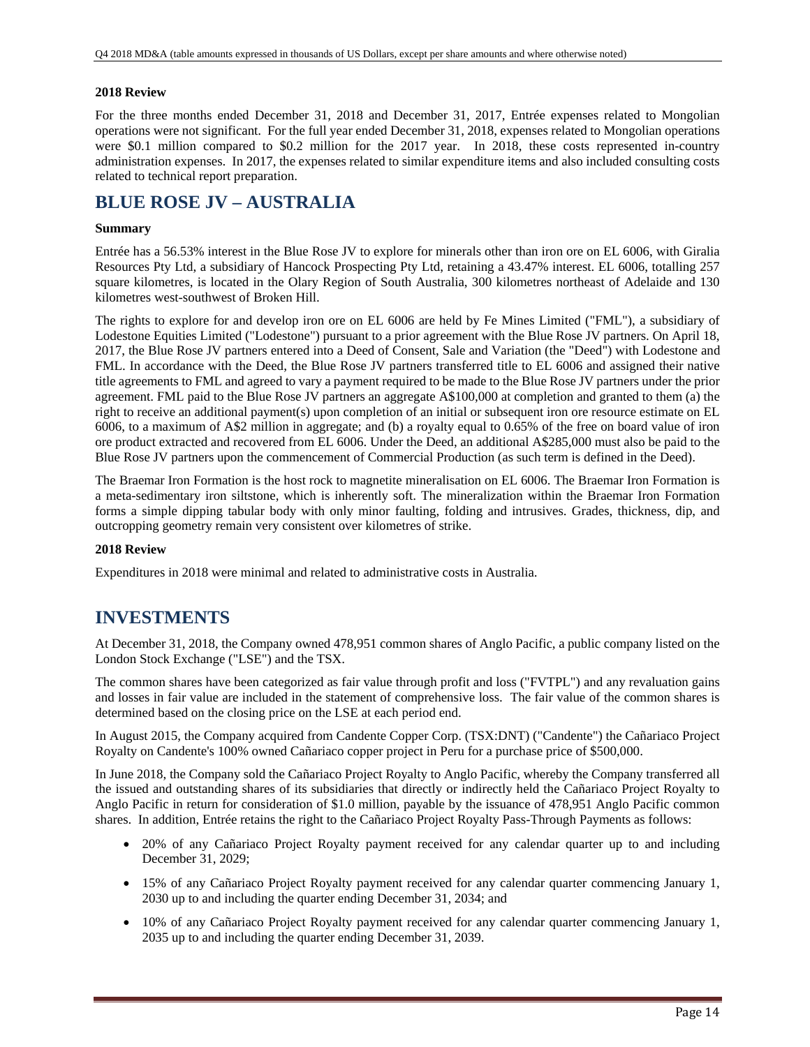**2018 Review**

For the three months ended December 31, 2018 and December 31, 2017, Entrée expenses related to Mongolian operations were not significant. For the full year ended December 31, 2018, expenses related to Mongolian operations were $0.1 million compared to $0.2 million for the 2017 year. In 2018, these costs represented in-country administration expenses. In 2017, the expenses related to similar expenditure items and also included consulting costs related to technical report preparation.

## BLUE ROSE JV – AUSTRALIA

**Summary**

Entrée has a 56.53% interest in the Blue Rose JV to explore for minerals other than iron ore on EL 6006, with Giralia Resources Pty Ltd, a subsidiary of Hancock Prospecting Pty Ltd, retaining a 43.47% interest. EL 6006, totalling 257 square kilometres, is located in the Olary Region of South Australia, 300 kilometres northeast of Adelaide and 130 kilometres west-southwest of Broken Hill.

The rights to explore for and develop iron ore on EL 6006 are held by Fe Mines Limited ("FML"), a subsidiary of Lodestone Equities Limited ("Lodestone") pursuant to a prior agreement with the Blue Rose JV partners. On April 18, 2017, the Blue Rose JV partners entered into a Deed of Consent, Sale and Variation (the "Deed") with Lodestone and FML. In accordance with the Deed, the Blue Rose JV partners transferred title to EL 6006 and assigned their native title agreements to FML and agreed to vary a payment required to be made to the Blue Rose JV partners under the prior agreement. FML paid to the Blue Rose JV partners an aggregate A$100,000 at completion and granted to them (a) the right to receive an additional payment(s) upon completion of an initial or subsequent iron ore resource estimate on EL 6006, to a maximum of A$2 million in aggregate; and (b) a royalty equal to 0.65% of the free on board value of iron ore product extracted and recovered from EL 6006. Under the Deed, an additional A$285,000 must also be paid to the Blue Rose JV partners upon the commencement of Commercial Production (as such term is defined in the Deed).

The Braemar Iron Formation is the host rock to magnetite mineralisation on EL 6006. The Braemar Iron Formation is a meta-sedimentary iron siltstone, which is inherently soft. The mineralization within the Braemar Iron Formation forms a simple dipping tabular body with only minor faulting, folding and intrusives. Grades, thickness, dip, and outcropping geometry remain very consistent over kilometres of strike.

**2018 Review**

Expenditures in 2018 were minimal and related to administrative costs in Australia.

## INVESTMENTS

At December 31, 2018, the Company owned 478,951 common shares of Anglo Pacific, a public company listed on the London Stock Exchange ("LSE") and the TSX.

The common shares have been categorized as fair value through profit and loss ("FVTPL") and any revaluation gains and losses in fair value are included in the statement of comprehensive loss. The fair value of the common shares is determined based on the closing price on the LSE at each period end.

In August 2015, the Company acquired from Candente Copper Corp. (TSX:DNT) ("Candente") the Cañariaco Project Royalty on Candente's 100% owned Cañariaco copper project in Peru for a purchase price of $500,000.

In June 2018, the Company sold the Cañariaco Project Royalty to Anglo Pacific, whereby the Company transferred all the issued and outstanding shares of its subsidiaries that directly or indirectly held the Cañariaco Project Royalty to Anglo Pacific in return for consideration of $1.0 million, payable by the issuance of 478,951 Anglo Pacific common shares. In addition, Entrée retains the right to the Cañariaco Project Royalty Pass-Through Payments as follows:

- 20% of any Cañariaco Project Royalty payment received for any calendar quarter up to and including December 31, 2029;
- 15% of any Cañariaco Project Royalty payment received for any calendar quarter commencing January 1, 2030 up to and including the quarter ending December 31, 2034; and
- 10% of any Cañariaco Project Royalty payment received for any calendar quarter commencing January 1, 2035 up to and including the quarter ending December 31, 2039.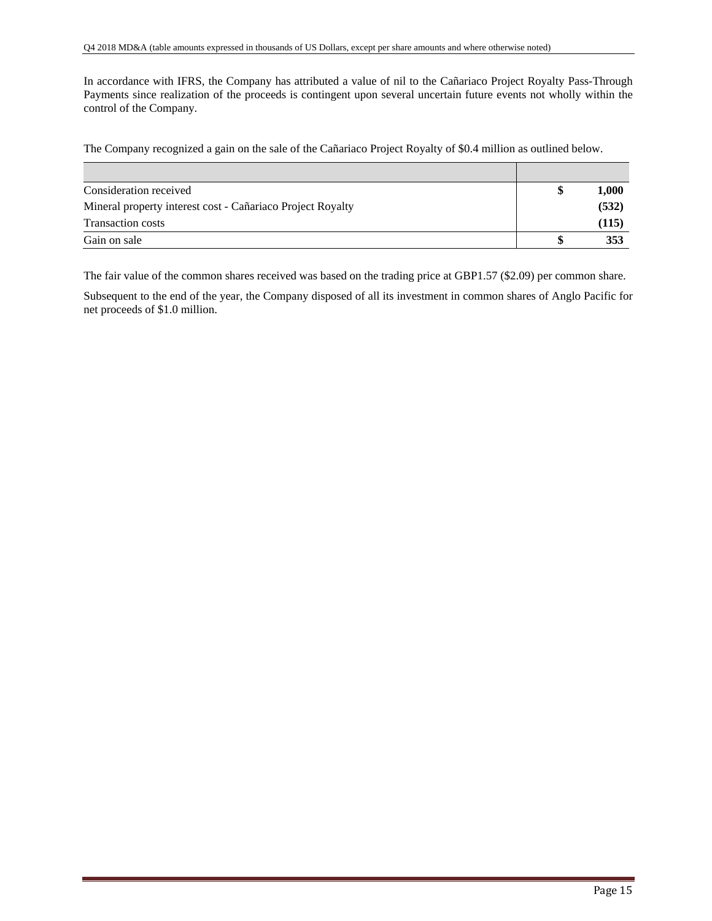In accordance with IFRS, the Company has attributed a value of nil to the Cañariaco Project Royalty Pass-Through Payments since realization of the proceeds is contingent upon several uncertain future events not wholly within the control of the Company.

The Company recognized a gain on the sale of the Cañariaco Project Royalty of $0.4 million as outlined below.

| | |
|---|---|
| Consideration received | **$ 1,000** |
| Mineral property interest cost - Cañariaco Project Royalty | **(532)** |
| Transaction costs | **(115)** |
| Gain on sale | **$ 353** |

The fair value of the common shares received was based on the trading price at GBP1.57 ($2.09) per common share.

Subsequent to the end of the year, the Company disposed of all its investment in common shares of Anglo Pacific for net proceeds of $1.0 million.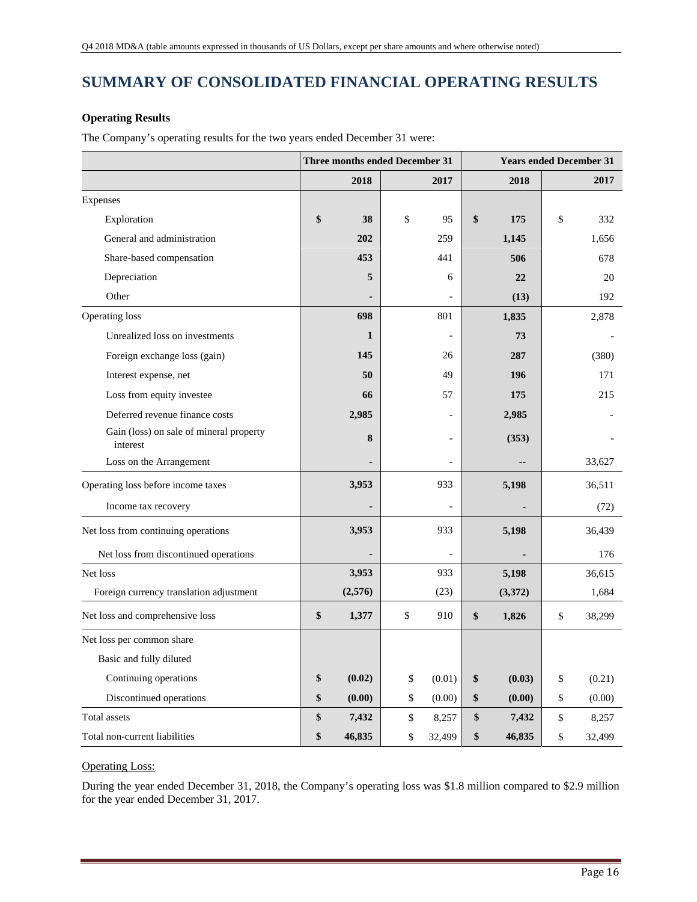# SUMMARY OF CONSOLIDATED FINANCIAL OPERATING RESULTS

**Operating Results**

The Company's operating results for the two years ended December 31 were:

| | Three months ended December 31 | | Years ended December 31 | |
|---|---|---|---|---|
| | **2018** | **2017** | **2018** | **2017** |
| Expenses | | | | |
| Exploration | **$ 38** | $ 95 | **$ 175** | $ 332 |
| General and administration | **202** | 259 | **1,145** | 1,656 |
| Share-based compensation | **453** | 441 | **506** | 678 |
| Depreciation | **5** | 6 | **22** | 20 |
| Other | **-** | - | **(13)** | 192 |
| Operating loss | **698** | 801 | **1,835** | 2,878 |
| Unrealized loss on investments | **1** | - | **73** | - |
| Foreign exchange loss (gain) | **145** | 26 | **287** | (380) |
| Interest expense, net | **50** | 49 | **196** | 171 |
| Loss from equity investee | **66** | 57 | **175** | 215 |
| Deferred revenue finance costs | **2,985** | - | **2,985** | - |
| Gain (loss) on sale of mineral property interest | **8** | - | **(353)** | - |
| Loss on the Arrangement | **-** | - | **--** | 33,627 |
| Operating loss before income taxes | **3,953** | 933 | **5,198** | 36,511 |
| Income tax recovery | **-** | - | **-** | (72) |
| Net loss from continuing operations | **3,953** | 933 | **5,198** | 36,439 |
| Net loss from discontinued operations | **-** | - | **-** | 176 |
| Net loss | **3,953** | 933 | **5,198** | 36,615 |
| Foreign currency translation adjustment | **(2,576)** | (23) | **(3,372)** | 1,684 |
| Net loss and comprehensive loss | **$ 1,377** | $ 910 | **$ 1,826** | $ 38,299 |
| Net loss per common share | | | | |
| Basic and fully diluted | | | | |
| Continuing operations | **$ (0.02)** | $ (0.01) | **$ (0.03)** | $ (0.21) |
| Discontinued operations | **$ (0.00)** | $ (0.00) | **$ (0.00)** | $ (0.00) |
| Total assets | **$ 7,432** | $ 8,257 | **$ 7,432** | $ 8,257 |
| Total non-current liabilities | **$ 46,835** | $ 32,499 | **$ 46,835** | $ 32,499 |

Operating Loss:

During the year ended December 31, 2018, the Company's operating loss was $1.8 million compared to $2.9 million for the year ended December 31, 2017.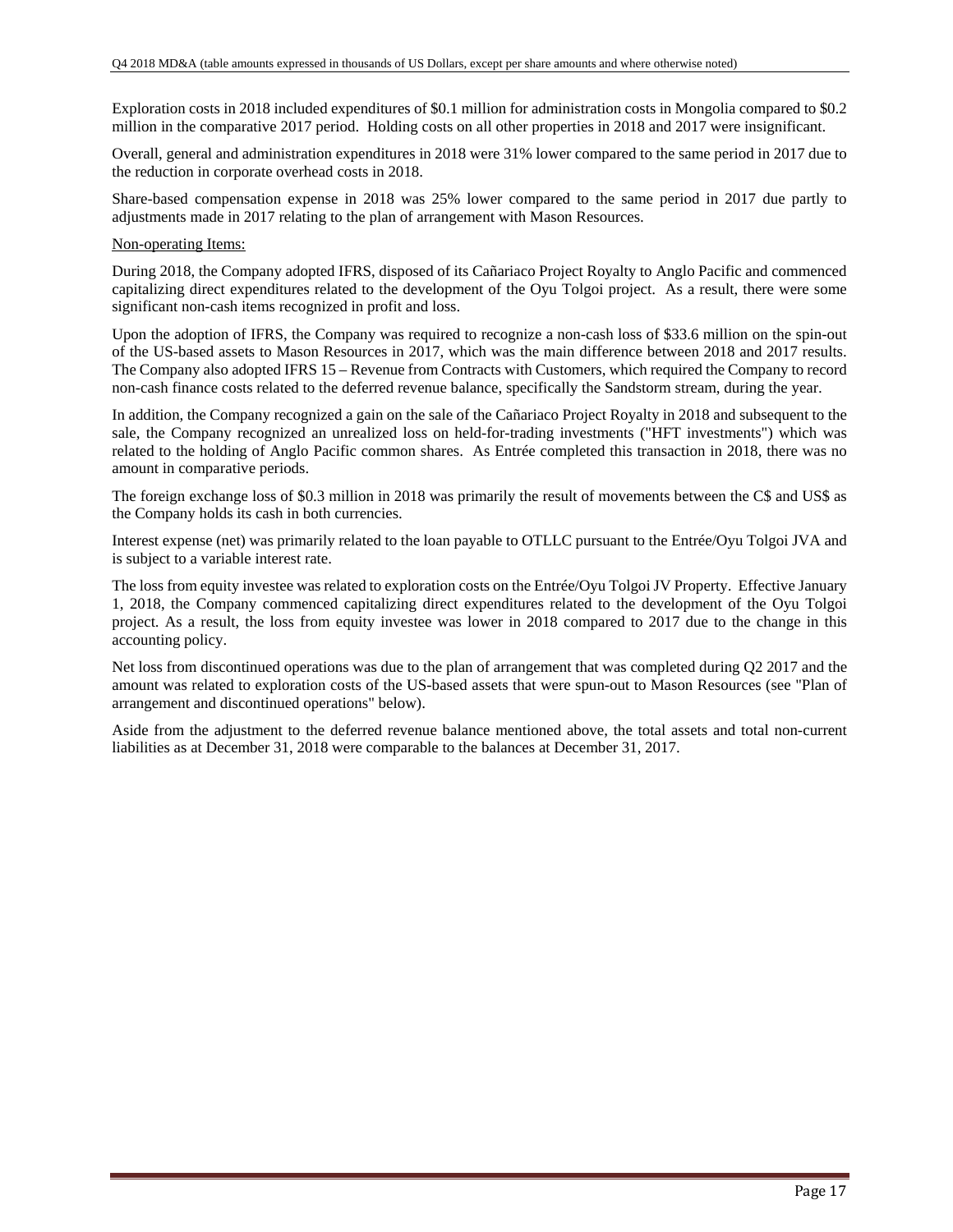Exploration costs in 2018 included expenditures of $0.1 million for administration costs in Mongolia compared to $0.2 million in the comparative 2017 period. Holding costs on all other properties in 2018 and 2017 were insignificant.

Overall, general and administration expenditures in 2018 were 31% lower compared to the same period in 2017 due to the reduction in corporate overhead costs in 2018.

Share-based compensation expense in 2018 was 25% lower compared to the same period in 2017 due partly to adjustments made in 2017 relating to the plan of arrangement with Mason Resources.

Non-operating Items:

During 2018, the Company adopted IFRS, disposed of its Cañariaco Project Royalty to Anglo Pacific and commenced capitalizing direct expenditures related to the development of the Oyu Tolgoi project. As a result, there were some significant non-cash items recognized in profit and loss.

Upon the adoption of IFRS, the Company was required to recognize a non-cash loss of $33.6 million on the spin-out of the US-based assets to Mason Resources in 2017, which was the main difference between 2018 and 2017 results. The Company also adopted IFRS 15 – Revenue from Contracts with Customers, which required the Company to record non-cash finance costs related to the deferred revenue balance, specifically the Sandstorm stream, during the year.

In addition, the Company recognized a gain on the sale of the Cañariaco Project Royalty in 2018 and subsequent to the sale, the Company recognized an unrealized loss on held-for-trading investments ("HFT investments") which was related to the holding of Anglo Pacific common shares. As Entrée completed this transaction in 2018, there was no amount in comparative periods.

The foreign exchange loss of $0.3 million in 2018 was primarily the result of movements between the C$ and US$ as the Company holds its cash in both currencies.

Interest expense (net) was primarily related to the loan payable to OTLLC pursuant to the Entrée/Oyu Tolgoi JVA and is subject to a variable interest rate.

The loss from equity investee was related to exploration costs on the Entrée/Oyu Tolgoi JV Property. Effective January 1, 2018, the Company commenced capitalizing direct expenditures related to the development of the Oyu Tolgoi project. As a result, the loss from equity investee was lower in 2018 compared to 2017 due to the change in this accounting policy.

Net loss from discontinued operations was due to the plan of arrangement that was completed during Q2 2017 and the amount was related to exploration costs of the US-based assets that were spun-out to Mason Resources (see "Plan of arrangement and discontinued operations" below).

Aside from the adjustment to the deferred revenue balance mentioned above, the total assets and total non-current liabilities as at December 31, 2018 were comparable to the balances at December 31, 2017.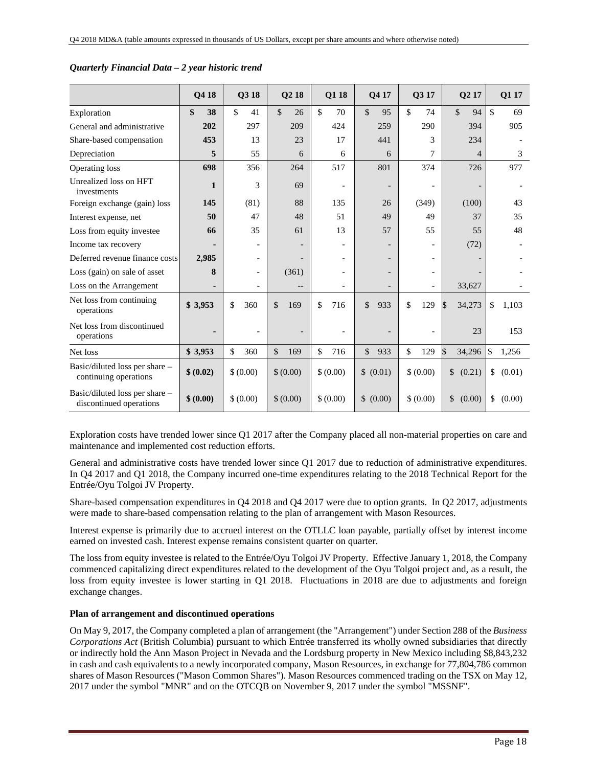*Quarterly Financial Data – 2 year historic trend*

| | Q4 18 | Q3 18 | Q2 18 | Q1 18 | Q4 17 | Q3 17 | Q2 17 | Q1 17 |
|---|---|---|---|---|---|---|---|---|
| Exploration | **$ 38** | $ 41 | $ 26 | $ 70 | $ 95 | $ 74 | $ 94 | $ 69 |
| General and administrative | **202** | 297 | 209 | 424 | 259 | 290 | 394 | 905 |
| Share-based compensation | **453** | 13 | 23 | 17 | 441 | 3 | 234 | - |
| Depreciation | **5** | 55 | 6 | 6 | 6 | 7 | 4 | 3 |
| Operating loss | **698** | 356 | 264 | 517 | 801 | 374 | 726 | 977 |
| Unrealized loss on HFT investments | **1** | 3 | 69 | - | - | - | - | - |
| Foreign exchange (gain) loss | **145** | (81) | 88 | 135 | 26 | (349) | (100) | 43 |
| Interest expense, net | **50** | 47 | 48 | 51 | 49 | 49 | 37 | 35 |
| Loss from equity investee | **66** | 35 | 61 | 13 | 57 | 55 | 55 | 48 |
| Income tax recovery | **-** | - | - | - | - | - | (72) | - |
| Deferred revenue finance costs | **2,985** | - | - | - | - | - | - | - |
| Loss (gain) on sale of asset | **8** | - | (361) | - | - | - | - | - |
| Loss on the Arrangement | **-** | - | -- | - | - | - | 33,627 | - |
| Net loss from continuing operations | **$ 3,953** | $ 360 | $ 169 | $ 716 | $ 933 | $ 129 | $ 34,273 | $ 1,103 |
| Net loss from discontinued operations | **-** | - | - | - | - | - | 23 | 153 |
| Net loss | **$ 3,953** | $ 360 | $ 169 | $ 716 | $ 933 | $ 129 | $ 34,296 | $ 1,256 |
| Basic/diluted loss per share – continuing operations | **$ (0.02)** | $ (0.00) | $ (0.00) | $ (0.00) | $ (0.01) | $ (0.00) | $ (0.21) | $ (0.01) |
| Basic/diluted loss per share – discontinued operations | **$ (0.00)** | $ (0.00) | $ (0.00) | $ (0.00) | $ (0.00) | $ (0.00) | $ (0.00) | $ (0.00) |

Exploration costs have trended lower since Q1 2017 after the Company placed all non-material properties on care and maintenance and implemented cost reduction efforts.

General and administrative costs have trended lower since Q1 2017 due to reduction of administrative expenditures. In Q4 2017 and Q1 2018, the Company incurred one-time expenditures relating to the 2018 Technical Report for the Entrée/Oyu Tolgoi JV Property.

Share-based compensation expenditures in Q4 2018 and Q4 2017 were due to option grants. In Q2 2017, adjustments were made to share-based compensation relating to the plan of arrangement with Mason Resources.

Interest expense is primarily due to accrued interest on the OTLLC loan payable, partially offset by interest income earned on invested cash. Interest expense remains consistent quarter on quarter.

The loss from equity investee is related to the Entrée/Oyu Tolgoi JV Property. Effective January 1, 2018, the Company commenced capitalizing direct expenditures related to the development of the Oyu Tolgoi project and, as a result, the loss from equity investee is lower starting in Q1 2018. Fluctuations in 2018 are due to adjustments and foreign exchange changes.

**Plan of arrangement and discontinued operations**

On May 9, 2017, the Company completed a plan of arrangement (the "Arrangement") under Section 288 of the *Business Corporations Act* (British Columbia) pursuant to which Entrée transferred its wholly owned subsidiaries that directly or indirectly hold the Ann Mason Project in Nevada and the Lordsburg property in New Mexico including $8,843,232 in cash and cash equivalents to a newly incorporated company, Mason Resources, in exchange for 77,804,786 common shares of Mason Resources ("Mason Common Shares"). Mason Resources commenced trading on the TSX on May 12, 2017 under the symbol "MNR" and on the OTCQB on November 9, 2017 under the symbol "MSSNF".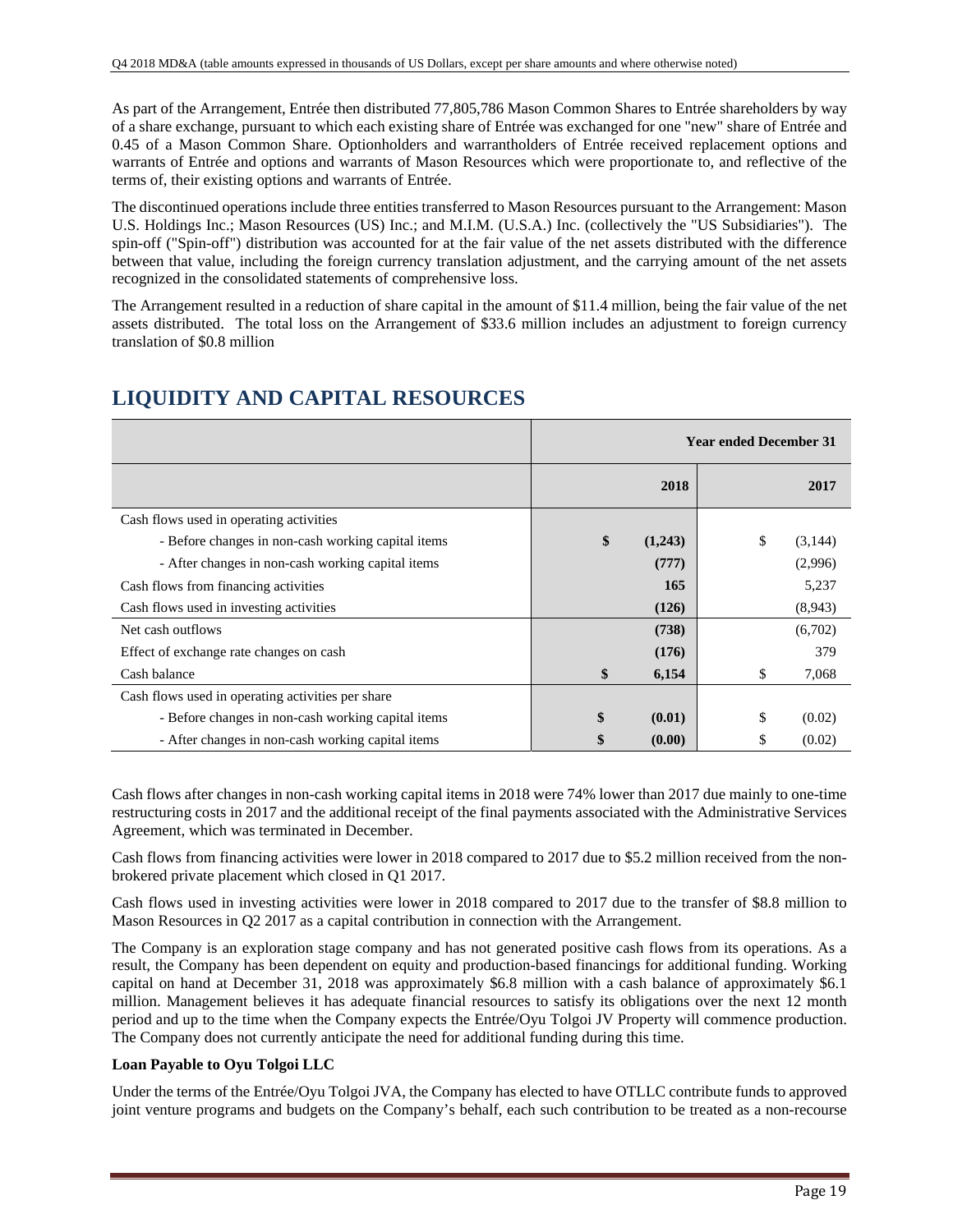As part of the Arrangement, Entrée then distributed 77,805,786 Mason Common Shares to Entrée shareholders by way of a share exchange, pursuant to which each existing share of Entrée was exchanged for one "new" share of Entrée and 0.45 of a Mason Common Share. Optionholders and warrantholders of Entrée received replacement options and warrants of Entrée and options and warrants of Mason Resources which were proportionate to, and reflective of the terms of, their existing options and warrants of Entrée.

The discontinued operations include three entities transferred to Mason Resources pursuant to the Arrangement: Mason U.S. Holdings Inc.; Mason Resources (US) Inc.; and M.I.M. (U.S.A.) Inc. (collectively the "US Subsidiaries"). The spin-off ("Spin-off") distribution was accounted for at the fair value of the net assets distributed with the difference between that value, including the foreign currency translation adjustment, and the carrying amount of the net assets recognized in the consolidated statements of comprehensive loss.

The Arrangement resulted in a reduction of share capital in the amount of $11.4 million, being the fair value of the net assets distributed. The total loss on the Arrangement of $33.6 million includes an adjustment to foreign currency translation of $0.8 million

# LIQUIDITY AND CAPITAL RESOURCES

| | Year ended December 31 | |
|---|---|---|
| | **2018** | **2017** |
| Cash flows used in operating activities | | |
| - Before changes in non-cash working capital items | **$ (1,243)** | $ (3,144) |
| - After changes in non-cash working capital items | **(777)** | (2,996) |
| Cash flows from financing activities | **165** | 5,237 |
| Cash flows used in investing activities | **(126)** | (8,943) |
| Net cash outflows | **(738)** | (6,702) |
| Effect of exchange rate changes on cash | **(176)** | 379 |
| Cash balance | **$ 6,154** | $ 7,068 |
| Cash flows used in operating activities per share | | |
| - Before changes in non-cash working capital items | **$ (0.01)** | $ (0.02) |
| - After changes in non-cash working capital items | **$ (0.00)** | $ (0.02) |

Cash flows after changes in non-cash working capital items in 2018 were 74% lower than 2017 due mainly to one-time restructuring costs in 2017 and the additional receipt of the final payments associated with the Administrative Services Agreement, which was terminated in December.

Cash flows from financing activities were lower in 2018 compared to 2017 due to $5.2 million received from the non-brokered private placement which closed in Q1 2017.

Cash flows used in investing activities were lower in 2018 compared to 2017 due to the transfer of $8.8 million to Mason Resources in Q2 2017 as a capital contribution in connection with the Arrangement.

The Company is an exploration stage company and has not generated positive cash flows from its operations. As a result, the Company has been dependent on equity and production-based financings for additional funding. Working capital on hand at December 31, 2018 was approximately $6.8 million with a cash balance of approximately $6.1 million. Management believes it has adequate financial resources to satisfy its obligations over the next 12 month period and up to the time when the Company expects the Entrée/Oyu Tolgoi JV Property will commence production. The Company does not currently anticipate the need for additional funding during this time.

**Loan Payable to Oyu Tolgoi LLC**

Under the terms of the Entrée/Oyu Tolgoi JVA, the Company has elected to have OTLLC contribute funds to approved joint venture programs and budgets on the Company's behalf, each such contribution to be treated as a non-recourse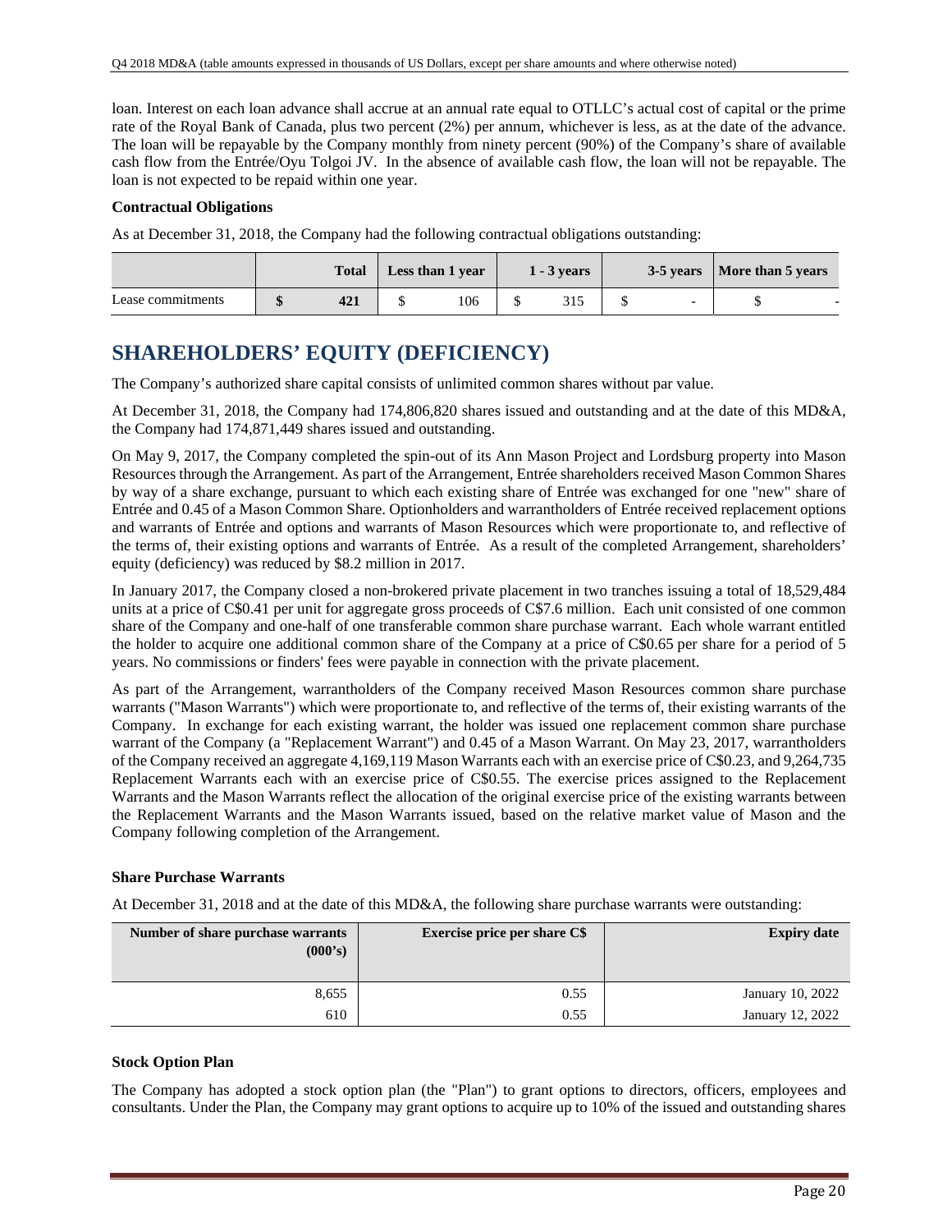loan. Interest on each loan advance shall accrue at an annual rate equal to OTLLC's actual cost of capital or the prime rate of the Royal Bank of Canada, plus two percent (2%) per annum, whichever is less, as at the date of the advance. The loan will be repayable by the Company monthly from ninety percent (90%) of the Company's share of available cash flow from the Entrée/Oyu Tolgoi JV. In the absence of available cash flow, the loan will not be repayable. The loan is not expected to be repaid within one year.

**Contractual Obligations**

As at December 31, 2018, the Company had the following contractual obligations outstanding:

| | Total | Less than 1 year | 1 - 3 years | 3-5 years | More than 5 years |
|---|---|---|---|---|---|
| Lease commitments | **$ 421** | $ 106 | $ 315 | $ - | $ - |

# SHAREHOLDERS' EQUITY (DEFICIENCY)

The Company's authorized share capital consists of unlimited common shares without par value.

At December 31, 2018, the Company had 174,806,820 shares issued and outstanding and at the date of this MD&A, the Company had 174,871,449 shares issued and outstanding.

On May 9, 2017, the Company completed the spin-out of its Ann Mason Project and Lordsburg property into Mason Resources through the Arrangement. As part of the Arrangement, Entrée shareholders received Mason Common Shares by way of a share exchange, pursuant to which each existing share of Entrée was exchanged for one "new" share of Entrée and 0.45 of a Mason Common Share. Optionholders and warrantholders of Entrée received replacement options and warrants of Entrée and options and warrants of Mason Resources which were proportionate to, and reflective of the terms of, their existing options and warrants of Entrée. As a result of the completed Arrangement, shareholders' equity (deficiency) was reduced by $8.2 million in 2017.

In January 2017, the Company closed a non-brokered private placement in two tranches issuing a total of 18,529,484 units at a price of C$0.41 per unit for aggregate gross proceeds of C$7.6 million. Each unit consisted of one common share of the Company and one-half of one transferable common share purchase warrant. Each whole warrant entitled the holder to acquire one additional common share of the Company at a price of C$0.65 per share for a period of 5 years. No commissions or finders' fees were payable in connection with the private placement.

As part of the Arrangement, warrantholders of the Company received Mason Resources common share purchase warrants ("Mason Warrants") which were proportionate to, and reflective of the terms of, their existing warrants of the Company. In exchange for each existing warrant, the holder was issued one replacement common share purchase warrant of the Company (a "Replacement Warrant") and 0.45 of a Mason Warrant. On May 23, 2017, warrantholders of the Company received an aggregate 4,169,119 Mason Warrants each with an exercise price of C$0.23, and 9,264,735 Replacement Warrants each with an exercise price of C$0.55. The exercise prices assigned to the Replacement Warrants and the Mason Warrants reflect the allocation of the original exercise price of the existing warrants between the Replacement Warrants and the Mason Warrants issued, based on the relative market value of Mason and the Company following completion of the Arrangement.

**Share Purchase Warrants**

At December 31, 2018 and at the date of this MD&A, the following share purchase warrants were outstanding:

| Number of share purchase warrants (000's) | Exercise price per share C$ | Expiry date |
|---|---|---|
| 8,655 | 0.55 | January 10, 2022 |
| 610 | 0.55 | January 12, 2022 |

**Stock Option Plan**

The Company has adopted a stock option plan (the "Plan") to grant options to directors, officers, employees and consultants. Under the Plan, the Company may grant options to acquire up to 10% of the issued and outstanding shares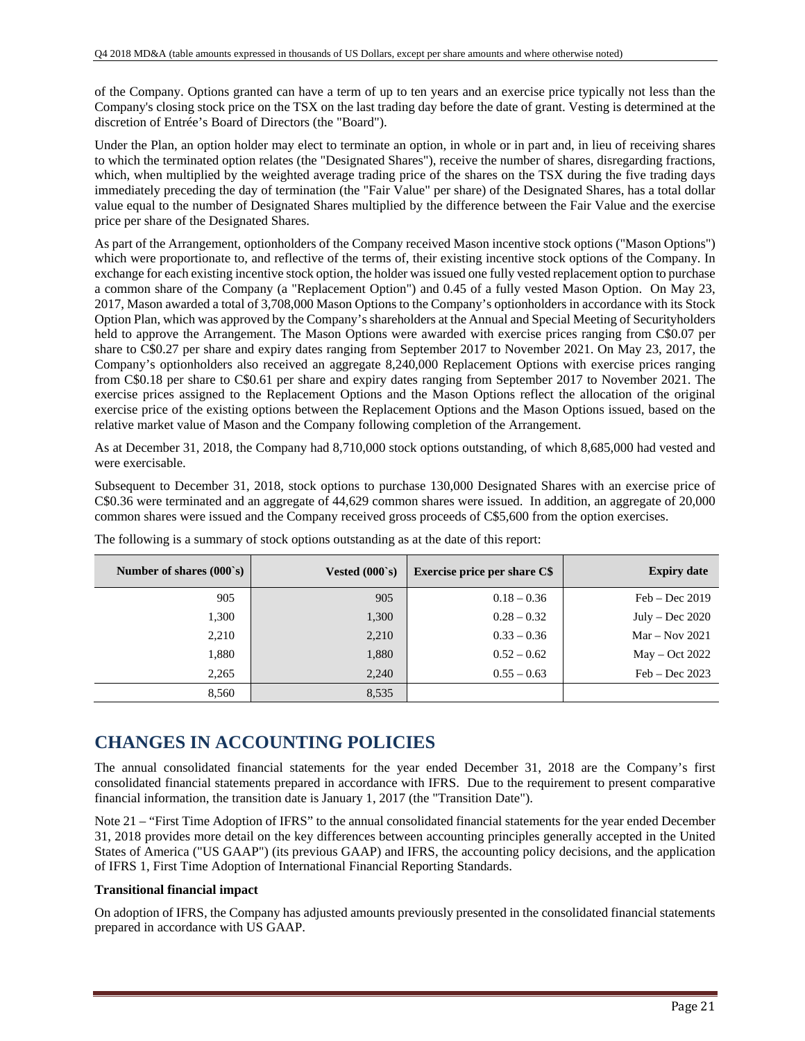of the Company. Options granted can have a term of up to ten years and an exercise price typically not less than the Company's closing stock price on the TSX on the last trading day before the date of grant. Vesting is determined at the discretion of Entrée's Board of Directors (the "Board").

Under the Plan, an option holder may elect to terminate an option, in whole or in part and, in lieu of receiving shares to which the terminated option relates (the "Designated Shares"), receive the number of shares, disregarding fractions, which, when multiplied by the weighted average trading price of the shares on the TSX during the five trading days immediately preceding the day of termination (the "Fair Value" per share) of the Designated Shares, has a total dollar value equal to the number of Designated Shares multiplied by the difference between the Fair Value and the exercise price per share of the Designated Shares.

As part of the Arrangement, optionholders of the Company received Mason incentive stock options ("Mason Options") which were proportionate to, and reflective of the terms of, their existing incentive stock options of the Company. In exchange for each existing incentive stock option, the holder was issued one fully vested replacement option to purchase a common share of the Company (a "Replacement Option") and 0.45 of a fully vested Mason Option. On May 23, 2017, Mason awarded a total of 3,708,000 Mason Options to the Company's optionholders in accordance with its Stock Option Plan, which was approved by the Company's shareholders at the Annual and Special Meeting of Securityholders held to approve the Arrangement. The Mason Options were awarded with exercise prices ranging from C$0.07 per share to C$0.27 per share and expiry dates ranging from September 2017 to November 2021. On May 23, 2017, the Company's optionholders also received an aggregate 8,240,000 Replacement Options with exercise prices ranging from C$0.18 per share to C$0.61 per share and expiry dates ranging from September 2017 to November 2021. The exercise prices assigned to the Replacement Options and the Mason Options reflect the allocation of the original exercise price of the existing options between the Replacement Options and the Mason Options issued, based on the relative market value of Mason and the Company following completion of the Arrangement.

As at December 31, 2018, the Company had 8,710,000 stock options outstanding, of which 8,685,000 had vested and were exercisable.

Subsequent to December 31, 2018, stock options to purchase 130,000 Designated Shares with an exercise price of C$0.36 were terminated and an aggregate of 44,629 common shares were issued. In addition, an aggregate of 20,000 common shares were issued and the Company received gross proceeds of C$5,600 from the option exercises.

The following is a summary of stock options outstanding as at the date of this report:

| Number of shares (000`s) | Vested (000`s) | Exercise price per share C$ | Expiry date |
|---|---|---|---|
| 905 | 905 | 0.18 – 0.36 | Feb – Dec 2019 |
| 1,300 | 1,300 | 0.28 – 0.32 | July – Dec 2020 |
| 2,210 | 2,210 | 0.33 – 0.36 | Mar – Nov 2021 |
| 1,880 | 1,880 | 0.52 – 0.62 | May – Oct 2022 |
| 2,265 | 2,240 | 0.55 – 0.63 | Feb – Dec 2023 |
| 8,560 | 8,535 | | |

# CHANGES IN ACCOUNTING POLICIES

The annual consolidated financial statements for the year ended December 31, 2018 are the Company's first consolidated financial statements prepared in accordance with IFRS. Due to the requirement to present comparative financial information, the transition date is January 1, 2017 (the "Transition Date").

Note 21 – "First Time Adoption of IFRS" to the annual consolidated financial statements for the year ended December 31, 2018 provides more detail on the key differences between accounting principles generally accepted in the United States of America ("US GAAP") (its previous GAAP) and IFRS, the accounting policy decisions, and the application of IFRS 1, First Time Adoption of International Financial Reporting Standards.

**Transitional financial impact**

On adoption of IFRS, the Company has adjusted amounts previously presented in the consolidated financial statements prepared in accordance with US GAAP.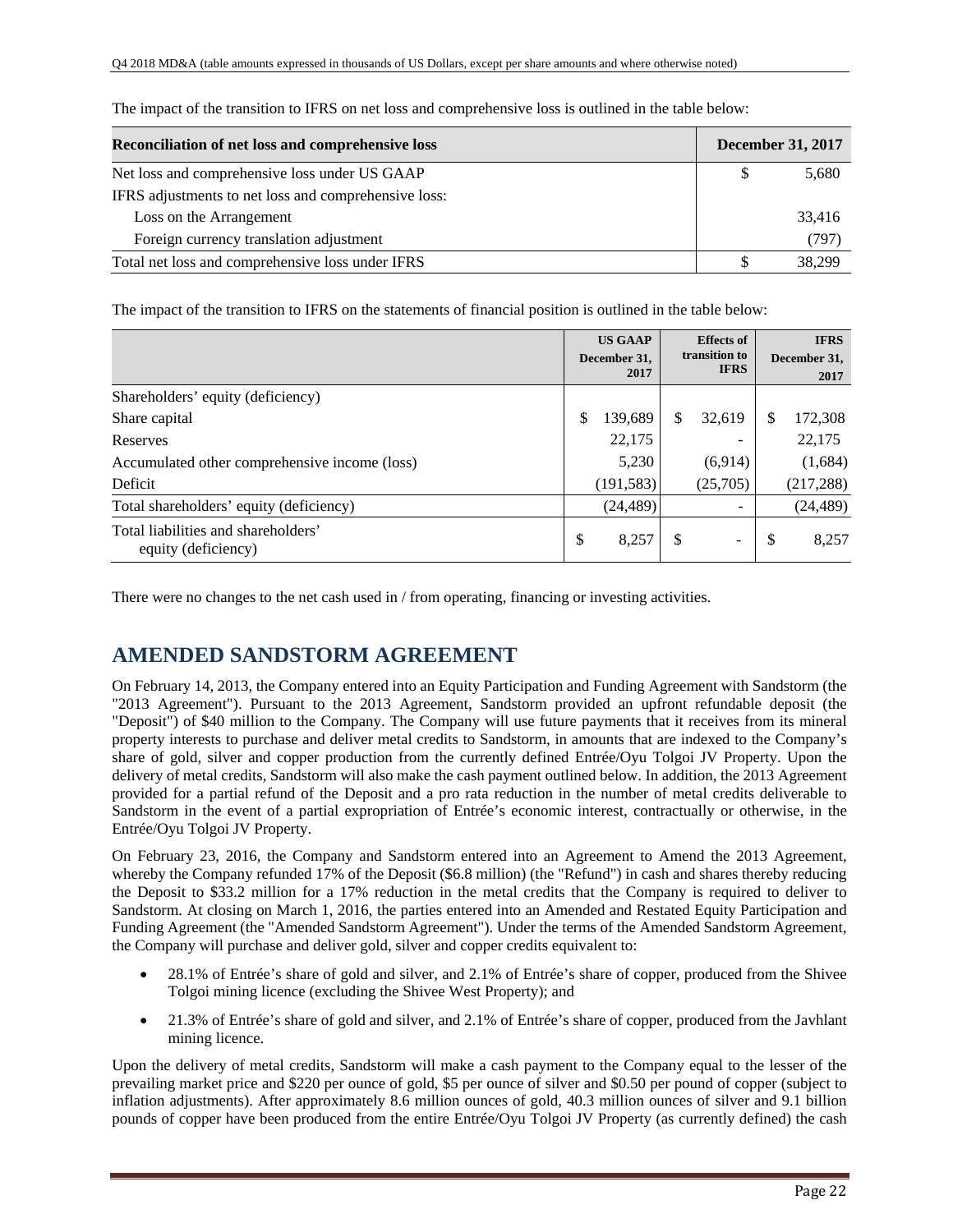The impact of the transition to IFRS on net loss and comprehensive loss is outlined in the table below:

| Reconciliation of net loss and comprehensive loss | December 31, 2017 |
|---|---|
| Net loss and comprehensive loss under US GAAP | $ 5,680 |
| IFRS adjustments to net loss and comprehensive loss: | |
| Loss on the Arrangement | 33,416 |
| Foreign currency translation adjustment | (797) |
| Total net loss and comprehensive loss under IFRS | $ 38,299 |

The impact of the transition to IFRS on the statements of financial position is outlined in the table below:

| | US GAAP December 31, 2017 | Effects of transition to IFRS | IFRS December 31, 2017 |
|---|---|---|---|
| Shareholders' equity (deficiency) | | | |
| Share capital | $ 139,689 | $ 32,619 | $ 172,308 |
| Reserves | 22,175 | - | 22,175 |
| Accumulated other comprehensive income (loss) | 5,230 | (6,914) | (1,684) |
| Deficit | (191,583) | (25,705) | (217,288) |
| Total shareholders' equity (deficiency) | (24,489) | - | (24,489) |
| Total liabilities and shareholders' equity (deficiency) | $ 8,257 | $ - | $ 8,257 |

There were no changes to the net cash used in / from operating, financing or investing activities.

## AMENDED SANDSTORM AGREEMENT

On February 14, 2013, the Company entered into an Equity Participation and Funding Agreement with Sandstorm (the "2013 Agreement"). Pursuant to the 2013 Agreement, Sandstorm provided an upfront refundable deposit (the "Deposit") of $40 million to the Company. The Company will use future payments that it receives from its mineral property interests to purchase and deliver metal credits to Sandstorm, in amounts that are indexed to the Company's share of gold, silver and copper production from the currently defined Entrée/Oyu Tolgoi JV Property. Upon the delivery of metal credits, Sandstorm will also make the cash payment outlined below. In addition, the 2013 Agreement provided for a partial refund of the Deposit and a pro rata reduction in the number of metal credits deliverable to Sandstorm in the event of a partial expropriation of Entrée's economic interest, contractually or otherwise, in the Entrée/Oyu Tolgoi JV Property.

On February 23, 2016, the Company and Sandstorm entered into an Agreement to Amend the 2013 Agreement, whereby the Company refunded 17% of the Deposit ($6.8 million) (the "Refund") in cash and shares thereby reducing the Deposit to $33.2 million for a 17% reduction in the metal credits that the Company is required to deliver to Sandstorm. At closing on March 1, 2016, the parties entered into an Amended and Restated Equity Participation and Funding Agreement (the "Amended Sandstorm Agreement"). Under the terms of the Amended Sandstorm Agreement, the Company will purchase and deliver gold, silver and copper credits equivalent to:

- 28.1% of Entrée's share of gold and silver, and 2.1% of Entrée's share of copper, produced from the Shivee Tolgoi mining licence (excluding the Shivee West Property); and
- 21.3% of Entrée's share of gold and silver, and 2.1% of Entrée's share of copper, produced from the Javhlant mining licence.

Upon the delivery of metal credits, Sandstorm will make a cash payment to the Company equal to the lesser of the prevailing market price and $220 per ounce of gold, $5 per ounce of silver and $0.50 per pound of copper (subject to inflation adjustments). After approximately 8.6 million ounces of gold, 40.3 million ounces of silver and 9.1 billion pounds of copper have been produced from the entire Entrée/Oyu Tolgoi JV Property (as currently defined) the cash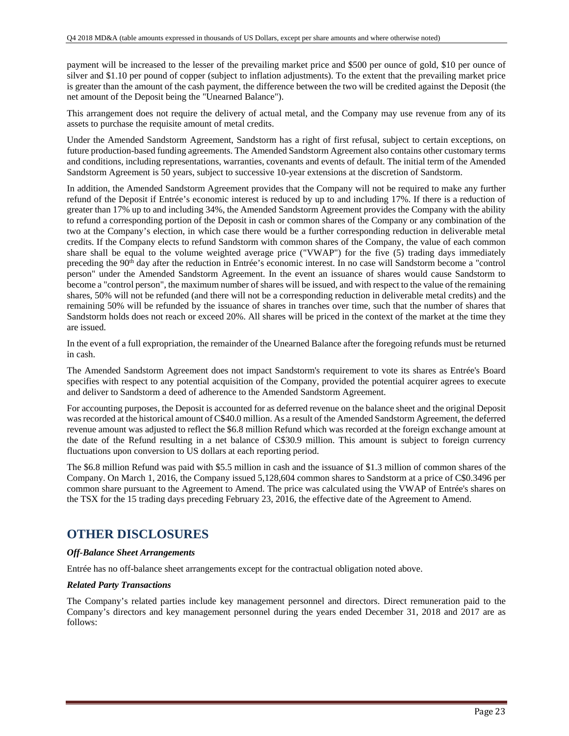payment will be increased to the lesser of the prevailing market price and $500 per ounce of gold, $10 per ounce of silver and $1.10 per pound of copper (subject to inflation adjustments). To the extent that the prevailing market price is greater than the amount of the cash payment, the difference between the two will be credited against the Deposit (the net amount of the Deposit being the "Unearned Balance").

This arrangement does not require the delivery of actual metal, and the Company may use revenue from any of its assets to purchase the requisite amount of metal credits.

Under the Amended Sandstorm Agreement, Sandstorm has a right of first refusal, subject to certain exceptions, on future production-based funding agreements. The Amended Sandstorm Agreement also contains other customary terms and conditions, including representations, warranties, covenants and events of default. The initial term of the Amended Sandstorm Agreement is 50 years, subject to successive 10-year extensions at the discretion of Sandstorm.

In addition, the Amended Sandstorm Agreement provides that the Company will not be required to make any further refund of the Deposit if Entrée's economic interest is reduced by up to and including 17%. If there is a reduction of greater than 17% up to and including 34%, the Amended Sandstorm Agreement provides the Company with the ability to refund a corresponding portion of the Deposit in cash or common shares of the Company or any combination of the two at the Company's election, in which case there would be a further corresponding reduction in deliverable metal credits. If the Company elects to refund Sandstorm with common shares of the Company, the value of each common share shall be equal to the volume weighted average price ("VWAP") for the five (5) trading days immediately preceding the 90th day after the reduction in Entrée's economic interest. In no case will Sandstorm become a "control person" under the Amended Sandstorm Agreement. In the event an issuance of shares would cause Sandstorm to become a "control person", the maximum number of shares will be issued, and with respect to the value of the remaining shares, 50% will not be refunded (and there will not be a corresponding reduction in deliverable metal credits) and the remaining 50% will be refunded by the issuance of shares in tranches over time, such that the number of shares that Sandstorm holds does not reach or exceed 20%. All shares will be priced in the context of the market at the time they are issued.

In the event of a full expropriation, the remainder of the Unearned Balance after the foregoing refunds must be returned in cash.

The Amended Sandstorm Agreement does not impact Sandstorm's requirement to vote its shares as Entrée's Board specifies with respect to any potential acquisition of the Company, provided the potential acquirer agrees to execute and deliver to Sandstorm a deed of adherence to the Amended Sandstorm Agreement.

For accounting purposes, the Deposit is accounted for as deferred revenue on the balance sheet and the original Deposit was recorded at the historical amount of C$40.0 million. As a result of the Amended Sandstorm Agreement, the deferred revenue amount was adjusted to reflect the $6.8 million Refund which was recorded at the foreign exchange amount at the date of the Refund resulting in a net balance of C$30.9 million. This amount is subject to foreign currency fluctuations upon conversion to US dollars at each reporting period.

The $6.8 million Refund was paid with $5.5 million in cash and the issuance of $1.3 million of common shares of the Company. On March 1, 2016, the Company issued 5,128,604 common shares to Sandstorm at a price of C$0.3496 per common share pursuant to the Agreement to Amend. The price was calculated using the VWAP of Entrée's shares on the TSX for the 15 trading days preceding February 23, 2016, the effective date of the Agreement to Amend.

## OTHER DISCLOSURES

### *Off-Balance Sheet Arrangements*

Entrée has no off-balance sheet arrangements except for the contractual obligation noted above.

### *Related Party Transactions*

The Company's related parties include key management personnel and directors. Direct remuneration paid to the Company's directors and key management personnel during the years ended December 31, 2018 and 2017 are as follows: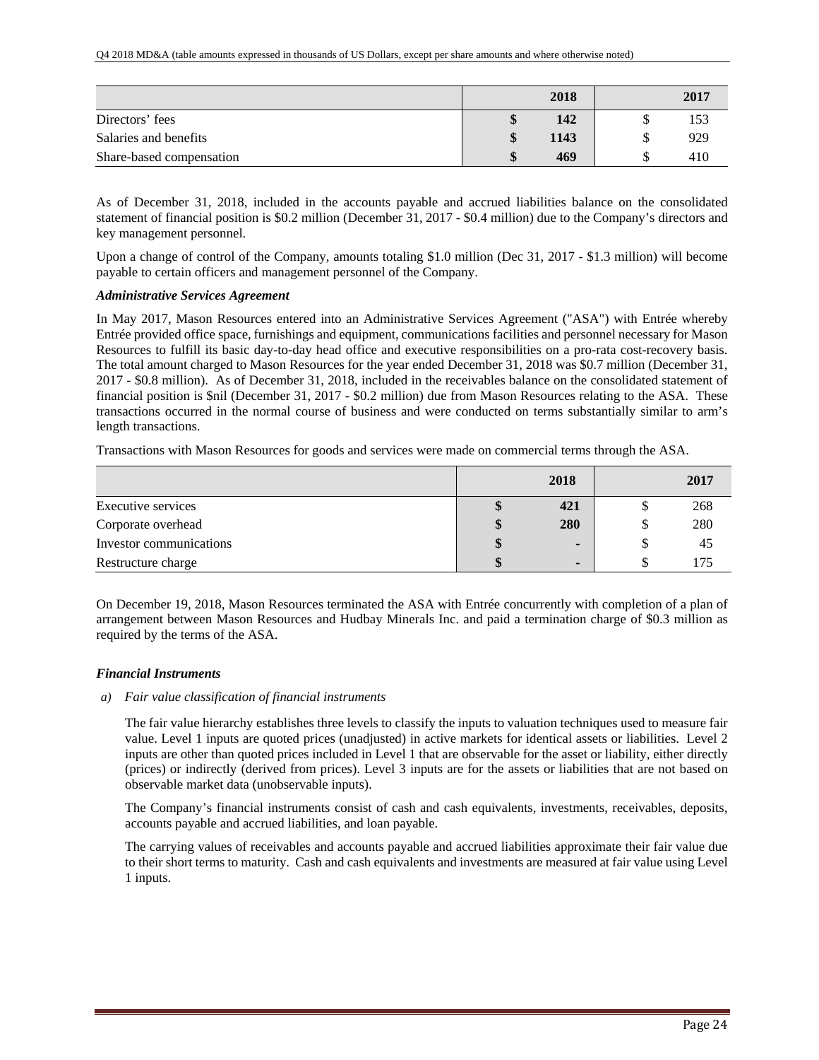| | 2018 | 2017 |
|---|---|---|
| Directors' fees | **$ 142** | $ 153 |
| Salaries and benefits | **$ 1143** | $ 929 |
| Share-based compensation | **$ 469** | $ 410 |

As of December 31, 2018, included in the accounts payable and accrued liabilities balance on the consolidated statement of financial position is $0.2 million (December 31, 2017 - $0.4 million) due to the Company's directors and key management personnel.

Upon a change of control of the Company, amounts totaling $1.0 million (Dec 31, 2017 - $1.3 million) will become payable to certain officers and management personnel of the Company.

***Administrative Services Agreement***

In May 2017, Mason Resources entered into an Administrative Services Agreement ("ASA") with Entrée whereby Entrée provided office space, furnishings and equipment, communications facilities and personnel necessary for Mason Resources to fulfill its basic day-to-day head office and executive responsibilities on a pro-rata cost-recovery basis. The total amount charged to Mason Resources for the year ended December 31, 2018 was $0.7 million (December 31, 2017 - $0.8 million). As of December 31, 2018, included in the receivables balance on the consolidated statement of financial position is $nil (December 31, 2017 - $0.2 million) due from Mason Resources relating to the ASA. These transactions occurred in the normal course of business and were conducted on terms substantially similar to arm's length transactions.

Transactions with Mason Resources for goods and services were made on commercial terms through the ASA.

| | 2018 | 2017 |
|---|---|---|
| Executive services | **$ 421** | $ 268 |
| Corporate overhead | **$ 280** | $ 280 |
| Investor communications | **$ -** | $ 45 |
| Restructure charge | **$ -** | $ 175 |

On December 19, 2018, Mason Resources terminated the ASA with Entrée concurrently with completion of a plan of arrangement between Mason Resources and Hudbay Minerals Inc. and paid a termination charge of $0.3 million as required by the terms of the ASA.

***Financial Instruments***

*a) Fair value classification of financial instruments*

The fair value hierarchy establishes three levels to classify the inputs to valuation techniques used to measure fair value. Level 1 inputs are quoted prices (unadjusted) in active markets for identical assets or liabilities. Level 2 inputs are other than quoted prices included in Level 1 that are observable for the asset or liability, either directly (prices) or indirectly (derived from prices). Level 3 inputs are for the assets or liabilities that are not based on observable market data (unobservable inputs).

The Company's financial instruments consist of cash and cash equivalents, investments, receivables, deposits, accounts payable and accrued liabilities, and loan payable.

The carrying values of receivables and accounts payable and accrued liabilities approximate their fair value due to their short terms to maturity. Cash and cash equivalents and investments are measured at fair value using Level 1 inputs.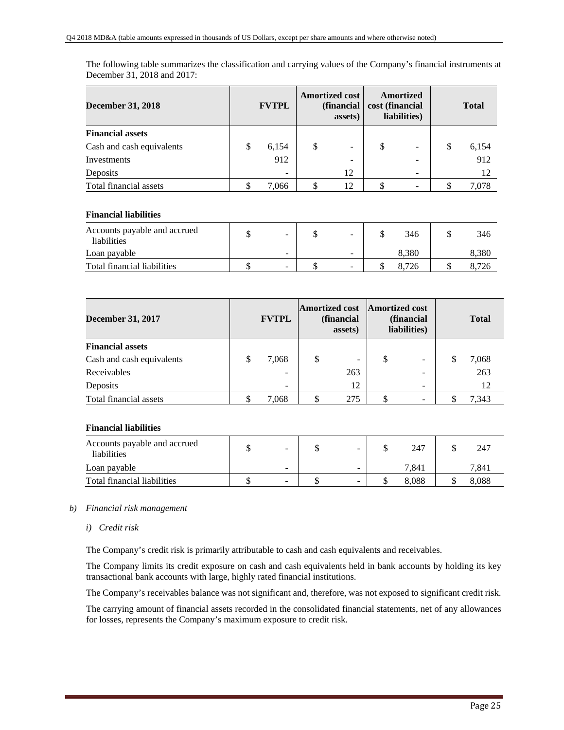The following table summarizes the classification and carrying values of the Company's financial instruments at December 31, 2018 and 2017:

| December 31, 2018 | FVTPL | Amortized cost (financial assets) | Amortized cost (financial liabilities) | Total |
|---|---|---|---|---|
| **Financial assets** | | | | |
| Cash and cash equivalents | $ 6,154 | $ - | $ - | $ 6,154 |
| Investments | 912 | - | - | 912 |
| Deposits | - | 12 | - | 12 |
| Total financial assets | $ 7,066 | $ 12 | $ - | $ 7,078 |
| | | | | |
| **Financial liabilities** | | | | |
| Accounts payable and accrued liabilities | $ - | $ - | $ 346 | $ 346 |
| Loan payable | - | - | 8,380 | 8,380 |
| Total financial liabilities | $ - | $ - | $ 8,726 | $ 8,726 |

| December 31, 2017 | FVTPL | Amortized cost (financial assets) | Amortized cost (financial liabilities) | Total |
|---|---|---|---|---|
| **Financial assets** | | | | |
| Cash and cash equivalents | $ 7,068 | $ - | $ - | $ 7,068 |
| Receivables | - | 263 | - | 263 |
| Deposits | - | 12 | - | 12 |
| Total financial assets | $ 7,068 | $ 275 | $ - | $ 7,343 |
| | | | | |
| **Financial liabilities** | | | | |
| Accounts payable and accrued liabilities | $ - | $ - | $ 247 | $ 247 |
| Loan payable | - | - | 7,841 | 7,841 |
| Total financial liabilities | $ - | $ - | $ 8,088 | $ 8,088 |

*b) Financial risk management*

*i) Credit risk*

The Company's credit risk is primarily attributable to cash and cash equivalents and receivables.

The Company limits its credit exposure on cash and cash equivalents held in bank accounts by holding its key transactional bank accounts with large, highly rated financial institutions.

The Company's receivables balance was not significant and, therefore, was not exposed to significant credit risk.

The carrying amount of financial assets recorded in the consolidated financial statements, net of any allowances for losses, represents the Company's maximum exposure to credit risk.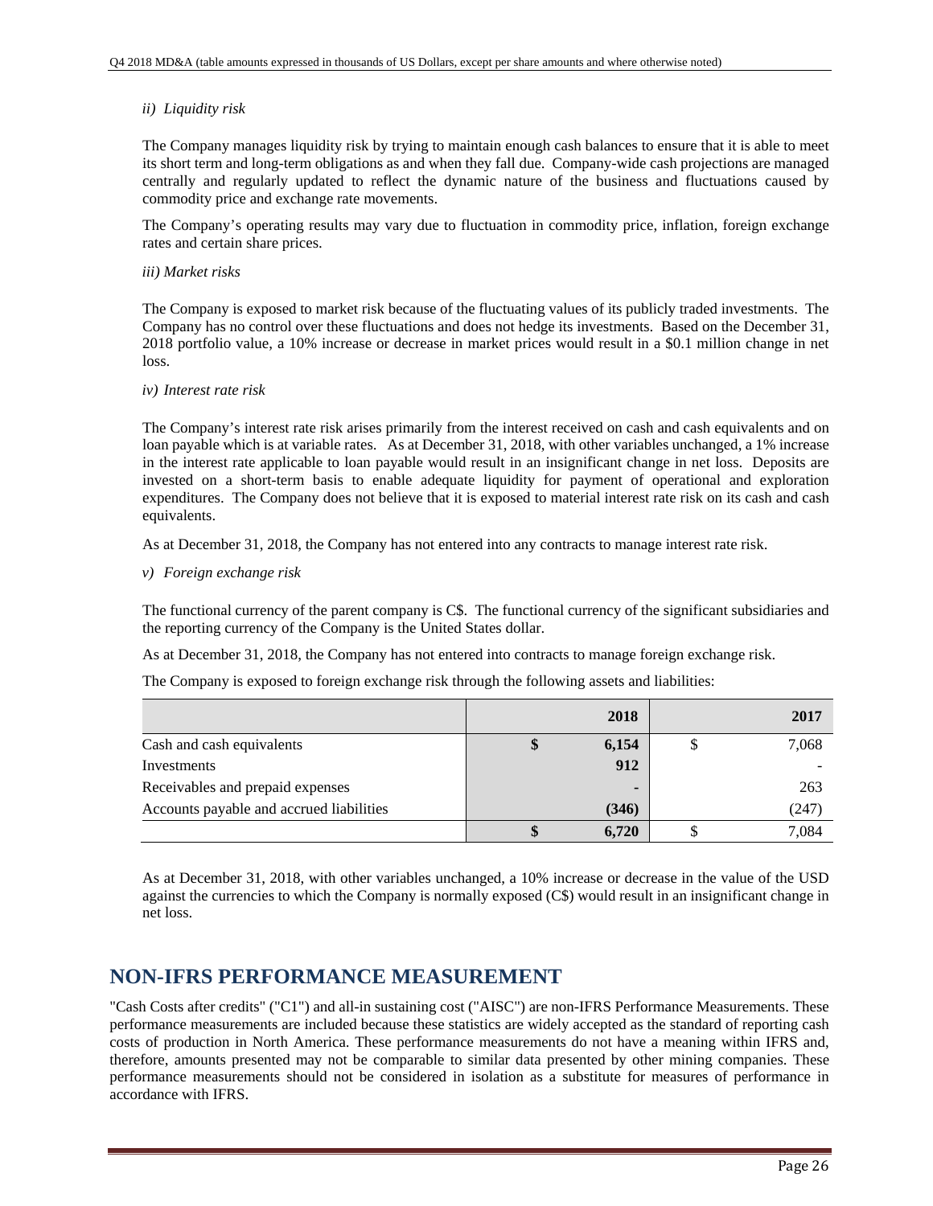*ii) Liquidity risk*

The Company manages liquidity risk by trying to maintain enough cash balances to ensure that it is able to meet its short term and long-term obligations as and when they fall due. Company-wide cash projections are managed centrally and regularly updated to reflect the dynamic nature of the business and fluctuations caused by commodity price and exchange rate movements.

The Company's operating results may vary due to fluctuation in commodity price, inflation, foreign exchange rates and certain share prices.

*iii) Market risks*

The Company is exposed to market risk because of the fluctuating values of its publicly traded investments. The Company has no control over these fluctuations and does not hedge its investments. Based on the December 31, 2018 portfolio value, a 10% increase or decrease in market prices would result in a $0.1 million change in net loss.

*iv) Interest rate risk*

The Company's interest rate risk arises primarily from the interest received on cash and cash equivalents and on loan payable which is at variable rates. As at December 31, 2018, with other variables unchanged, a 1% increase in the interest rate applicable to loan payable would result in an insignificant change in net loss. Deposits are invested on a short-term basis to enable adequate liquidity for payment of operational and exploration expenditures. The Company does not believe that it is exposed to material interest rate risk on its cash and cash equivalents.

As at December 31, 2018, the Company has not entered into any contracts to manage interest rate risk.

*v) Foreign exchange risk*

The functional currency of the parent company is C$. The functional currency of the significant subsidiaries and the reporting currency of the Company is the United States dollar.

As at December 31, 2018, the Company has not entered into contracts to manage foreign exchange risk.

The Company is exposed to foreign exchange risk through the following assets and liabilities:

| | **2018** | 2017 |
|---|---|---|
| Cash and cash equivalents | **$ 6,154** | $ 7,068 |
| Investments | **912** | - |
| Receivables and prepaid expenses | **-** | 263 |
| Accounts payable and accrued liabilities | **(346)** | (247) |
| | **$ 6,720** | $ 7,084 |

As at December 31, 2018, with other variables unchanged, a 10% increase or decrease in the value of the USD against the currencies to which the Company is normally exposed (C$) would result in an insignificant change in net loss.

# NON-IFRS PERFORMANCE MEASUREMENT

"Cash Costs after credits" ("C1") and all-in sustaining cost ("AISC") are non-IFRS Performance Measurements. These performance measurements are included because these statistics are widely accepted as the standard of reporting cash costs of production in North America. These performance measurements do not have a meaning within IFRS and, therefore, amounts presented may not be comparable to similar data presented by other mining companies. These performance measurements should not be considered in isolation as a substitute for measures of performance in accordance with IFRS.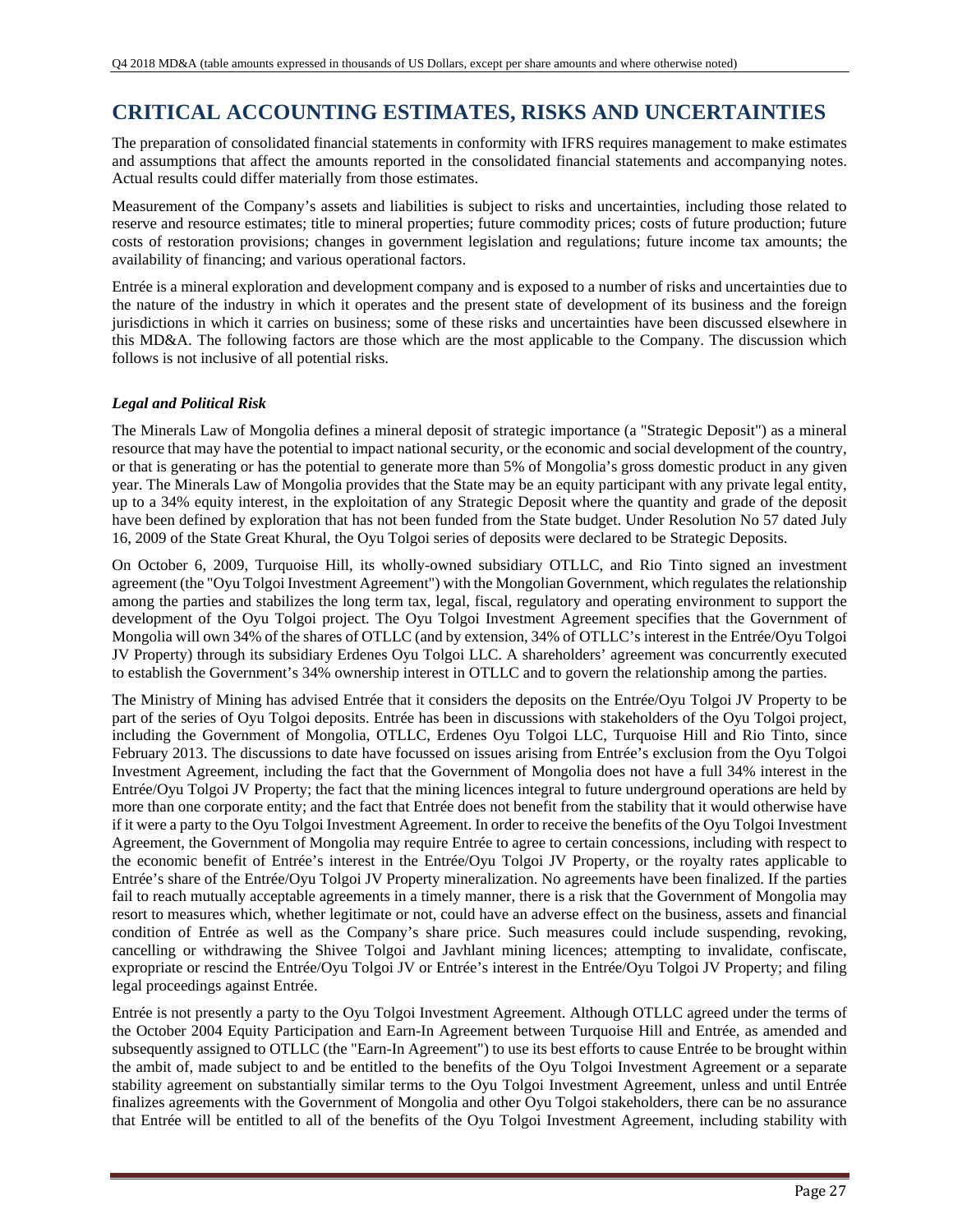# CRITICAL ACCOUNTING ESTIMATES, RISKS AND UNCERTAINTIES

The preparation of consolidated financial statements in conformity with IFRS requires management to make estimates and assumptions that affect the amounts reported in the consolidated financial statements and accompanying notes. Actual results could differ materially from those estimates.

Measurement of the Company's assets and liabilities is subject to risks and uncertainties, including those related to reserve and resource estimates; title to mineral properties; future commodity prices; costs of future production; future costs of restoration provisions; changes in government legislation and regulations; future income tax amounts; the availability of financing; and various operational factors.

Entrée is a mineral exploration and development company and is exposed to a number of risks and uncertainties due to the nature of the industry in which it operates and the present state of development of its business and the foreign jurisdictions in which it carries on business; some of these risks and uncertainties have been discussed elsewhere in this MD&A. The following factors are those which are the most applicable to the Company. The discussion which follows is not inclusive of all potential risks.

### *Legal and Political Risk*

The Minerals Law of Mongolia defines a mineral deposit of strategic importance (a "Strategic Deposit") as a mineral resource that may have the potential to impact national security, or the economic and social development of the country, or that is generating or has the potential to generate more than 5% of Mongolia's gross domestic product in any given year. The Minerals Law of Mongolia provides that the State may be an equity participant with any private legal entity, up to a 34% equity interest, in the exploitation of any Strategic Deposit where the quantity and grade of the deposit have been defined by exploration that has not been funded from the State budget. Under Resolution No 57 dated July 16, 2009 of the State Great Khural, the Oyu Tolgoi series of deposits were declared to be Strategic Deposits.

On October 6, 2009, Turquoise Hill, its wholly-owned subsidiary OTLLC, and Rio Tinto signed an investment agreement (the "Oyu Tolgoi Investment Agreement") with the Mongolian Government, which regulates the relationship among the parties and stabilizes the long term tax, legal, fiscal, regulatory and operating environment to support the development of the Oyu Tolgoi project. The Oyu Tolgoi Investment Agreement specifies that the Government of Mongolia will own 34% of the shares of OTLLC (and by extension, 34% of OTLLC's interest in the Entrée/Oyu Tolgoi JV Property) through its subsidiary Erdenes Oyu Tolgoi LLC. A shareholders' agreement was concurrently executed to establish the Government's 34% ownership interest in OTLLC and to govern the relationship among the parties.

The Ministry of Mining has advised Entrée that it considers the deposits on the Entrée/Oyu Tolgoi JV Property to be part of the series of Oyu Tolgoi deposits. Entrée has been in discussions with stakeholders of the Oyu Tolgoi project, including the Government of Mongolia, OTLLC, Erdenes Oyu Tolgoi LLC, Turquoise Hill and Rio Tinto, since February 2013. The discussions to date have focussed on issues arising from Entrée's exclusion from the Oyu Tolgoi Investment Agreement, including the fact that the Government of Mongolia does not have a full 34% interest in the Entrée/Oyu Tolgoi JV Property; the fact that the mining licences integral to future underground operations are held by more than one corporate entity; and the fact that Entrée does not benefit from the stability that it would otherwise have if it were a party to the Oyu Tolgoi Investment Agreement. In order to receive the benefits of the Oyu Tolgoi Investment Agreement, the Government of Mongolia may require Entrée to agree to certain concessions, including with respect to the economic benefit of Entrée's interest in the Entrée/Oyu Tolgoi JV Property, or the royalty rates applicable to Entrée's share of the Entrée/Oyu Tolgoi JV Property mineralization. No agreements have been finalized. If the parties fail to reach mutually acceptable agreements in a timely manner, there is a risk that the Government of Mongolia may resort to measures which, whether legitimate or not, could have an adverse effect on the business, assets and financial condition of Entrée as well as the Company's share price. Such measures could include suspending, revoking, cancelling or withdrawing the Shivee Tolgoi and Javhlant mining licences; attempting to invalidate, confiscate, expropriate or rescind the Entrée/Oyu Tolgoi JV or Entrée's interest in the Entrée/Oyu Tolgoi JV Property; and filing legal proceedings against Entrée.

Entrée is not presently a party to the Oyu Tolgoi Investment Agreement. Although OTLLC agreed under the terms of the October 2004 Equity Participation and Earn-In Agreement between Turquoise Hill and Entrée, as amended and subsequently assigned to OTLLC (the "Earn-In Agreement") to use its best efforts to cause Entrée to be brought within the ambit of, made subject to and be entitled to the benefits of the Oyu Tolgoi Investment Agreement or a separate stability agreement on substantially similar terms to the Oyu Tolgoi Investment Agreement, unless and until Entrée finalizes agreements with the Government of Mongolia and other Oyu Tolgoi stakeholders, there can be no assurance that Entrée will be entitled to all of the benefits of the Oyu Tolgoi Investment Agreement, including stability with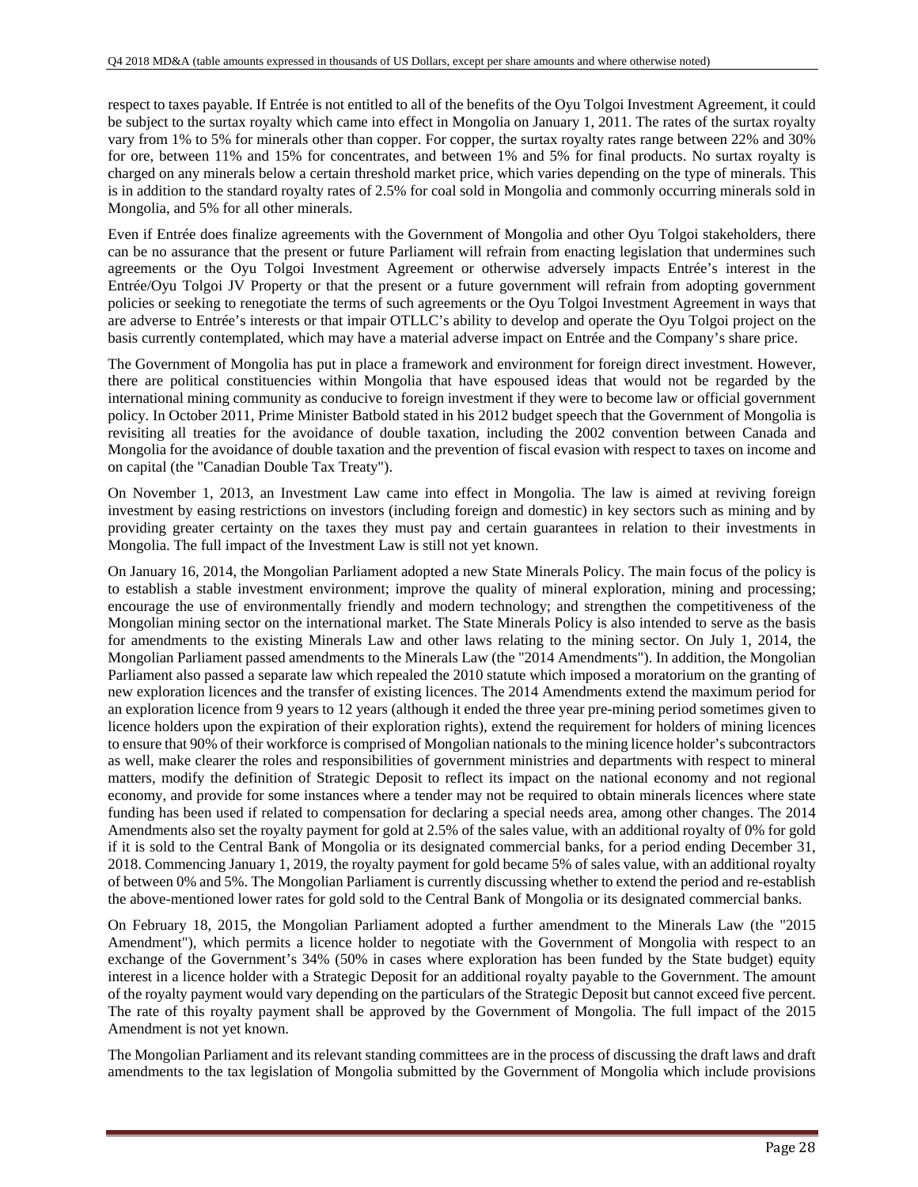respect to taxes payable. If Entrée is not entitled to all of the benefits of the Oyu Tolgoi Investment Agreement, it could be subject to the surtax royalty which came into effect in Mongolia on January 1, 2011. The rates of the surtax royalty vary from 1% to 5% for minerals other than copper. For copper, the surtax royalty rates range between 22% and 30% for ore, between 11% and 15% for concentrates, and between 1% and 5% for final products. No surtax royalty is charged on any minerals below a certain threshold market price, which varies depending on the type of minerals. This is in addition to the standard royalty rates of 2.5% for coal sold in Mongolia and commonly occurring minerals sold in Mongolia, and 5% for all other minerals.

Even if Entrée does finalize agreements with the Government of Mongolia and other Oyu Tolgoi stakeholders, there can be no assurance that the present or future Parliament will refrain from enacting legislation that undermines such agreements or the Oyu Tolgoi Investment Agreement or otherwise adversely impacts Entrée's interest in the Entrée/Oyu Tolgoi JV Property or that the present or a future government will refrain from adopting government policies or seeking to renegotiate the terms of such agreements or the Oyu Tolgoi Investment Agreement in ways that are adverse to Entrée's interests or that impair OTLLC's ability to develop and operate the Oyu Tolgoi project on the basis currently contemplated, which may have a material adverse impact on Entrée and the Company's share price.

The Government of Mongolia has put in place a framework and environment for foreign direct investment. However, there are political constituencies within Mongolia that have espoused ideas that would not be regarded by the international mining community as conducive to foreign investment if they were to become law or official government policy. In October 2011, Prime Minister Batbold stated in his 2012 budget speech that the Government of Mongolia is revisiting all treaties for the avoidance of double taxation, including the 2002 convention between Canada and Mongolia for the avoidance of double taxation and the prevention of fiscal evasion with respect to taxes on income and on capital (the "Canadian Double Tax Treaty").

On November 1, 2013, an Investment Law came into effect in Mongolia. The law is aimed at reviving foreign investment by easing restrictions on investors (including foreign and domestic) in key sectors such as mining and by providing greater certainty on the taxes they must pay and certain guarantees in relation to their investments in Mongolia. The full impact of the Investment Law is still not yet known.

On January 16, 2014, the Mongolian Parliament adopted a new State Minerals Policy. The main focus of the policy is to establish a stable investment environment; improve the quality of mineral exploration, mining and processing; encourage the use of environmentally friendly and modern technology; and strengthen the competitiveness of the Mongolian mining sector on the international market. The State Minerals Policy is also intended to serve as the basis for amendments to the existing Minerals Law and other laws relating to the mining sector. On July 1, 2014, the Mongolian Parliament passed amendments to the Minerals Law (the "2014 Amendments"). In addition, the Mongolian Parliament also passed a separate law which repealed the 2010 statute which imposed a moratorium on the granting of new exploration licences and the transfer of existing licences. The 2014 Amendments extend the maximum period for an exploration licence from 9 years to 12 years (although it ended the three year pre-mining period sometimes given to licence holders upon the expiration of their exploration rights), extend the requirement for holders of mining licences to ensure that 90% of their workforce is comprised of Mongolian nationals to the mining licence holder's subcontractors as well, make clearer the roles and responsibilities of government ministries and departments with respect to mineral matters, modify the definition of Strategic Deposit to reflect its impact on the national economy and not regional economy, and provide for some instances where a tender may not be required to obtain minerals licences where state funding has been used if related to compensation for declaring a special needs area, among other changes. The 2014 Amendments also set the royalty payment for gold at 2.5% of the sales value, with an additional royalty of 0% for gold if it is sold to the Central Bank of Mongolia or its designated commercial banks, for a period ending December 31, 2018. Commencing January 1, 2019, the royalty payment for gold became 5% of sales value, with an additional royalty of between 0% and 5%. The Mongolian Parliament is currently discussing whether to extend the period and re-establish the above-mentioned lower rates for gold sold to the Central Bank of Mongolia or its designated commercial banks.

On February 18, 2015, the Mongolian Parliament adopted a further amendment to the Minerals Law (the "2015 Amendment"), which permits a licence holder to negotiate with the Government of Mongolia with respect to an exchange of the Government's 34% (50% in cases where exploration has been funded by the State budget) equity interest in a licence holder with a Strategic Deposit for an additional royalty payable to the Government. The amount of the royalty payment would vary depending on the particulars of the Strategic Deposit but cannot exceed five percent. The rate of this royalty payment shall be approved by the Government of Mongolia. The full impact of the 2015 Amendment is not yet known.

The Mongolian Parliament and its relevant standing committees are in the process of discussing the draft laws and draft amendments to the tax legislation of Mongolia submitted by the Government of Mongolia which include provisions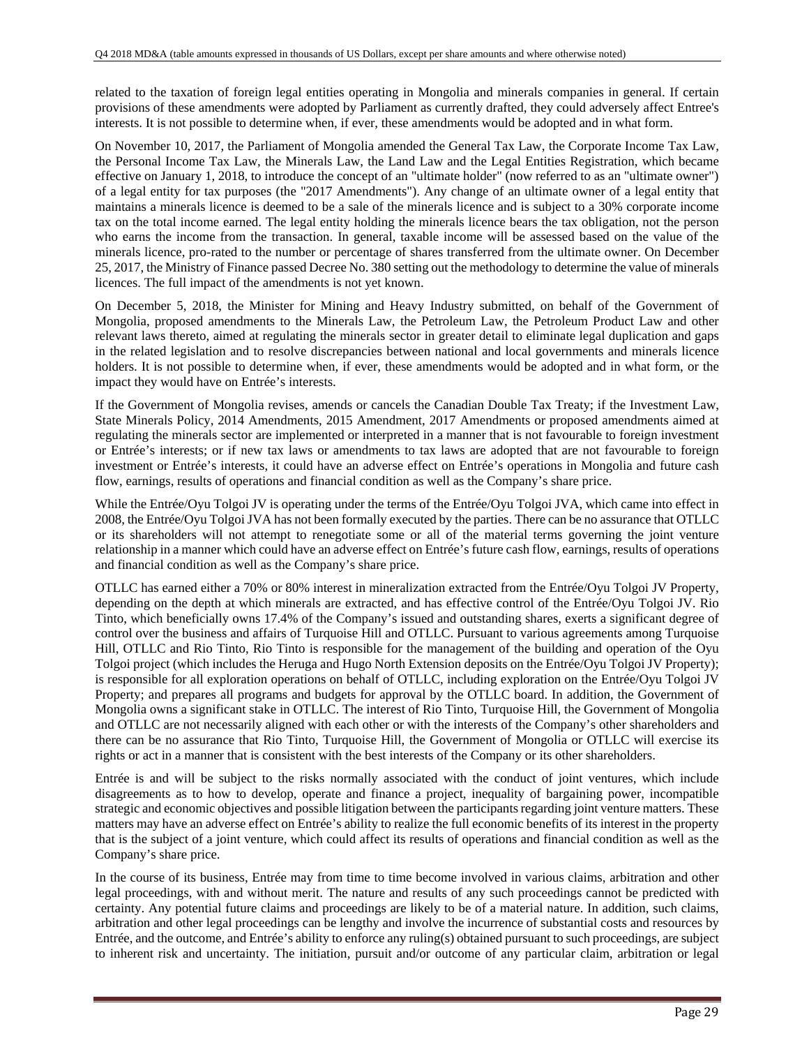related to the taxation of foreign legal entities operating in Mongolia and minerals companies in general. If certain provisions of these amendments were adopted by Parliament as currently drafted, they could adversely affect Entree's interests. It is not possible to determine when, if ever, these amendments would be adopted and in what form.

On November 10, 2017, the Parliament of Mongolia amended the General Tax Law, the Corporate Income Tax Law, the Personal Income Tax Law, the Minerals Law, the Land Law and the Legal Entities Registration, which became effective on January 1, 2018, to introduce the concept of an "ultimate holder" (now referred to as an "ultimate owner") of a legal entity for tax purposes (the "2017 Amendments"). Any change of an ultimate owner of a legal entity that maintains a minerals licence is deemed to be a sale of the minerals licence and is subject to a 30% corporate income tax on the total income earned. The legal entity holding the minerals licence bears the tax obligation, not the person who earns the income from the transaction. In general, taxable income will be assessed based on the value of the minerals licence, pro-rated to the number or percentage of shares transferred from the ultimate owner. On December 25, 2017, the Ministry of Finance passed Decree No. 380 setting out the methodology to determine the value of minerals licences. The full impact of the amendments is not yet known.

On December 5, 2018, the Minister for Mining and Heavy Industry submitted, on behalf of the Government of Mongolia, proposed amendments to the Minerals Law, the Petroleum Law, the Petroleum Product Law and other relevant laws thereto, aimed at regulating the minerals sector in greater detail to eliminate legal duplication and gaps in the related legislation and to resolve discrepancies between national and local governments and minerals licence holders. It is not possible to determine when, if ever, these amendments would be adopted and in what form, or the impact they would have on Entrée's interests.

If the Government of Mongolia revises, amends or cancels the Canadian Double Tax Treaty; if the Investment Law, State Minerals Policy, 2014 Amendments, 2015 Amendment, 2017 Amendments or proposed amendments aimed at regulating the minerals sector are implemented or interpreted in a manner that is not favourable to foreign investment or Entrée's interests; or if new tax laws or amendments to tax laws are adopted that are not favourable to foreign investment or Entrée's interests, it could have an adverse effect on Entrée's operations in Mongolia and future cash flow, earnings, results of operations and financial condition as well as the Company's share price.

While the Entrée/Oyu Tolgoi JV is operating under the terms of the Entrée/Oyu Tolgoi JVA, which came into effect in 2008, the Entrée/Oyu Tolgoi JVA has not been formally executed by the parties. There can be no assurance that OTLLC or its shareholders will not attempt to renegotiate some or all of the material terms governing the joint venture relationship in a manner which could have an adverse effect on Entrée's future cash flow, earnings, results of operations and financial condition as well as the Company's share price.

OTLLC has earned either a 70% or 80% interest in mineralization extracted from the Entrée/Oyu Tolgoi JV Property, depending on the depth at which minerals are extracted, and has effective control of the Entrée/Oyu Tolgoi JV. Rio Tinto, which beneficially owns 17.4% of the Company's issued and outstanding shares, exerts a significant degree of control over the business and affairs of Turquoise Hill and OTLLC. Pursuant to various agreements among Turquoise Hill, OTLLC and Rio Tinto, Rio Tinto is responsible for the management of the building and operation of the Oyu Tolgoi project (which includes the Heruga and Hugo North Extension deposits on the Entrée/Oyu Tolgoi JV Property); is responsible for all exploration operations on behalf of OTLLC, including exploration on the Entrée/Oyu Tolgoi JV Property; and prepares all programs and budgets for approval by the OTLLC board. In addition, the Government of Mongolia owns a significant stake in OTLLC. The interest of Rio Tinto, Turquoise Hill, the Government of Mongolia and OTLLC are not necessarily aligned with each other or with the interests of the Company's other shareholders and there can be no assurance that Rio Tinto, Turquoise Hill, the Government of Mongolia or OTLLC will exercise its rights or act in a manner that is consistent with the best interests of the Company or its other shareholders.

Entrée is and will be subject to the risks normally associated with the conduct of joint ventures, which include disagreements as to how to develop, operate and finance a project, inequality of bargaining power, incompatible strategic and economic objectives and possible litigation between the participants regarding joint venture matters. These matters may have an adverse effect on Entrée's ability to realize the full economic benefits of its interest in the property that is the subject of a joint venture, which could affect its results of operations and financial condition as well as the Company's share price.

In the course of its business, Entrée may from time to time become involved in various claims, arbitration and other legal proceedings, with and without merit. The nature and results of any such proceedings cannot be predicted with certainty. Any potential future claims and proceedings are likely to be of a material nature. In addition, such claims, arbitration and other legal proceedings can be lengthy and involve the incurrence of substantial costs and resources by Entrée, and the outcome, and Entrée's ability to enforce any ruling(s) obtained pursuant to such proceedings, are subject to inherent risk and uncertainty. The initiation, pursuit and/or outcome of any particular claim, arbitration or legal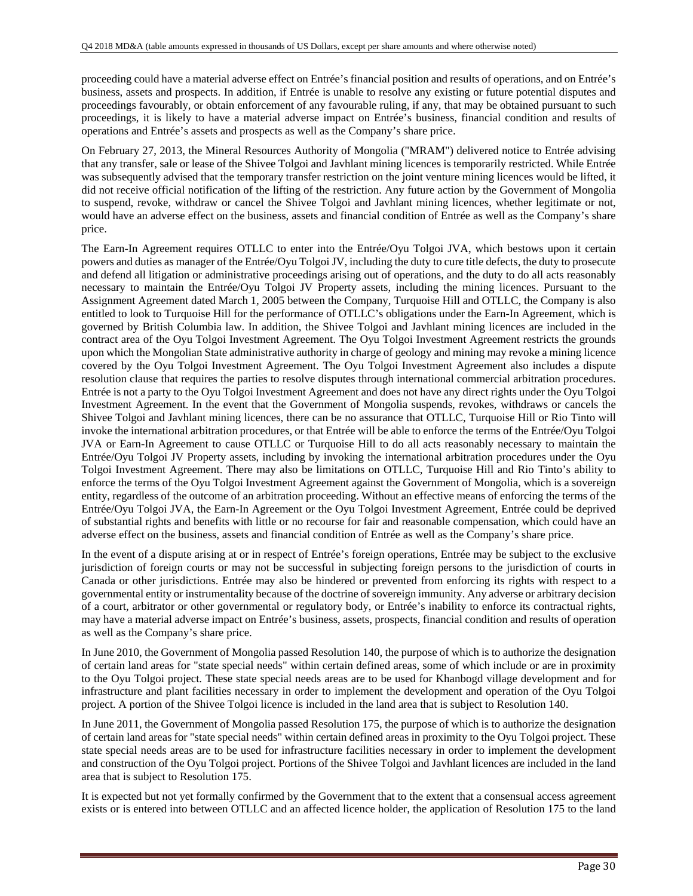proceeding could have a material adverse effect on Entrée's financial position and results of operations, and on Entrée's business, assets and prospects. In addition, if Entrée is unable to resolve any existing or future potential disputes and proceedings favourably, or obtain enforcement of any favourable ruling, if any, that may be obtained pursuant to such proceedings, it is likely to have a material adverse impact on Entrée's business, financial condition and results of operations and Entrée's assets and prospects as well as the Company's share price.

On February 27, 2013, the Mineral Resources Authority of Mongolia ("MRAM") delivered notice to Entrée advising that any transfer, sale or lease of the Shivee Tolgoi and Javhlant mining licences is temporarily restricted. While Entrée was subsequently advised that the temporary transfer restriction on the joint venture mining licences would be lifted, it did not receive official notification of the lifting of the restriction. Any future action by the Government of Mongolia to suspend, revoke, withdraw or cancel the Shivee Tolgoi and Javhlant mining licences, whether legitimate or not, would have an adverse effect on the business, assets and financial condition of Entrée as well as the Company's share price.

The Earn-In Agreement requires OTLLC to enter into the Entrée/Oyu Tolgoi JVA, which bestows upon it certain powers and duties as manager of the Entrée/Oyu Tolgoi JV, including the duty to cure title defects, the duty to prosecute and defend all litigation or administrative proceedings arising out of operations, and the duty to do all acts reasonably necessary to maintain the Entrée/Oyu Tolgoi JV Property assets, including the mining licences. Pursuant to the Assignment Agreement dated March 1, 2005 between the Company, Turquoise Hill and OTLLC, the Company is also entitled to look to Turquoise Hill for the performance of OTLLC's obligations under the Earn-In Agreement, which is governed by British Columbia law. In addition, the Shivee Tolgoi and Javhlant mining licences are included in the contract area of the Oyu Tolgoi Investment Agreement. The Oyu Tolgoi Investment Agreement restricts the grounds upon which the Mongolian State administrative authority in charge of geology and mining may revoke a mining licence covered by the Oyu Tolgoi Investment Agreement. The Oyu Tolgoi Investment Agreement also includes a dispute resolution clause that requires the parties to resolve disputes through international commercial arbitration procedures. Entrée is not a party to the Oyu Tolgoi Investment Agreement and does not have any direct rights under the Oyu Tolgoi Investment Agreement. In the event that the Government of Mongolia suspends, revokes, withdraws or cancels the Shivee Tolgoi and Javhlant mining licences, there can be no assurance that OTLLC, Turquoise Hill or Rio Tinto will invoke the international arbitration procedures, or that Entrée will be able to enforce the terms of the Entrée/Oyu Tolgoi JVA or Earn-In Agreement to cause OTLLC or Turquoise Hill to do all acts reasonably necessary to maintain the Entrée/Oyu Tolgoi JV Property assets, including by invoking the international arbitration procedures under the Oyu Tolgoi Investment Agreement. There may also be limitations on OTLLC, Turquoise Hill and Rio Tinto's ability to enforce the terms of the Oyu Tolgoi Investment Agreement against the Government of Mongolia, which is a sovereign entity, regardless of the outcome of an arbitration proceeding. Without an effective means of enforcing the terms of the Entrée/Oyu Tolgoi JVA, the Earn-In Agreement or the Oyu Tolgoi Investment Agreement, Entrée could be deprived of substantial rights and benefits with little or no recourse for fair and reasonable compensation, which could have an adverse effect on the business, assets and financial condition of Entrée as well as the Company's share price.

In the event of a dispute arising at or in respect of Entrée's foreign operations, Entrée may be subject to the exclusive jurisdiction of foreign courts or may not be successful in subjecting foreign persons to the jurisdiction of courts in Canada or other jurisdictions. Entrée may also be hindered or prevented from enforcing its rights with respect to a governmental entity or instrumentality because of the doctrine of sovereign immunity. Any adverse or arbitrary decision of a court, arbitrator or other governmental or regulatory body, or Entrée's inability to enforce its contractual rights, may have a material adverse impact on Entrée's business, assets, prospects, financial condition and results of operation as well as the Company's share price.

In June 2010, the Government of Mongolia passed Resolution 140, the purpose of which is to authorize the designation of certain land areas for "state special needs" within certain defined areas, some of which include or are in proximity to the Oyu Tolgoi project. These state special needs areas are to be used for Khanbogd village development and for infrastructure and plant facilities necessary in order to implement the development and operation of the Oyu Tolgoi project. A portion of the Shivee Tolgoi licence is included in the land area that is subject to Resolution 140.

In June 2011, the Government of Mongolia passed Resolution 175, the purpose of which is to authorize the designation of certain land areas for "state special needs" within certain defined areas in proximity to the Oyu Tolgoi project. These state special needs areas are to be used for infrastructure facilities necessary in order to implement the development and construction of the Oyu Tolgoi project. Portions of the Shivee Tolgoi and Javhlant licences are included in the land area that is subject to Resolution 175.

It is expected but not yet formally confirmed by the Government that to the extent that a consensual access agreement exists or is entered into between OTLLC and an affected licence holder, the application of Resolution 175 to the land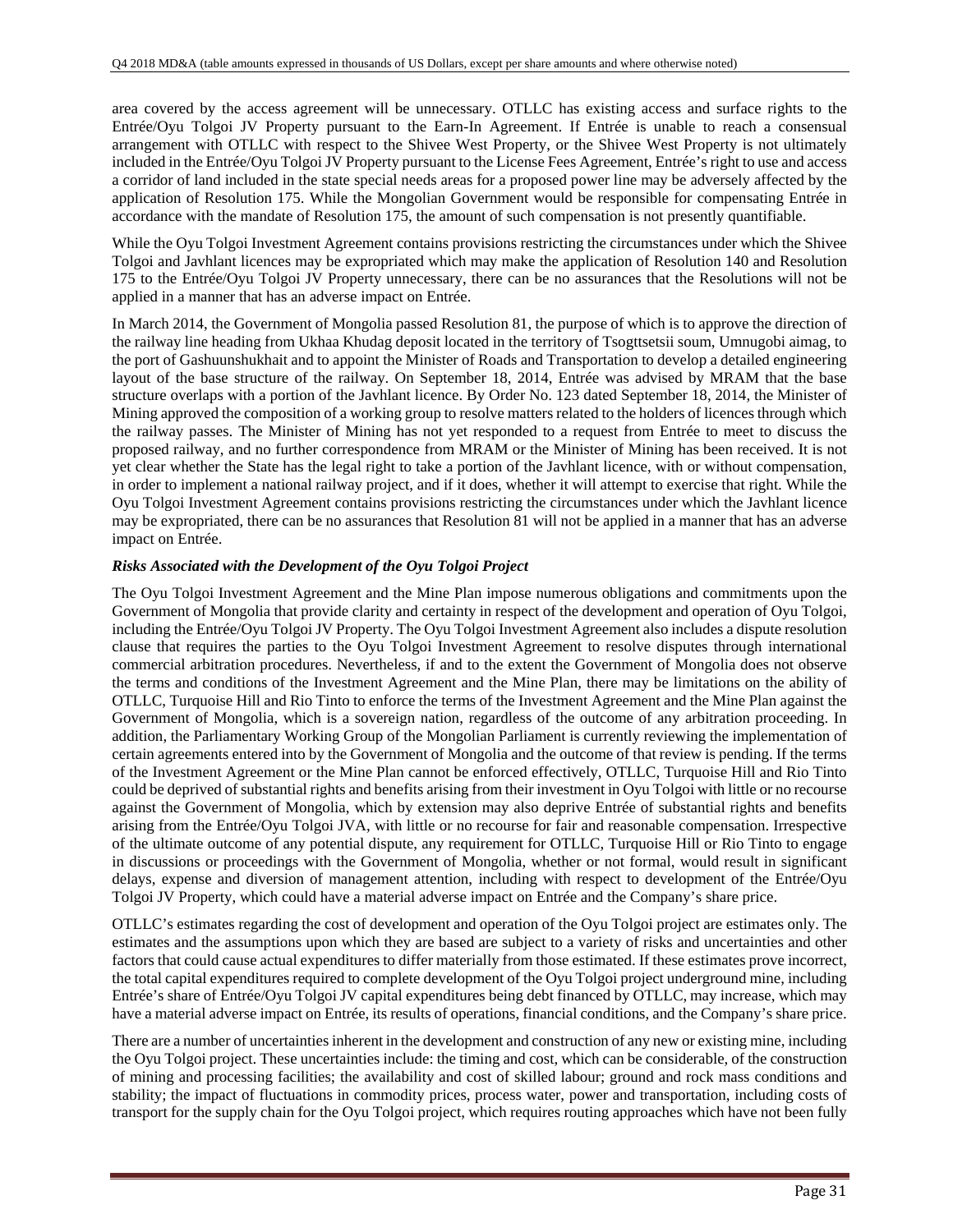area covered by the access agreement will be unnecessary. OTLLC has existing access and surface rights to the Entrée/Oyu Tolgoi JV Property pursuant to the Earn-In Agreement. If Entrée is unable to reach a consensual arrangement with OTLLC with respect to the Shivee West Property, or the Shivee West Property is not ultimately included in the Entrée/Oyu Tolgoi JV Property pursuant to the License Fees Agreement, Entrée's right to use and access a corridor of land included in the state special needs areas for a proposed power line may be adversely affected by the application of Resolution 175. While the Mongolian Government would be responsible for compensating Entrée in accordance with the mandate of Resolution 175, the amount of such compensation is not presently quantifiable.

While the Oyu Tolgoi Investment Agreement contains provisions restricting the circumstances under which the Shivee Tolgoi and Javhlant licences may be expropriated which may make the application of Resolution 140 and Resolution 175 to the Entrée/Oyu Tolgoi JV Property unnecessary, there can be no assurances that the Resolutions will not be applied in a manner that has an adverse impact on Entrée.

In March 2014, the Government of Mongolia passed Resolution 81, the purpose of which is to approve the direction of the railway line heading from Ukhaa Khudag deposit located in the territory of Tsogttsetsii soum, Umnugobi aimag, to the port of Gashuunshukhait and to appoint the Minister of Roads and Transportation to develop a detailed engineering layout of the base structure of the railway. On September 18, 2014, Entrée was advised by MRAM that the base structure overlaps with a portion of the Javhlant licence. By Order No. 123 dated September 18, 2014, the Minister of Mining approved the composition of a working group to resolve matters related to the holders of licences through which the railway passes. The Minister of Mining has not yet responded to a request from Entrée to meet to discuss the proposed railway, and no further correspondence from MRAM or the Minister of Mining has been received. It is not yet clear whether the State has the legal right to take a portion of the Javhlant licence, with or without compensation, in order to implement a national railway project, and if it does, whether it will attempt to exercise that right. While the Oyu Tolgoi Investment Agreement contains provisions restricting the circumstances under which the Javhlant licence may be expropriated, there can be no assurances that Resolution 81 will not be applied in a manner that has an adverse impact on Entrée.

***Risks Associated with the Development of the Oyu Tolgoi Project***

The Oyu Tolgoi Investment Agreement and the Mine Plan impose numerous obligations and commitments upon the Government of Mongolia that provide clarity and certainty in respect of the development and operation of Oyu Tolgoi, including the Entrée/Oyu Tolgoi JV Property. The Oyu Tolgoi Investment Agreement also includes a dispute resolution clause that requires the parties to the Oyu Tolgoi Investment Agreement to resolve disputes through international commercial arbitration procedures. Nevertheless, if and to the extent the Government of Mongolia does not observe the terms and conditions of the Investment Agreement and the Mine Plan, there may be limitations on the ability of OTLLC, Turquoise Hill and Rio Tinto to enforce the terms of the Investment Agreement and the Mine Plan against the Government of Mongolia, which is a sovereign nation, regardless of the outcome of any arbitration proceeding. In addition, the Parliamentary Working Group of the Mongolian Parliament is currently reviewing the implementation of certain agreements entered into by the Government of Mongolia and the outcome of that review is pending. If the terms of the Investment Agreement or the Mine Plan cannot be enforced effectively, OTLLC, Turquoise Hill and Rio Tinto could be deprived of substantial rights and benefits arising from their investment in Oyu Tolgoi with little or no recourse against the Government of Mongolia, which by extension may also deprive Entrée of substantial rights and benefits arising from the Entrée/Oyu Tolgoi JVA, with little or no recourse for fair and reasonable compensation. Irrespective of the ultimate outcome of any potential dispute, any requirement for OTLLC, Turquoise Hill or Rio Tinto to engage in discussions or proceedings with the Government of Mongolia, whether or not formal, would result in significant delays, expense and diversion of management attention, including with respect to development of the Entrée/Oyu Tolgoi JV Property, which could have a material adverse impact on Entrée and the Company's share price.

OTLLC's estimates regarding the cost of development and operation of the Oyu Tolgoi project are estimates only. The estimates and the assumptions upon which they are based are subject to a variety of risks and uncertainties and other factors that could cause actual expenditures to differ materially from those estimated. If these estimates prove incorrect, the total capital expenditures required to complete development of the Oyu Tolgoi project underground mine, including Entrée's share of Entrée/Oyu Tolgoi JV capital expenditures being debt financed by OTLLC, may increase, which may have a material adverse impact on Entrée, its results of operations, financial conditions, and the Company's share price.

There are a number of uncertainties inherent in the development and construction of any new or existing mine, including the Oyu Tolgoi project. These uncertainties include: the timing and cost, which can be considerable, of the construction of mining and processing facilities; the availability and cost of skilled labour; ground and rock mass conditions and stability; the impact of fluctuations in commodity prices, process water, power and transportation, including costs of transport for the supply chain for the Oyu Tolgoi project, which requires routing approaches which have not been fully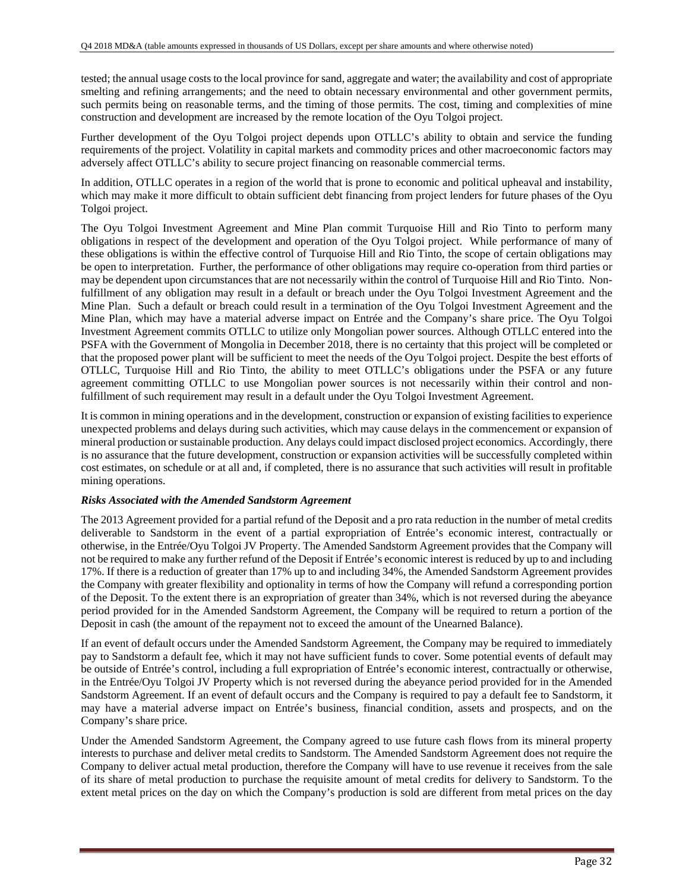tested; the annual usage costs to the local province for sand, aggregate and water; the availability and cost of appropriate smelting and refining arrangements; and the need to obtain necessary environmental and other government permits, such permits being on reasonable terms, and the timing of those permits. The cost, timing and complexities of mine construction and development are increased by the remote location of the Oyu Tolgoi project.

Further development of the Oyu Tolgoi project depends upon OTLLC's ability to obtain and service the funding requirements of the project. Volatility in capital markets and commodity prices and other macroeconomic factors may adversely affect OTLLC's ability to secure project financing on reasonable commercial terms.

In addition, OTLLC operates in a region of the world that is prone to economic and political upheaval and instability, which may make it more difficult to obtain sufficient debt financing from project lenders for future phases of the Oyu Tolgoi project.

The Oyu Tolgoi Investment Agreement and Mine Plan commit Turquoise Hill and Rio Tinto to perform many obligations in respect of the development and operation of the Oyu Tolgoi project. While performance of many of these obligations is within the effective control of Turquoise Hill and Rio Tinto, the scope of certain obligations may be open to interpretation. Further, the performance of other obligations may require co-operation from third parties or may be dependent upon circumstances that are not necessarily within the control of Turquoise Hill and Rio Tinto. Non-fulfillment of any obligation may result in a default or breach under the Oyu Tolgoi Investment Agreement and the Mine Plan. Such a default or breach could result in a termination of the Oyu Tolgoi Investment Agreement and the Mine Plan, which may have a material adverse impact on Entrée and the Company's share price. The Oyu Tolgoi Investment Agreement commits OTLLC to utilize only Mongolian power sources. Although OTLLC entered into the PSFA with the Government of Mongolia in December 2018, there is no certainty that this project will be completed or that the proposed power plant will be sufficient to meet the needs of the Oyu Tolgoi project. Despite the best efforts of OTLLC, Turquoise Hill and Rio Tinto, the ability to meet OTLLC's obligations under the PSFA or any future agreement committing OTLLC to use Mongolian power sources is not necessarily within their control and non-fulfillment of such requirement may result in a default under the Oyu Tolgoi Investment Agreement.

It is common in mining operations and in the development, construction or expansion of existing facilities to experience unexpected problems and delays during such activities, which may cause delays in the commencement or expansion of mineral production or sustainable production. Any delays could impact disclosed project economics. Accordingly, there is no assurance that the future development, construction or expansion activities will be successfully completed within cost estimates, on schedule or at all and, if completed, there is no assurance that such activities will result in profitable mining operations.

***Risks Associated with the Amended Sandstorm Agreement***

The 2013 Agreement provided for a partial refund of the Deposit and a pro rata reduction in the number of metal credits deliverable to Sandstorm in the event of a partial expropriation of Entrée's economic interest, contractually or otherwise, in the Entrée/Oyu Tolgoi JV Property. The Amended Sandstorm Agreement provides that the Company will not be required to make any further refund of the Deposit if Entrée's economic interest is reduced by up to and including 17%. If there is a reduction of greater than 17% up to and including 34%, the Amended Sandstorm Agreement provides the Company with greater flexibility and optionality in terms of how the Company will refund a corresponding portion of the Deposit. To the extent there is an expropriation of greater than 34%, which is not reversed during the abeyance period provided for in the Amended Sandstorm Agreement, the Company will be required to return a portion of the Deposit in cash (the amount of the repayment not to exceed the amount of the Unearned Balance).

If an event of default occurs under the Amended Sandstorm Agreement, the Company may be required to immediately pay to Sandstorm a default fee, which it may not have sufficient funds to cover. Some potential events of default may be outside of Entrée's control, including a full expropriation of Entrée's economic interest, contractually or otherwise, in the Entrée/Oyu Tolgoi JV Property which is not reversed during the abeyance period provided for in the Amended Sandstorm Agreement. If an event of default occurs and the Company is required to pay a default fee to Sandstorm, it may have a material adverse impact on Entrée's business, financial condition, assets and prospects, and on the Company's share price.

Under the Amended Sandstorm Agreement, the Company agreed to use future cash flows from its mineral property interests to purchase and deliver metal credits to Sandstorm. The Amended Sandstorm Agreement does not require the Company to deliver actual metal production, therefore the Company will have to use revenue it receives from the sale of its share of metal production to purchase the requisite amount of metal credits for delivery to Sandstorm. To the extent metal prices on the day on which the Company's production is sold are different from metal prices on the day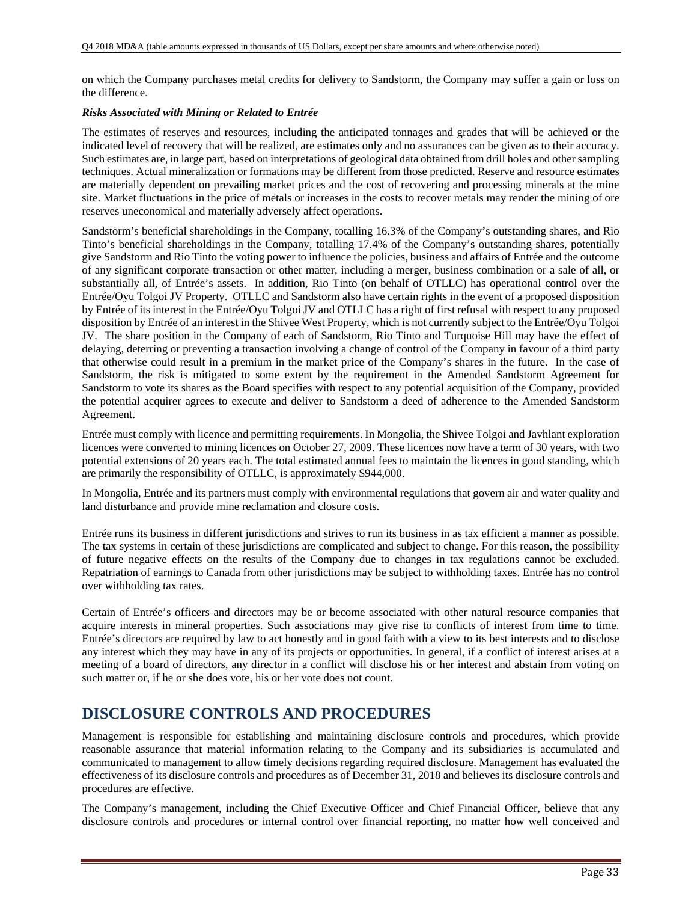on which the Company purchases metal credits for delivery to Sandstorm, the Company may suffer a gain or loss on the difference.

***Risks Associated with Mining or Related to Entrée***

The estimates of reserves and resources, including the anticipated tonnages and grades that will be achieved or the indicated level of recovery that will be realized, are estimates only and no assurances can be given as to their accuracy. Such estimates are, in large part, based on interpretations of geological data obtained from drill holes and other sampling techniques. Actual mineralization or formations may be different from those predicted. Reserve and resource estimates are materially dependent on prevailing market prices and the cost of recovering and processing minerals at the mine site. Market fluctuations in the price of metals or increases in the costs to recover metals may render the mining of ore reserves uneconomical and materially adversely affect operations.

Sandstorm's beneficial shareholdings in the Company, totalling 16.3% of the Company's outstanding shares, and Rio Tinto's beneficial shareholdings in the Company, totalling 17.4% of the Company's outstanding shares, potentially give Sandstorm and Rio Tinto the voting power to influence the policies, business and affairs of Entrée and the outcome of any significant corporate transaction or other matter, including a merger, business combination or a sale of all, or substantially all, of Entrée's assets. In addition, Rio Tinto (on behalf of OTLLC) has operational control over the Entrée/Oyu Tolgoi JV Property. OTLLC and Sandstorm also have certain rights in the event of a proposed disposition by Entrée of its interest in the Entrée/Oyu Tolgoi JV and OTLLC has a right of first refusal with respect to any proposed disposition by Entrée of an interest in the Shivee West Property, which is not currently subject to the Entrée/Oyu Tolgoi JV. The share position in the Company of each of Sandstorm, Rio Tinto and Turquoise Hill may have the effect of delaying, deterring or preventing a transaction involving a change of control of the Company in favour of a third party that otherwise could result in a premium in the market price of the Company's shares in the future. In the case of Sandstorm, the risk is mitigated to some extent by the requirement in the Amended Sandstorm Agreement for Sandstorm to vote its shares as the Board specifies with respect to any potential acquisition of the Company, provided the potential acquirer agrees to execute and deliver to Sandstorm a deed of adherence to the Amended Sandstorm Agreement.

Entrée must comply with licence and permitting requirements. In Mongolia, the Shivee Tolgoi and Javhlant exploration licences were converted to mining licences on October 27, 2009. These licences now have a term of 30 years, with two potential extensions of 20 years each. The total estimated annual fees to maintain the licences in good standing, which are primarily the responsibility of OTLLC, is approximately $944,000.

In Mongolia, Entrée and its partners must comply with environmental regulations that govern air and water quality and land disturbance and provide mine reclamation and closure costs.

Entrée runs its business in different jurisdictions and strives to run its business in as tax efficient a manner as possible. The tax systems in certain of these jurisdictions are complicated and subject to change. For this reason, the possibility of future negative effects on the results of the Company due to changes in tax regulations cannot be excluded. Repatriation of earnings to Canada from other jurisdictions may be subject to withholding taxes. Entrée has no control over withholding tax rates.

Certain of Entrée's officers and directors may be or become associated with other natural resource companies that acquire interests in mineral properties. Such associations may give rise to conflicts of interest from time to time. Entrée's directors are required by law to act honestly and in good faith with a view to its best interests and to disclose any interest which they may have in any of its projects or opportunities. In general, if a conflict of interest arises at a meeting of a board of directors, any director in a conflict will disclose his or her interest and abstain from voting on such matter or, if he or she does vote, his or her vote does not count.

# DISCLOSURE CONTROLS AND PROCEDURES

Management is responsible for establishing and maintaining disclosure controls and procedures, which provide reasonable assurance that material information relating to the Company and its subsidiaries is accumulated and communicated to management to allow timely decisions regarding required disclosure. Management has evaluated the effectiveness of its disclosure controls and procedures as of December 31, 2018 and believes its disclosure controls and procedures are effective.

The Company's management, including the Chief Executive Officer and Chief Financial Officer, believe that any disclosure controls and procedures or internal control over financial reporting, no matter how well conceived and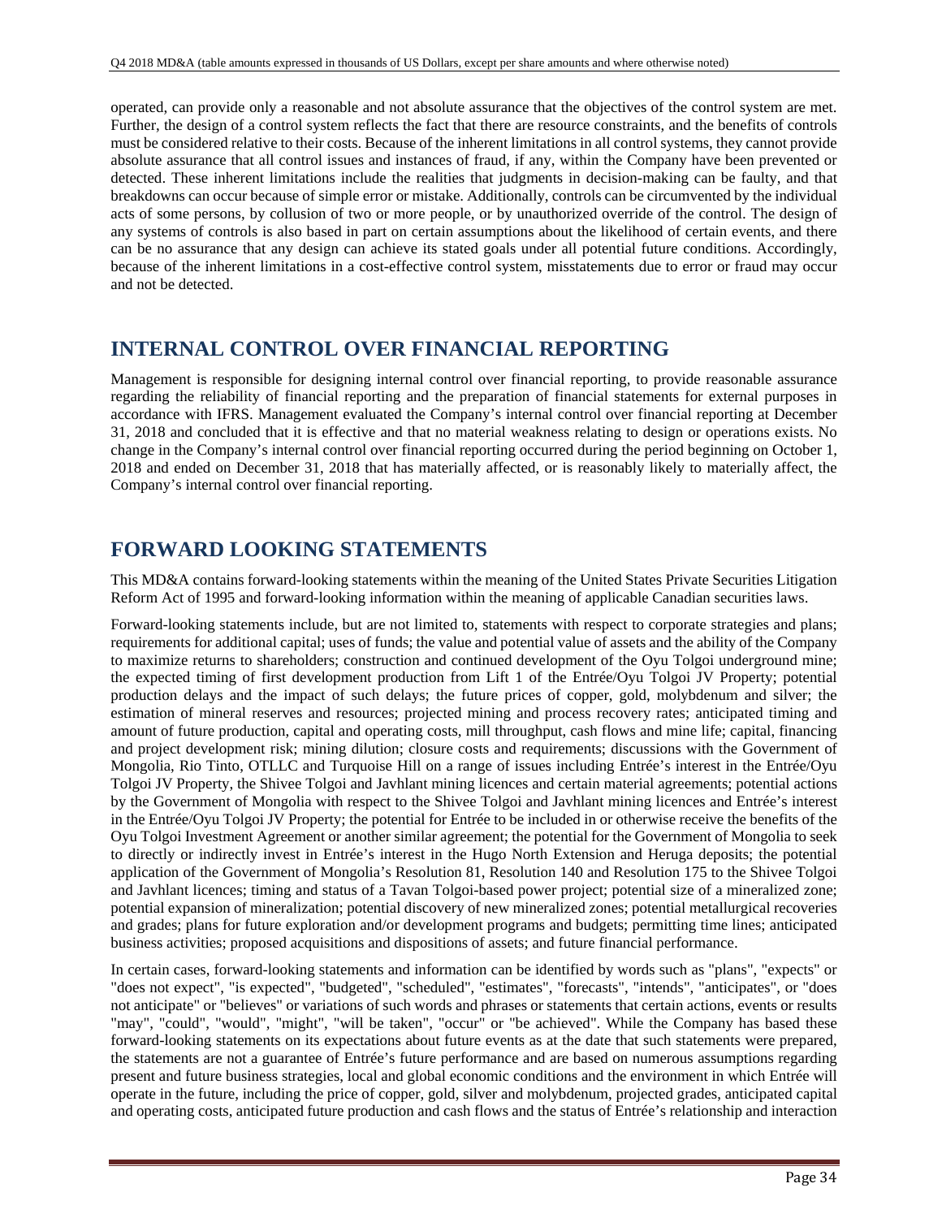operated, can provide only a reasonable and not absolute assurance that the objectives of the control system are met. Further, the design of a control system reflects the fact that there are resource constraints, and the benefits of controls must be considered relative to their costs. Because of the inherent limitations in all control systems, they cannot provide absolute assurance that all control issues and instances of fraud, if any, within the Company have been prevented or detected. These inherent limitations include the realities that judgments in decision-making can be faulty, and that breakdowns can occur because of simple error or mistake. Additionally, controls can be circumvented by the individual acts of some persons, by collusion of two or more people, or by unauthorized override of the control. The design of any systems of controls is also based in part on certain assumptions about the likelihood of certain events, and there can be no assurance that any design can achieve its stated goals under all potential future conditions. Accordingly, because of the inherent limitations in a cost-effective control system, misstatements due to error or fraud may occur and not be detected.

## INTERNAL CONTROL OVER FINANCIAL REPORTING

Management is responsible for designing internal control over financial reporting, to provide reasonable assurance regarding the reliability of financial reporting and the preparation of financial statements for external purposes in accordance with IFRS. Management evaluated the Company's internal control over financial reporting at December 31, 2018 and concluded that it is effective and that no material weakness relating to design or operations exists. No change in the Company's internal control over financial reporting occurred during the period beginning on October 1, 2018 and ended on December 31, 2018 that has materially affected, or is reasonably likely to materially affect, the Company's internal control over financial reporting.

## FORWARD LOOKING STATEMENTS

This MD&A contains forward-looking statements within the meaning of the United States Private Securities Litigation Reform Act of 1995 and forward-looking information within the meaning of applicable Canadian securities laws.

Forward-looking statements include, but are not limited to, statements with respect to corporate strategies and plans; requirements for additional capital; uses of funds; the value and potential value of assets and the ability of the Company to maximize returns to shareholders; construction and continued development of the Oyu Tolgoi underground mine; the expected timing of first development production from Lift 1 of the Entrée/Oyu Tolgoi JV Property; potential production delays and the impact of such delays; the future prices of copper, gold, molybdenum and silver; the estimation of mineral reserves and resources; projected mining and process recovery rates; anticipated timing and amount of future production, capital and operating costs, mill throughput, cash flows and mine life; capital, financing and project development risk; mining dilution; closure costs and requirements; discussions with the Government of Mongolia, Rio Tinto, OTLLC and Turquoise Hill on a range of issues including Entrée's interest in the Entrée/Oyu Tolgoi JV Property, the Shivee Tolgoi and Javhlant mining licences and certain material agreements; potential actions by the Government of Mongolia with respect to the Shivee Tolgoi and Javhlant mining licences and Entrée's interest in the Entrée/Oyu Tolgoi JV Property; the potential for Entrée to be included in or otherwise receive the benefits of the Oyu Tolgoi Investment Agreement or another similar agreement; the potential for the Government of Mongolia to seek to directly or indirectly invest in Entrée's interest in the Hugo North Extension and Heruga deposits; the potential application of the Government of Mongolia's Resolution 81, Resolution 140 and Resolution 175 to the Shivee Tolgoi and Javhlant licences; timing and status of a Tavan Tolgoi-based power project; potential size of a mineralized zone; potential expansion of mineralization; potential discovery of new mineralized zones; potential metallurgical recoveries and grades; plans for future exploration and/or development programs and budgets; permitting time lines; anticipated business activities; proposed acquisitions and dispositions of assets; and future financial performance.

In certain cases, forward-looking statements and information can be identified by words such as "plans", "expects" or "does not expect", "is expected", "budgeted", "scheduled", "estimates", "forecasts", "intends", "anticipates", or "does not anticipate" or "believes" or variations of such words and phrases or statements that certain actions, events or results "may", "could", "would", "might", "will be taken", "occur" or "be achieved". While the Company has based these forward-looking statements on its expectations about future events as at the date that such statements were prepared, the statements are not a guarantee of Entrée's future performance and are based on numerous assumptions regarding present and future business strategies, local and global economic conditions and the environment in which Entrée will operate in the future, including the price of copper, gold, silver and molybdenum, projected grades, anticipated capital and operating costs, anticipated future production and cash flows and the status of Entrée's relationship and interaction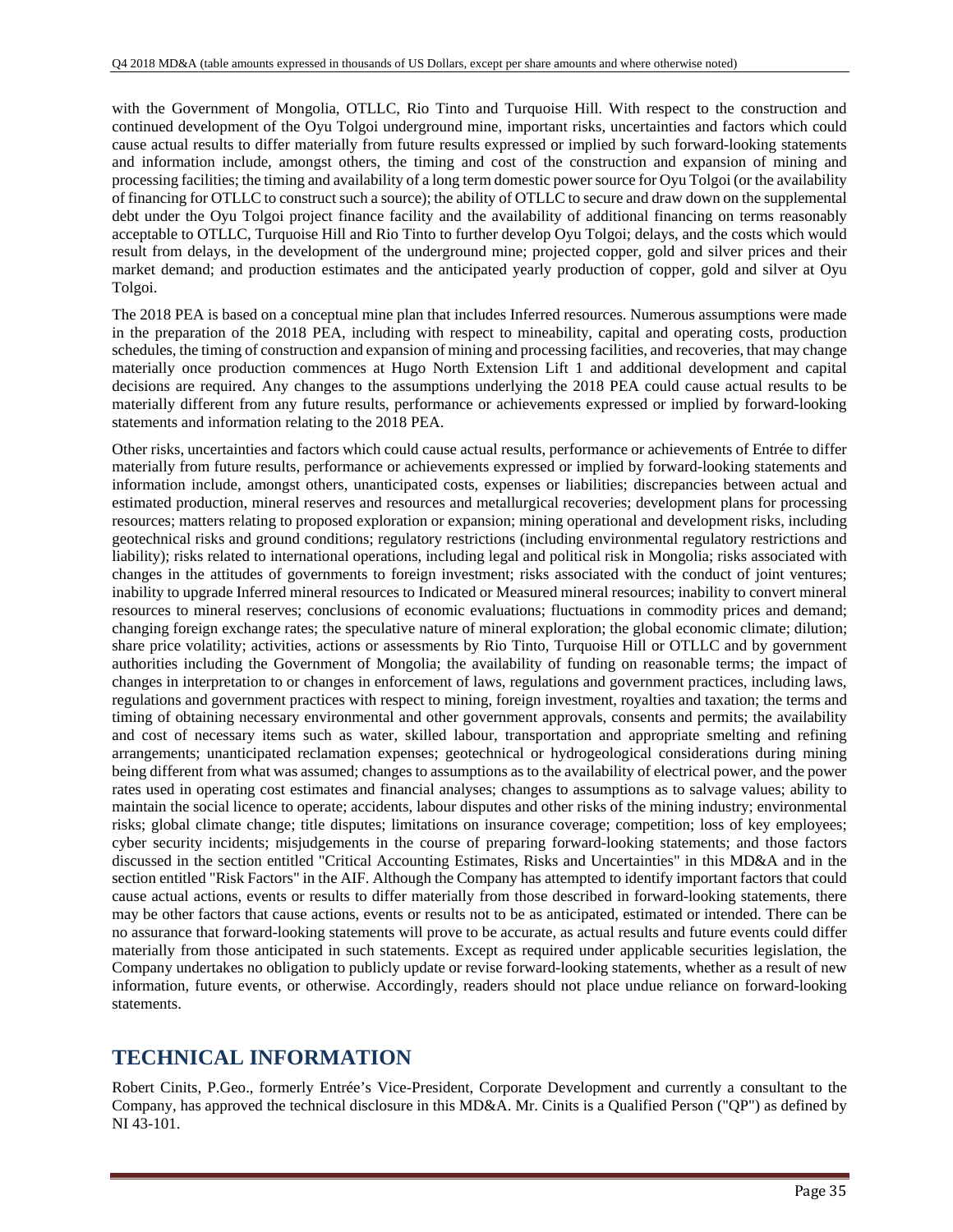with the Government of Mongolia, OTLLC, Rio Tinto and Turquoise Hill. With respect to the construction and continued development of the Oyu Tolgoi underground mine, important risks, uncertainties and factors which could cause actual results to differ materially from future results expressed or implied by such forward-looking statements and information include, amongst others, the timing and cost of the construction and expansion of mining and processing facilities; the timing and availability of a long term domestic power source for Oyu Tolgoi (or the availability of financing for OTLLC to construct such a source); the ability of OTLLC to secure and draw down on the supplemental debt under the Oyu Tolgoi project finance facility and the availability of additional financing on terms reasonably acceptable to OTLLC, Turquoise Hill and Rio Tinto to further develop Oyu Tolgoi; delays, and the costs which would result from delays, in the development of the underground mine; projected copper, gold and silver prices and their market demand; and production estimates and the anticipated yearly production of copper, gold and silver at Oyu Tolgoi.

The 2018 PEA is based on a conceptual mine plan that includes Inferred resources. Numerous assumptions were made in the preparation of the 2018 PEA, including with respect to mineability, capital and operating costs, production schedules, the timing of construction and expansion of mining and processing facilities, and recoveries, that may change materially once production commences at Hugo North Extension Lift 1 and additional development and capital decisions are required. Any changes to the assumptions underlying the 2018 PEA could cause actual results to be materially different from any future results, performance or achievements expressed or implied by forward-looking statements and information relating to the 2018 PEA.

Other risks, uncertainties and factors which could cause actual results, performance or achievements of Entrée to differ materially from future results, performance or achievements expressed or implied by forward-looking statements and information include, amongst others, unanticipated costs, expenses or liabilities; discrepancies between actual and estimated production, mineral reserves and resources and metallurgical recoveries; development plans for processing resources; matters relating to proposed exploration or expansion; mining operational and development risks, including geotechnical risks and ground conditions; regulatory restrictions (including environmental regulatory restrictions and liability); risks related to international operations, including legal and political risk in Mongolia; risks associated with changes in the attitudes of governments to foreign investment; risks associated with the conduct of joint ventures; inability to upgrade Inferred mineral resources to Indicated or Measured mineral resources; inability to convert mineral resources to mineral reserves; conclusions of economic evaluations; fluctuations in commodity prices and demand; changing foreign exchange rates; the speculative nature of mineral exploration; the global economic climate; dilution; share price volatility; activities, actions or assessments by Rio Tinto, Turquoise Hill or OTLLC and by government authorities including the Government of Mongolia; the availability of funding on reasonable terms; the impact of changes in interpretation to or changes in enforcement of laws, regulations and government practices, including laws, regulations and government practices with respect to mining, foreign investment, royalties and taxation; the terms and timing of obtaining necessary environmental and other government approvals, consents and permits; the availability and cost of necessary items such as water, skilled labour, transportation and appropriate smelting and refining arrangements; unanticipated reclamation expenses; geotechnical or hydrogeological considerations during mining being different from what was assumed; changes to assumptions as to the availability of electrical power, and the power rates used in operating cost estimates and financial analyses; changes to assumptions as to salvage values; ability to maintain the social licence to operate; accidents, labour disputes and other risks of the mining industry; environmental risks; global climate change; title disputes; limitations on insurance coverage; competition; loss of key employees; cyber security incidents; misjudgements in the course of preparing forward-looking statements; and those factors discussed in the section entitled "Critical Accounting Estimates, Risks and Uncertainties" in this MD&A and in the section entitled "Risk Factors" in the AIF. Although the Company has attempted to identify important factors that could cause actual actions, events or results to differ materially from those described in forward-looking statements, there may be other factors that cause actions, events or results not to be as anticipated, estimated or intended. There can be no assurance that forward-looking statements will prove to be accurate, as actual results and future events could differ materially from those anticipated in such statements. Except as required under applicable securities legislation, the Company undertakes no obligation to publicly update or revise forward-looking statements, whether as a result of new information, future events, or otherwise. Accordingly, readers should not place undue reliance on forward-looking statements.

# TECHNICAL INFORMATION

Robert Cinits, P.Geo., formerly Entrée's Vice-President, Corporate Development and currently a consultant to the Company, has approved the technical disclosure in this MD&A. Mr. Cinits is a Qualified Person ("QP") as defined by NI 43-101.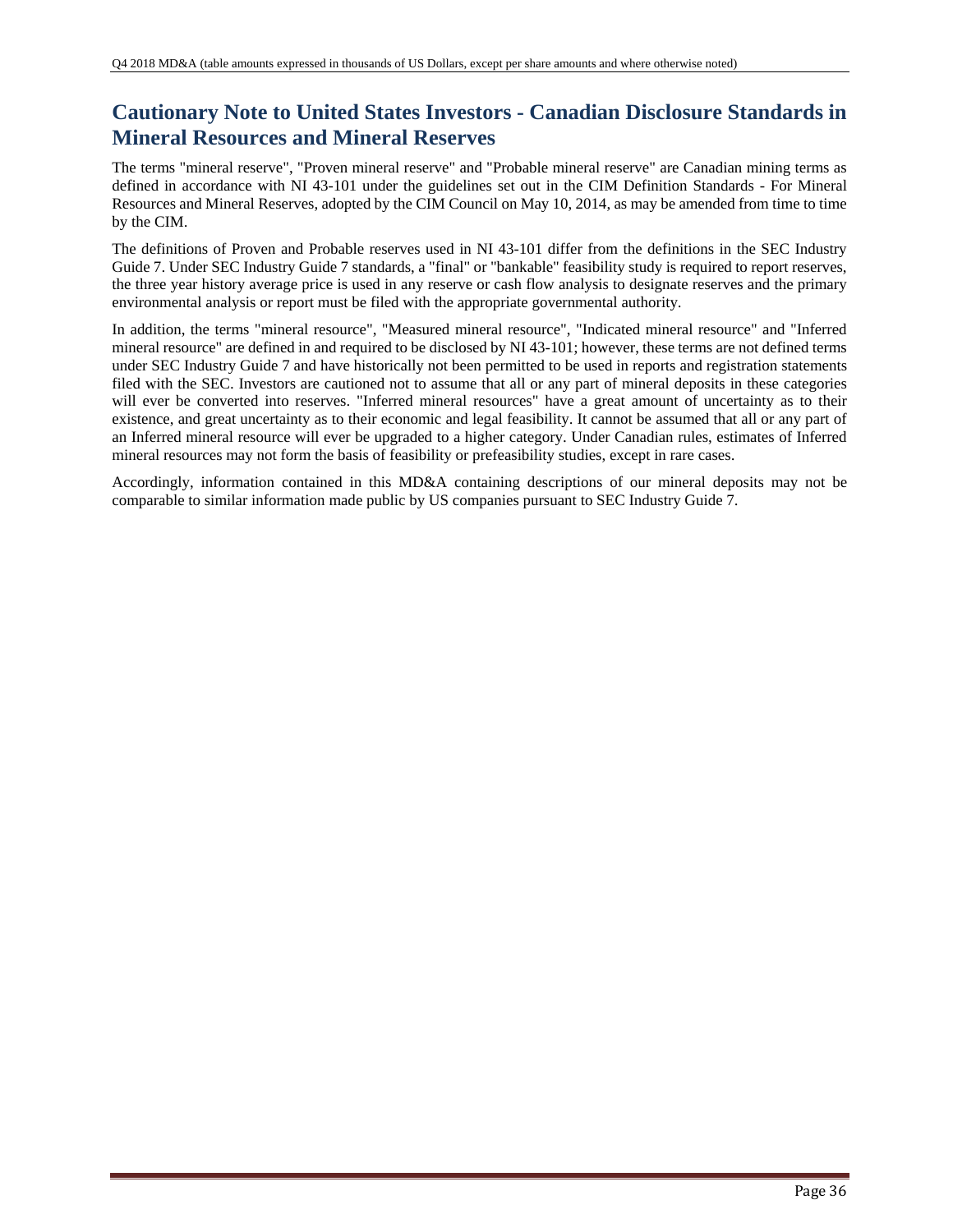## Cautionary Note to United States Investors - Canadian Disclosure Standards in Mineral Resources and Mineral Reserves

The terms "mineral reserve", "Proven mineral reserve" and "Probable mineral reserve" are Canadian mining terms as defined in accordance with NI 43-101 under the guidelines set out in the CIM Definition Standards - For Mineral Resources and Mineral Reserves, adopted by the CIM Council on May 10, 2014, as may be amended from time to time by the CIM.

The definitions of Proven and Probable reserves used in NI 43-101 differ from the definitions in the SEC Industry Guide 7. Under SEC Industry Guide 7 standards, a "final" or "bankable" feasibility study is required to report reserves, the three year history average price is used in any reserve or cash flow analysis to designate reserves and the primary environmental analysis or report must be filed with the appropriate governmental authority.

In addition, the terms "mineral resource", "Measured mineral resource", "Indicated mineral resource" and "Inferred mineral resource" are defined in and required to be disclosed by NI 43-101; however, these terms are not defined terms under SEC Industry Guide 7 and have historically not been permitted to be used in reports and registration statements filed with the SEC. Investors are cautioned not to assume that all or any part of mineral deposits in these categories will ever be converted into reserves. "Inferred mineral resources" have a great amount of uncertainty as to their existence, and great uncertainty as to their economic and legal feasibility. It cannot be assumed that all or any part of an Inferred mineral resource will ever be upgraded to a higher category. Under Canadian rules, estimates of Inferred mineral resources may not form the basis of feasibility or prefeasibility studies, except in rare cases.

Accordingly, information contained in this MD&A containing descriptions of our mineral deposits may not be comparable to similar information made public by US companies pursuant to SEC Industry Guide 7.